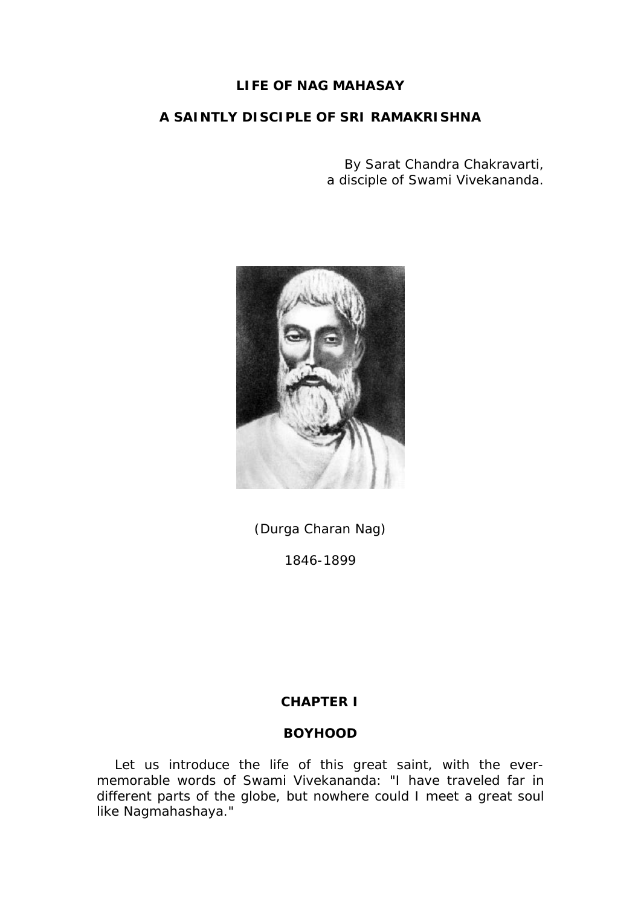# LIFE OF NAG MAHASAY

## A SAINTLY DISCIPLE OF SRI RAMAKRISHNA

By Sarat Chandra Chakravarti,
a disciple of Swami Vivekananda.

(Durga Charan Nag)

1846-1899

## CHAPTER I

### BOYHOOD

Let us introduce the life of this great saint, with the ever-memorable words of Swami Vivekananda: "I have traveled far in different parts of the globe, but nowhere could I meet a great soul like Nagmahashaya."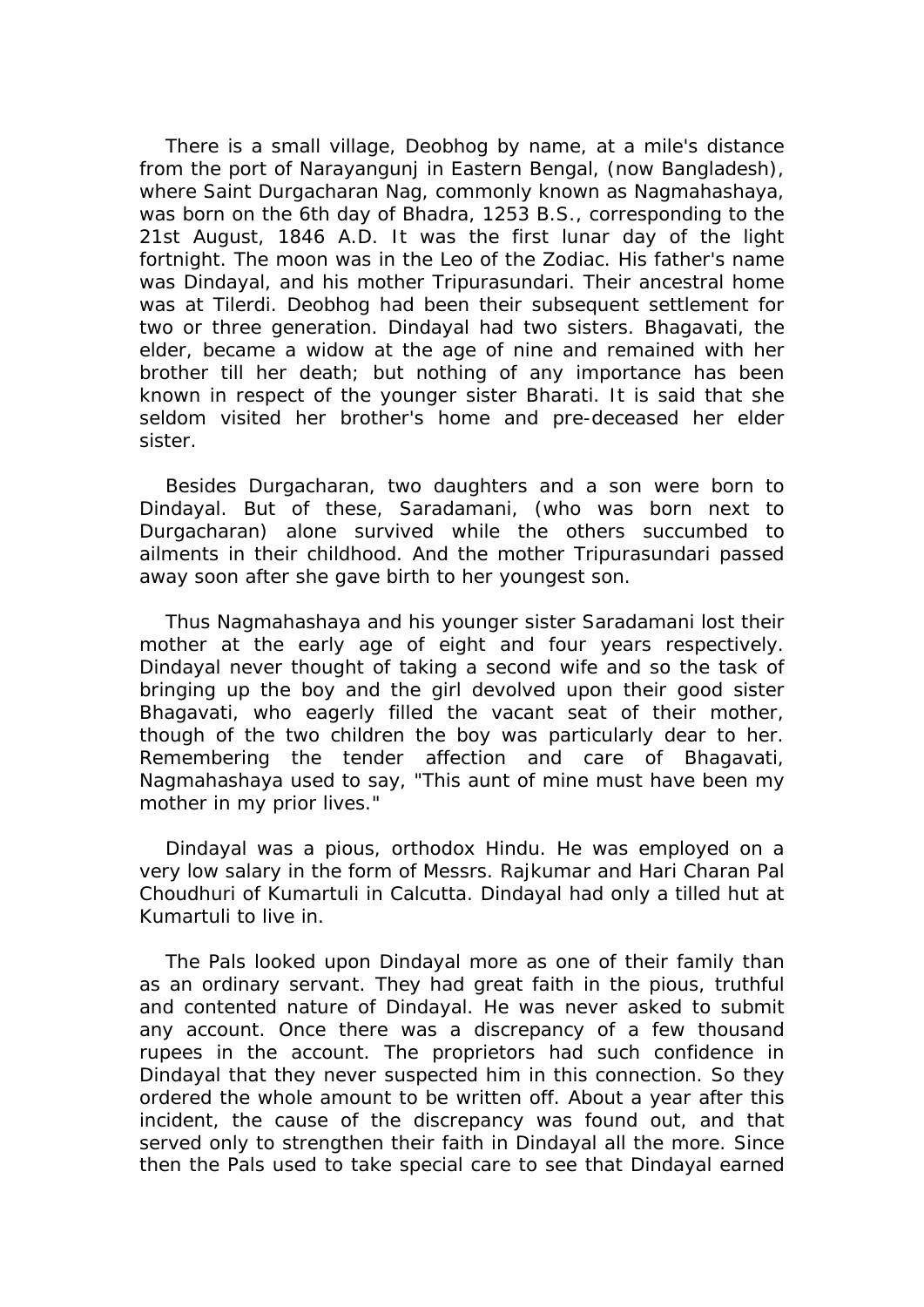There is a small village, Deobhog by name, at a mile's distance from the port of Narayangunj in Eastern Bengal, (now Bangladesh), where Saint Durgacharan Nag, commonly known as Nagmahashaya, was born on the 6th day of Bhadra, 1253 B.S., corresponding to the 21st August, 1846 A.D. It was the first lunar day of the light fortnight. The moon was in the Leo of the Zodiac. His father's name was Dindayal, and his mother Tripurasundari. Their ancestral home was at Tilerdi. Deobhog had been their subsequent settlement for two or three generation. Dindayal had two sisters. Bhagavati, the elder, became a widow at the age of nine and remained with her brother till her death; but nothing of any importance has been known in respect of the younger sister Bharati. It is said that she seldom visited her brother's home and pre-deceased her elder sister.

Besides Durgacharan, two daughters and a son were born to Dindayal. But of these, Saradamani, (who was born next to Durgacharan) alone survived while the others succumbed to ailments in their childhood. And the mother Tripurasundari passed away soon after she gave birth to her youngest son.

Thus Nagmahashaya and his younger sister Saradamani lost their mother at the early age of eight and four years respectively. Dindayal never thought of taking a second wife and so the task of bringing up the boy and the girl devolved upon their good sister Bhagavati, who eagerly filled the vacant seat of their mother, though of the two children the boy was particularly dear to her. Remembering the tender affection and care of Bhagavati, Nagmahashaya used to say, "This aunt of mine must have been my mother in my prior lives."

Dindayal was a pious, orthodox Hindu. He was employed on a very low salary in the form of Messrs. Rajkumar and Hari Charan Pal Choudhuri of Kumartuli in Calcutta. Dindayal had only a tilled hut at Kumartuli to live in.

The Pals looked upon Dindayal more as one of their family than as an ordinary servant. They had great faith in the pious, truthful and contented nature of Dindayal. He was never asked to submit any account. Once there was a discrepancy of a few thousand rupees in the account. The proprietors had such confidence in Dindayal that they never suspected him in this connection. So they ordered the whole amount to be written off. About a year after this incident, the cause of the discrepancy was found out, and that served only to strengthen their faith in Dindayal all the more. Since then the Pals used to take special care to see that Dindayal earned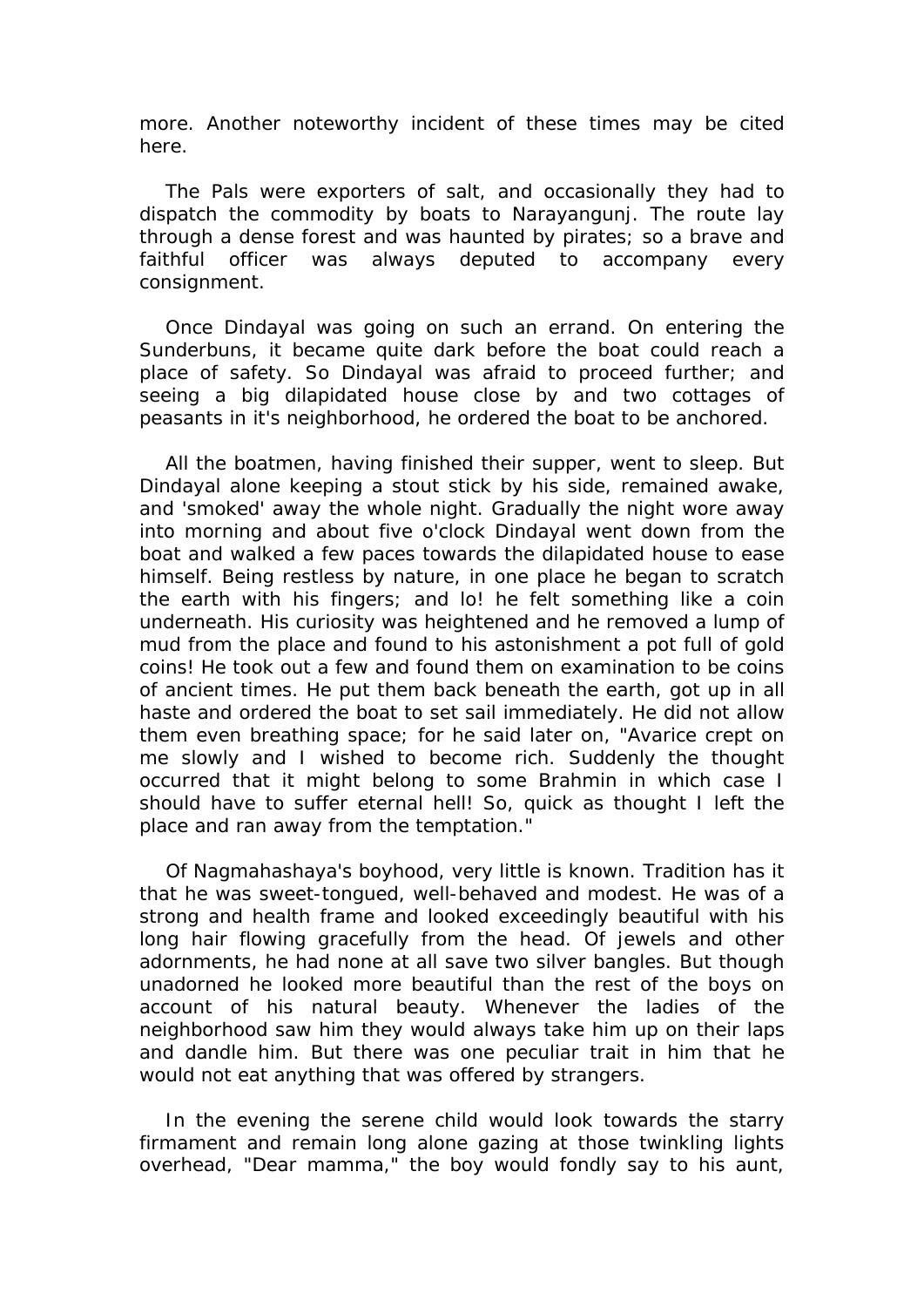more. Another noteworthy incident of these times may be cited here.

The Pals were exporters of salt, and occasionally they had to dispatch the commodity by boats to Narayangunj. The route lay through a dense forest and was haunted by pirates; so a brave and faithful officer was always deputed to accompany every consignment.

Once Dindayal was going on such an errand. On entering the Sunderbuns, it became quite dark before the boat could reach a place of safety. So Dindayal was afraid to proceed further; and seeing a big dilapidated house close by and two cottages of peasants in it's neighborhood, he ordered the boat to be anchored.

All the boatmen, having finished their supper, went to sleep. But Dindayal alone keeping a stout stick by his side, remained awake, and 'smoked' away the whole night. Gradually the night wore away into morning and about five o'clock Dindayal went down from the boat and walked a few paces towards the dilapidated house to ease himself. Being restless by nature, in one place he began to scratch the earth with his fingers; and lo! he felt something like a coin underneath. His curiosity was heightened and he removed a lump of mud from the place and found to his astonishment a pot full of gold coins! He took out a few and found them on examination to be coins of ancient times. He put them back beneath the earth, got up in all haste and ordered the boat to set sail immediately. He did not allow them even breathing space; for he said later on, "Avarice crept on me slowly and I wished to become rich. Suddenly the thought occurred that it might belong to some Brahmin in which case I should have to suffer eternal hell! So, quick as thought I left the place and ran away from the temptation."

Of Nagmahashaya's boyhood, very little is known. Tradition has it that he was sweet-tongued, well-behaved and modest. He was of a strong and health frame and looked exceedingly beautiful with his long hair flowing gracefully from the head. Of jewels and other adornments, he had none at all save two silver bangles. But though unadorned he looked more beautiful than the rest of the boys on account of his natural beauty. Whenever the ladies of the neighborhood saw him they would always take him up on their laps and dandle him. But there was one peculiar trait in him that he would not eat anything that was offered by strangers.

In the evening the serene child would look towards the starry firmament and remain long alone gazing at those twinkling lights overhead, "Dear mamma," the boy would fondly say to his aunt,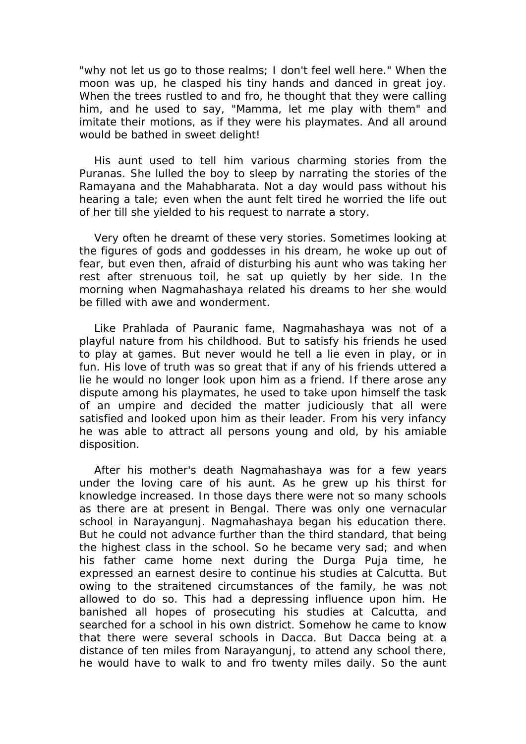"why not let us go to those realms; I don't feel well here." When the moon was up, he clasped his tiny hands and danced in great joy. When the trees rustled to and fro, he thought that they were calling him, and he used to say, "Mamma, let me play with them" and imitate their motions, as if they were his playmates. And all around would be bathed in sweet delight!

His aunt used to tell him various charming stories from the Puranas. She lulled the boy to sleep by narrating the stories of the Ramayana and the Mahabharata. Not a day would pass without his hearing a tale; even when the aunt felt tired he worried the life out of her till she yielded to his request to narrate a story.

Very often he dreamt of these very stories. Sometimes looking at the figures of gods and goddesses in his dream, he woke up out of fear, but even then, afraid of disturbing his aunt who was taking her rest after strenuous toil, he sat up quietly by her side. In the morning when Nagmahashaya related his dreams to her she would be filled with awe and wonderment.

Like Prahlada of Pauranic fame, Nagmahashaya was not of a playful nature from his childhood. But to satisfy his friends he used to play at games. But never would he tell a lie even in play, or in fun. His love of truth was so great that if any of his friends uttered a lie he would no longer look upon him as a friend. If there arose any dispute among his playmates, he used to take upon himself the task of an umpire and decided the matter judiciously that all were satisfied and looked upon him as their leader. From his very infancy he was able to attract all persons young and old, by his amiable disposition.

After his mother's death Nagmahashaya was for a few years under the loving care of his aunt. As he grew up his thirst for knowledge increased. In those days there were not so many schools as there are at present in Bengal. There was only one vernacular school in Narayangunj. Nagmahashaya began his education there. But he could not advance further than the third standard, that being the highest class in the school. So he became very sad; and when his father came home next during the Durga Puja time, he expressed an earnest desire to continue his studies at Calcutta. But owing to the straitened circumstances of the family, he was not allowed to do so. This had a depressing influence upon him. He banished all hopes of prosecuting his studies at Calcutta, and searched for a school in his own district. Somehow he came to know that there were several schools in Dacca. But Dacca being at a distance of ten miles from Narayangunj, to attend any school there, he would have to walk to and fro twenty miles daily. So the aunt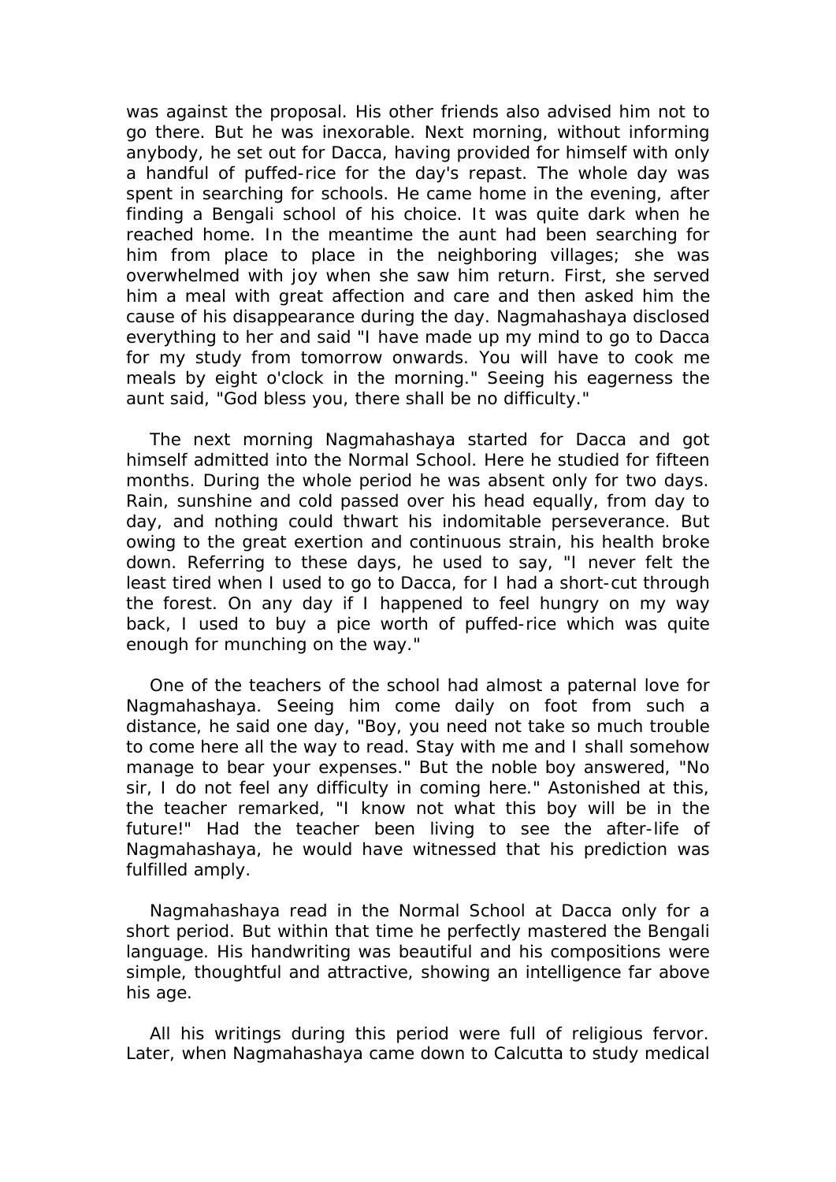was against the proposal. His other friends also advised him not to go there. But he was inexorable. Next morning, without informing anybody, he set out for Dacca, having provided for himself with only a handful of puffed-rice for the day's repast. The whole day was spent in searching for schools. He came home in the evening, after finding a Bengali school of his choice. It was quite dark when he reached home. In the meantime the aunt had been searching for him from place to place in the neighboring villages; she was overwhelmed with joy when she saw him return. First, she served him a meal with great affection and care and then asked him the cause of his disappearance during the day. Nagmahashaya disclosed everything to her and said "I have made up my mind to go to Dacca for my study from tomorrow onwards. You will have to cook me meals by eight o'clock in the morning." Seeing his eagerness the aunt said, "God bless you, there shall be no difficulty."

The next morning Nagmahashaya started for Dacca and got himself admitted into the Normal School. Here he studied for fifteen months. During the whole period he was absent only for two days. Rain, sunshine and cold passed over his head equally, from day to day, and nothing could thwart his indomitable perseverance. But owing to the great exertion and continuous strain, his health broke down. Referring to these days, he used to say, "I never felt the least tired when I used to go to Dacca, for I had a short-cut through the forest. On any day if I happened to feel hungry on my way back, I used to buy a pice worth of puffed-rice which was quite enough for munching on the way."

One of the teachers of the school had almost a paternal love for Nagmahashaya. Seeing him come daily on foot from such a distance, he said one day, "Boy, you need not take so much trouble to come here all the way to read. Stay with me and I shall somehow manage to bear your expenses." But the noble boy answered, "No sir, I do not feel any difficulty in coming here." Astonished at this, the teacher remarked, "I know not what this boy will be in the future!" Had the teacher been living to see the after-life of Nagmahashaya, he would have witnessed that his prediction was fulfilled amply.

Nagmahashaya read in the Normal School at Dacca only for a short period. But within that time he perfectly mastered the Bengali language. His handwriting was beautiful and his compositions were simple, thoughtful and attractive, showing an intelligence far above his age.

All his writings during this period were full of religious fervor. Later, when Nagmahashaya came down to Calcutta to study medical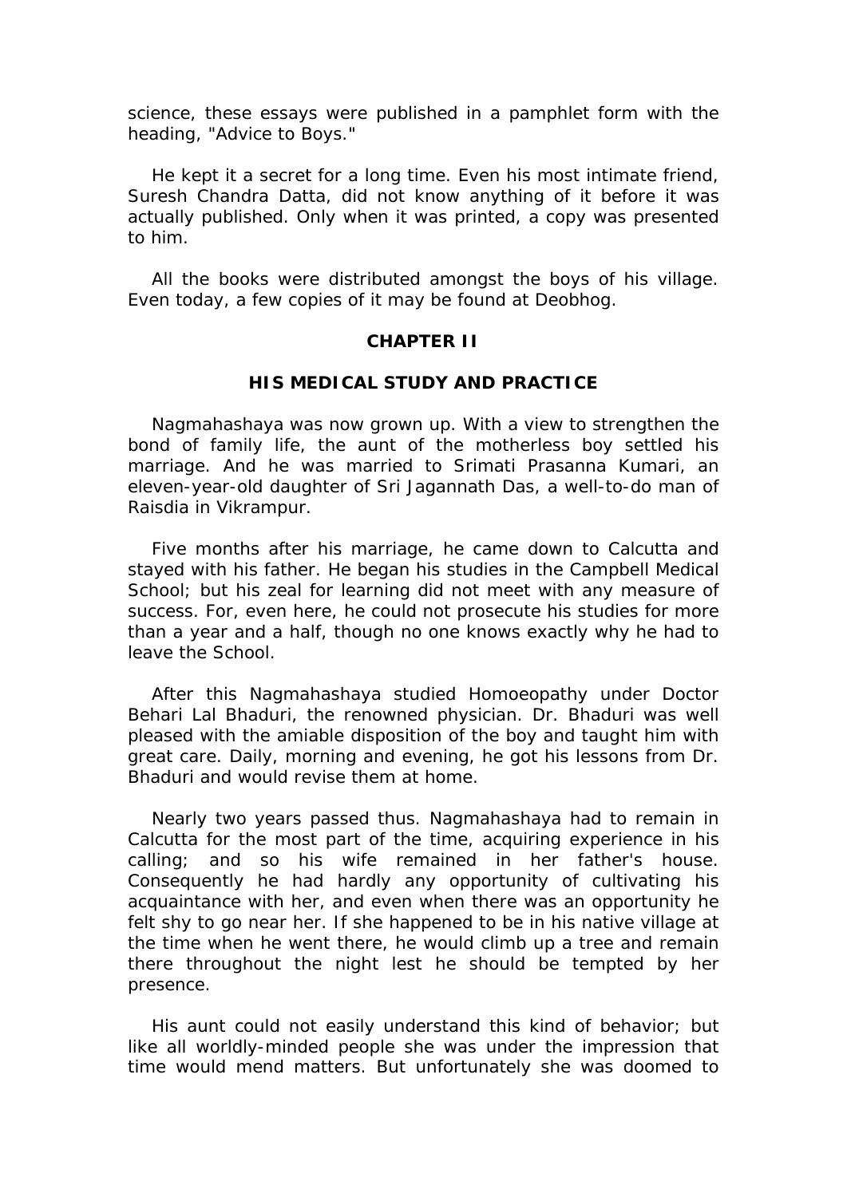science, these essays were published in a pamphlet form with the heading, "Advice to Boys."

He kept it a secret for a long time. Even his most intimate friend, Suresh Chandra Datta, did not know anything of it before it was actually published. Only when it was printed, a copy was presented to him.

All the books were distributed amongst the boys of his village. Even today, a few copies of it may be found at Deobhog.

## CHAPTER II

## HIS MEDICAL STUDY AND PRACTICE

Nagmahashaya was now grown up. With a view to strengthen the bond of family life, the aunt of the motherless boy settled his marriage. And he was married to Srimati Prasanna Kumari, an eleven-year-old daughter of Sri Jagannath Das, a well-to-do man of Raisdia in Vikrampur.

Five months after his marriage, he came down to Calcutta and stayed with his father. He began his studies in the Campbell Medical School; but his zeal for learning did not meet with any measure of success. For, even here, he could not prosecute his studies for more than a year and a half, though no one knows exactly why he had to leave the School.

After this Nagmahashaya studied Homoeopathy under Doctor Behari Lal Bhaduri, the renowned physician. Dr. Bhaduri was well pleased with the amiable disposition of the boy and taught him with great care. Daily, morning and evening, he got his lessons from Dr. Bhaduri and would revise them at home.

Nearly two years passed thus. Nagmahashaya had to remain in Calcutta for the most part of the time, acquiring experience in his calling; and so his wife remained in her father's house. Consequently he had hardly any opportunity of cultivating his acquaintance with her, and even when there was an opportunity he felt shy to go near her. If she happened to be in his native village at the time when he went there, he would climb up a tree and remain there throughout the night lest he should be tempted by her presence.

His aunt could not easily understand this kind of behavior; but like all worldly-minded people she was under the impression that time would mend matters. But unfortunately she was doomed to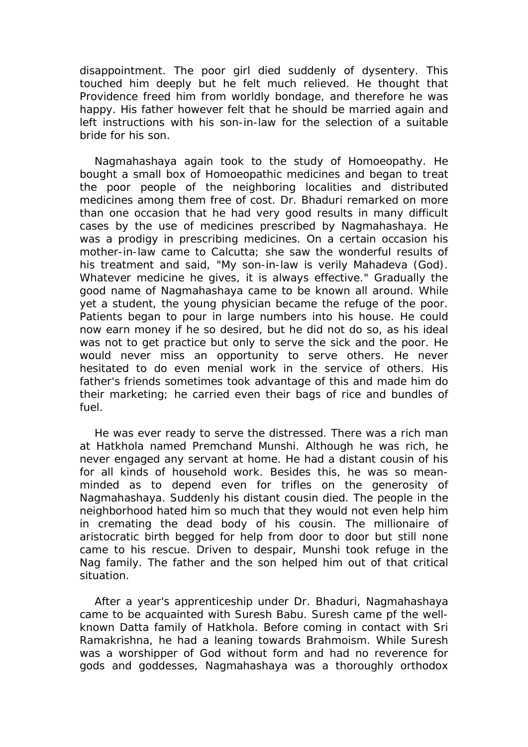disappointment. The poor girl died suddenly of dysentery. This touched him deeply but he felt much relieved. He thought that Providence freed him from worldly bondage, and therefore he was happy. His father however felt that he should be married again and left instructions with his son-in-law for the selection of a suitable bride for his son.

Nagmahashaya again took to the study of Homoeopathy. He bought a small box of Homoeopathic medicines and began to treat the poor people of the neighboring localities and distributed medicines among them free of cost. Dr. Bhaduri remarked on more than one occasion that he had very good results in many difficult cases by the use of medicines prescribed by Nagmahashaya. He was a prodigy in prescribing medicines. On a certain occasion his mother-in-law came to Calcutta; she saw the wonderful results of his treatment and said, "My son-in-law is verily Mahadeva (God). Whatever medicine he gives, it is always effective." Gradually the good name of Nagmahashaya came to be known all around. While yet a student, the young physician became the refuge of the poor. Patients began to pour in large numbers into his house. He could now earn money if he so desired, but he did not do so, as his ideal was not to get practice but only to serve the sick and the poor. He would never miss an opportunity to serve others. He never hesitated to do even menial work in the service of others. His father's friends sometimes took advantage of this and made him do their marketing; he carried even their bags of rice and bundles of fuel.

He was ever ready to serve the distressed. There was a rich man at Hatkhola named Premchand Munshi. Although he was rich, he never engaged any servant at home. He had a distant cousin of his for all kinds of household work. Besides this, he was so mean-minded as to depend even for trifles on the generosity of Nagmahashaya. Suddenly his distant cousin died. The people in the neighborhood hated him so much that they would not even help him in cremating the dead body of his cousin. The millionaire of aristocratic birth begged for help from door to door but still none came to his rescue. Driven to despair, Munshi took refuge in the Nag family. The father and the son helped him out of that critical situation.

After a year's apprenticeship under Dr. Bhaduri, Nagmahashaya came to be acquainted with Suresh Babu. Suresh came pf the well-known Datta family of Hatkhola. Before coming in contact with Sri Ramakrishna, he had a leaning towards Brahmoism. While Suresh was a worshipper of God without form and had no reverence for gods and goddesses, Nagmahashaya was a thoroughly orthodox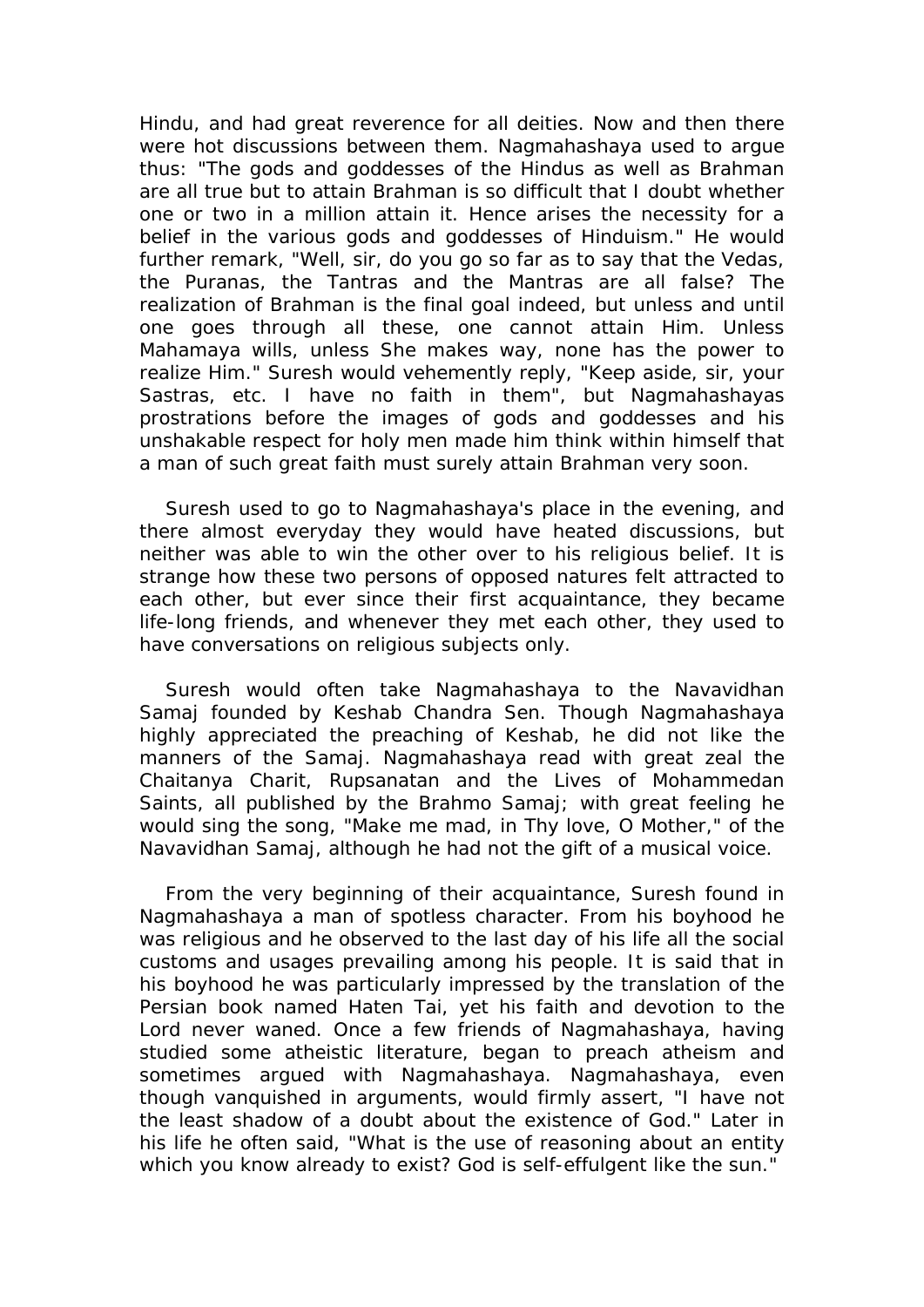Hindu, and had great reverence for all deities. Now and then there were hot discussions between them. Nagmahashaya used to argue thus: "The gods and goddesses of the Hindus as well as Brahman are all true but to attain Brahman is so difficult that I doubt whether one or two in a million attain it. Hence arises the necessity for a belief in the various gods and goddesses of Hinduism." He would further remark, "Well, sir, do you go so far as to say that the Vedas, the Puranas, the Tantras and the Mantras are all false? The realization of Brahman is the final goal indeed, but unless and until one goes through all these, one cannot attain Him. Unless Mahamaya wills, unless She makes way, none has the power to realize Him." Suresh would vehemently reply, "Keep aside, sir, your Sastras, etc. I have no faith in them", but Nagmahashayas prostrations before the images of gods and goddesses and his unshakable respect for holy men made him think within himself that a man of such great faith must surely attain Brahman very soon.

Suresh used to go to Nagmahashaya's place in the evening, and there almost everyday they would have heated discussions, but neither was able to win the other over to his religious belief. It is strange how these two persons of opposed natures felt attracted to each other, but ever since their first acquaintance, they became life-long friends, and whenever they met each other, they used to have conversations on religious subjects only.

Suresh would often take Nagmahashaya to the Navavidhan Samaj founded by Keshab Chandra Sen. Though Nagmahashaya highly appreciated the preaching of Keshab, he did not like the manners of the Samaj. Nagmahashaya read with great zeal the Chaitanya Charit, Rupsanatan and the Lives of Mohammedan Saints, all published by the Brahmo Samaj; with great feeling he would sing the song, "Make me mad, in Thy love, O Mother," of the Navavidhan Samaj, although he had not the gift of a musical voice.

From the very beginning of their acquaintance, Suresh found in Nagmahashaya a man of spotless character. From his boyhood he was religious and he observed to the last day of his life all the social customs and usages prevailing among his people. It is said that in his boyhood he was particularly impressed by the translation of the Persian book named Haten Tai, yet his faith and devotion to the Lord never waned. Once a few friends of Nagmahashaya, having studied some atheistic literature, began to preach atheism and sometimes argued with Nagmahashaya. Nagmahashaya, even though vanquished in arguments, would firmly assert, "I have not the least shadow of a doubt about the existence of God." Later in his life he often said, "What is the use of reasoning about an entity which you know already to exist? God is self-effulgent like the sun."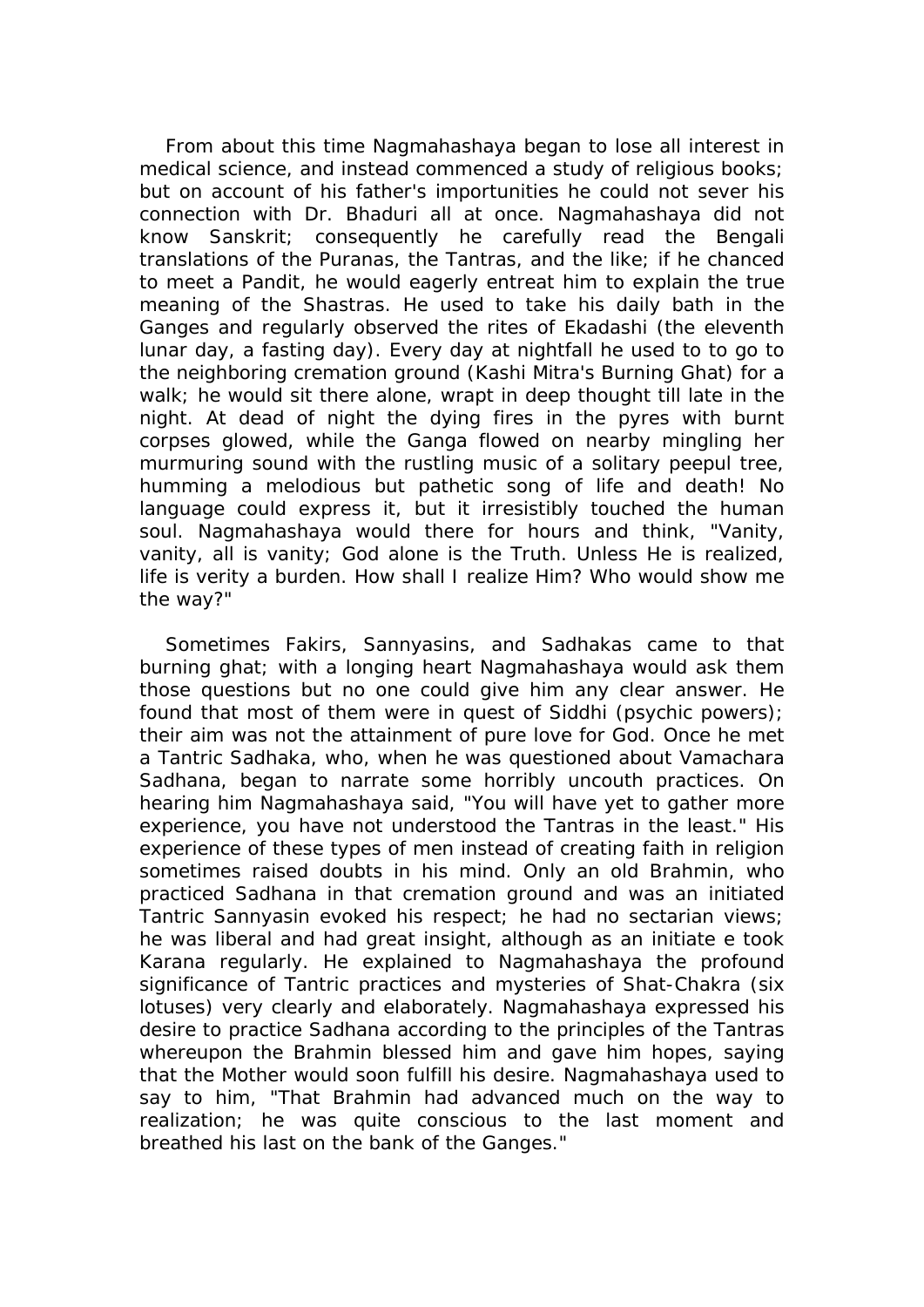From about this time Nagmahashaya began to lose all interest in medical science, and instead commenced a study of religious books; but on account of his father's importunities he could not sever his connection with Dr. Bhaduri all at once. Nagmahashaya did not know Sanskrit; consequently he carefully read the Bengali translations of the Puranas, the Tantras, and the like; if he chanced to meet a Pandit, he would eagerly entreat him to explain the true meaning of the Shastras. He used to take his daily bath in the Ganges and regularly observed the rites of Ekadashi (the eleventh lunar day, a fasting day). Every day at nightfall he used to to go to the neighboring cremation ground (Kashi Mitra's Burning Ghat) for a walk; he would sit there alone, wrapt in deep thought till late in the night. At dead of night the dying fires in the pyres with burnt corpses glowed, while the Ganga flowed on nearby mingling her murmuring sound with the rustling music of a solitary peepul tree, humming a melodious but pathetic song of life and death! No language could express it, but it irresistibly touched the human soul. Nagmahashaya would there for hours and think, "Vanity, vanity, all is vanity; God alone is the Truth. Unless He is realized, life is verity a burden. How shall I realize Him? Who would show me the way?"

Sometimes Fakirs, Sannyasins, and Sadhakas came to that burning ghat; with a longing heart Nagmahashaya would ask them those questions but no one could give him any clear answer. He found that most of them were in quest of Siddhi (psychic powers); their aim was not the attainment of pure love for God. Once he met a Tantric Sadhaka, who, when he was questioned about Vamachara Sadhana, began to narrate some horribly uncouth practices. On hearing him Nagmahashaya said, "You will have yet to gather more experience, you have not understood the Tantras in the least." His experience of these types of men instead of creating faith in religion sometimes raised doubts in his mind. Only an old Brahmin, who practiced Sadhana in that cremation ground and was an initiated Tantric Sannyasin evoked his respect; he had no sectarian views; he was liberal and had great insight, although as an initiate e took Karana regularly. He explained to Nagmahashaya the profound significance of Tantric practices and mysteries of Shat-Chakra (six lotuses) very clearly and elaborately. Nagmahashaya expressed his desire to practice Sadhana according to the principles of the Tantras whereupon the Brahmin blessed him and gave him hopes, saying that the Mother would soon fulfill his desire. Nagmahashaya used to say to him, "That Brahmin had advanced much on the way to realization; he was quite conscious to the last moment and breathed his last on the bank of the Ganges."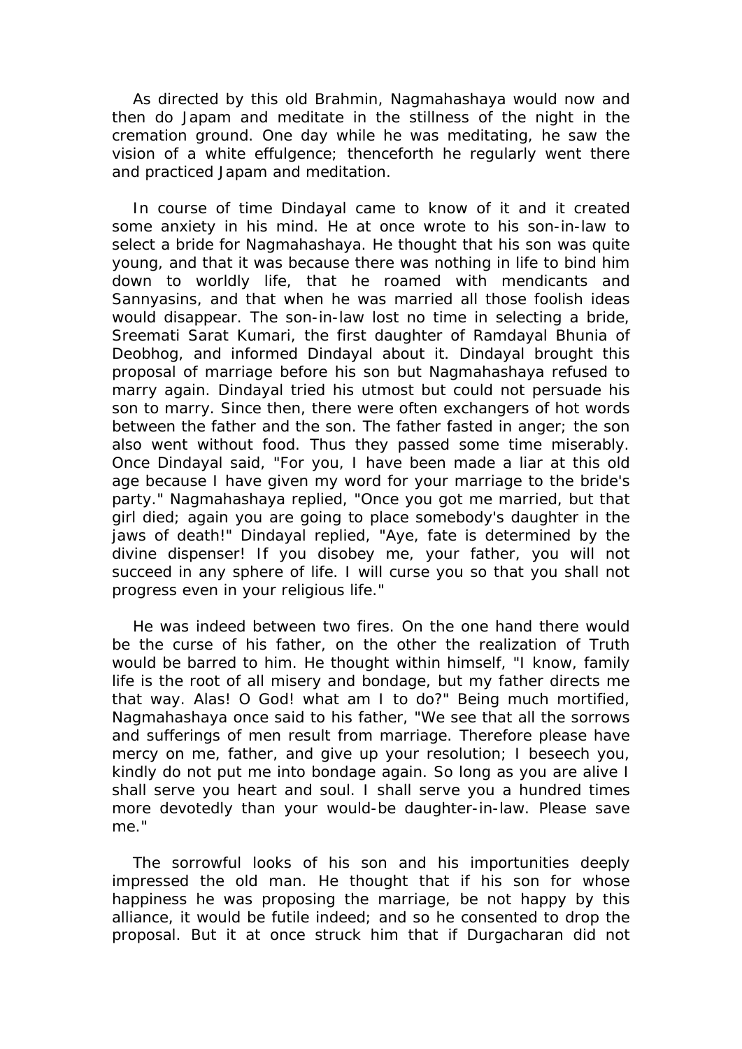As directed by this old Brahmin, Nagmahashaya would now and then do Japam and meditate in the stillness of the night in the cremation ground. One day while he was meditating, he saw the vision of a white effulgence; thenceforth he regularly went there and practiced Japam and meditation.

In course of time Dindayal came to know of it and it created some anxiety in his mind. He at once wrote to his son-in-law to select a bride for Nagmahashaya. He thought that his son was quite young, and that it was because there was nothing in life to bind him down to worldly life, that he roamed with mendicants and Sannyasins, and that when he was married all those foolish ideas would disappear. The son-in-law lost no time in selecting a bride, Sreemati Sarat Kumari, the first daughter of Ramdayal Bhunia of Deobhog, and informed Dindayal about it. Dindayal brought this proposal of marriage before his son but Nagmahashaya refused to marry again. Dindayal tried his utmost but could not persuade his son to marry. Since then, there were often exchangers of hot words between the father and the son. The father fasted in anger; the son also went without food. Thus they passed some time miserably. Once Dindayal said, "For you, I have been made a liar at this old age because I have given my word for your marriage to the bride's party." Nagmahashaya replied, "Once you got me married, but that girl died; again you are going to place somebody's daughter in the jaws of death!" Dindayal replied, "Aye, fate is determined by the divine dispenser! If you disobey me, your father, you will not succeed in any sphere of life. I will curse you so that you shall not progress even in your religious life."

He was indeed between two fires. On the one hand there would be the curse of his father, on the other the realization of Truth would be barred to him. He thought within himself, "I know, family life is the root of all misery and bondage, but my father directs me that way. Alas! O God! what am I to do?" Being much mortified, Nagmahashaya once said to his father, "We see that all the sorrows and sufferings of men result from marriage. Therefore please have mercy on me, father, and give up your resolution; I beseech you, kindly do not put me into bondage again. So long as you are alive I shall serve you heart and soul. I shall serve you a hundred times more devotedly than your would-be daughter-in-law. Please save me."

The sorrowful looks of his son and his importunities deeply impressed the old man. He thought that if his son for whose happiness he was proposing the marriage, be not happy by this alliance, it would be futile indeed; and so he consented to drop the proposal. But it at once struck him that if Durgacharan did not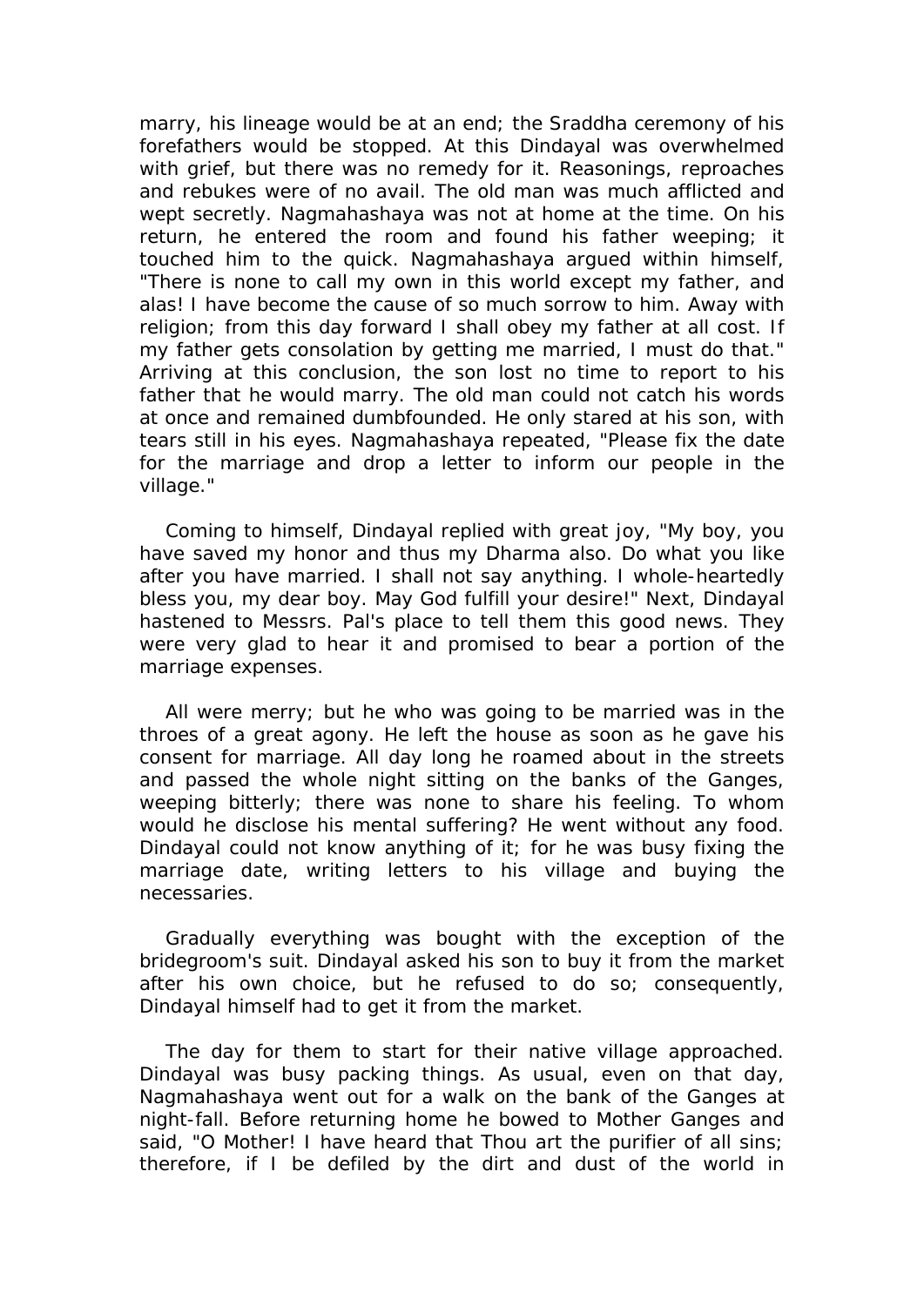marry, his lineage would be at an end; the Sraddha ceremony of his forefathers would be stopped. At this Dindayal was overwhelmed with grief, but there was no remedy for it. Reasonings, reproaches and rebukes were of no avail. The old man was much afflicted and wept secretly. Nagmahashaya was not at home at the time. On his return, he entered the room and found his father weeping; it touched him to the quick. Nagmahashaya argued within himself, "There is none to call my own in this world except my father, and alas! I have become the cause of so much sorrow to him. Away with religion; from this day forward I shall obey my father at all cost. If my father gets consolation by getting me married, I must do that." Arriving at this conclusion, the son lost no time to report to his father that he would marry. The old man could not catch his words at once and remained dumbfounded. He only stared at his son, with tears still in his eyes. Nagmahashaya repeated, "Please fix the date for the marriage and drop a letter to inform our people in the village."

Coming to himself, Dindayal replied with great joy, "My boy, you have saved my honor and thus my Dharma also. Do what you like after you have married. I shall not say anything. I whole-heartedly bless you, my dear boy. May God fulfill your desire!" Next, Dindayal hastened to Messrs. Pal's place to tell them this good news. They were very glad to hear it and promised to bear a portion of the marriage expenses.

All were merry; but he who was going to be married was in the throes of a great agony. He left the house as soon as he gave his consent for marriage. All day long he roamed about in the streets and passed the whole night sitting on the banks of the Ganges, weeping bitterly; there was none to share his feeling. To whom would he disclose his mental suffering? He went without any food. Dindayal could not know anything of it; for he was busy fixing the marriage date, writing letters to his village and buying the necessaries.

Gradually everything was bought with the exception of the bridegroom's suit. Dindayal asked his son to buy it from the market after his own choice, but he refused to do so; consequently, Dindayal himself had to get it from the market.

The day for them to start for their native village approached. Dindayal was busy packing things. As usual, even on that day, Nagmahashaya went out for a walk on the bank of the Ganges at night-fall. Before returning home he bowed to Mother Ganges and said, "O Mother! I have heard that Thou art the purifier of all sins; therefore, if I be defiled by the dirt and dust of the world in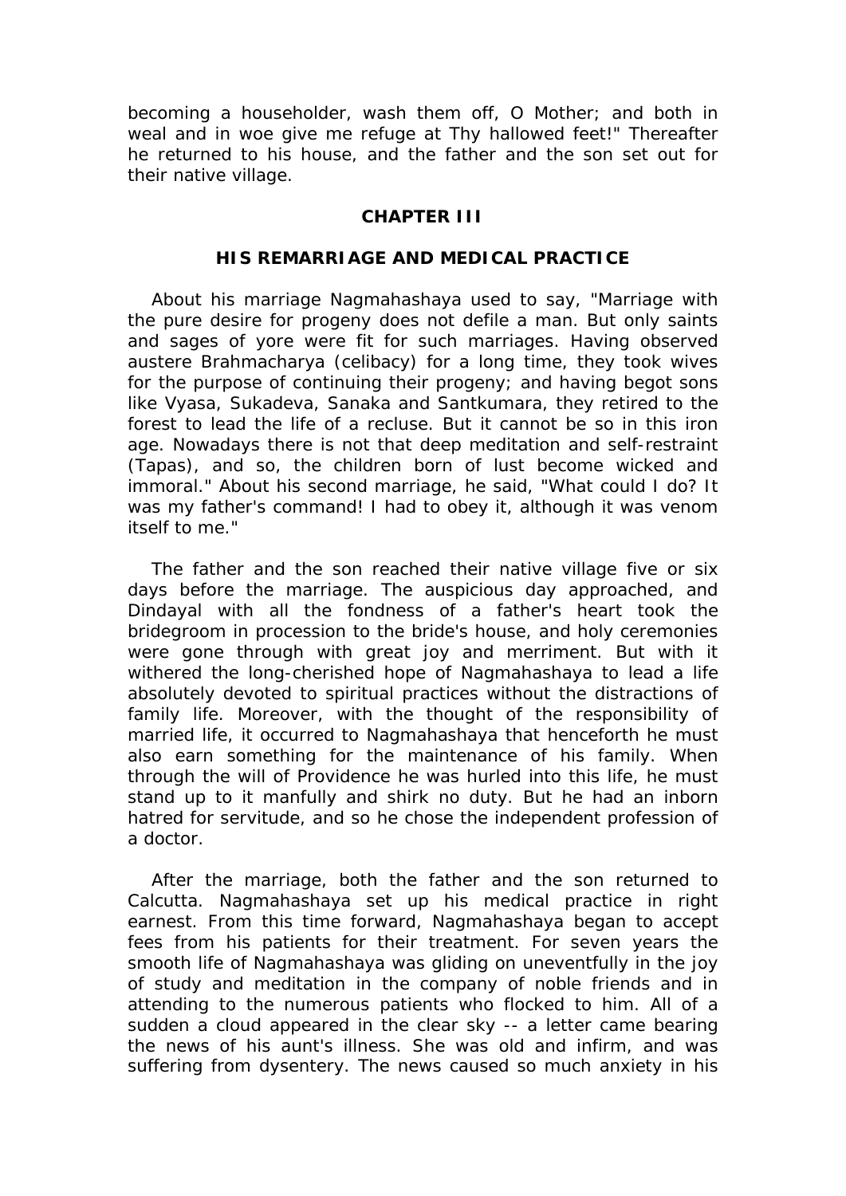becoming a householder, wash them off, O Mother; and both in weal and in woe give me refuge at Thy hallowed feet!" Thereafter he returned to his house, and the father and the son set out for their native village.

## CHAPTER III

### HIS REMARRIAGE AND MEDICAL PRACTICE

About his marriage Nagmahashaya used to say, "Marriage with the pure desire for progeny does not defile a man. But only saints and sages of yore were fit for such marriages. Having observed austere Brahmacharya (celibacy) for a long time, they took wives for the purpose of continuing their progeny; and having begot sons like Vyasa, Sukadeva, Sanaka and Santkumara, they retired to the forest to lead the life of a recluse. But it cannot be so in this iron age. Nowadays there is not that deep meditation and self-restraint (Tapas), and so, the children born of lust become wicked and immoral." About his second marriage, he said, "What could I do? It was my father's command! I had to obey it, although it was venom itself to me."

The father and the son reached their native village five or six days before the marriage. The auspicious day approached, and Dindayal with all the fondness of a father's heart took the bridegroom in procession to the bride's house, and holy ceremonies were gone through with great joy and merriment. But with it withered the long-cherished hope of Nagmahashaya to lead a life absolutely devoted to spiritual practices without the distractions of family life. Moreover, with the thought of the responsibility of married life, it occurred to Nagmahashaya that henceforth he must also earn something for the maintenance of his family. When through the will of Providence he was hurled into this life, he must stand up to it manfully and shirk no duty. But he had an inborn hatred for servitude, and so he chose the independent profession of a doctor.

After the marriage, both the father and the son returned to Calcutta. Nagmahashaya set up his medical practice in right earnest. From this time forward, Nagmahashaya began to accept fees from his patients for their treatment. For seven years the smooth life of Nagmahashaya was gliding on uneventfully in the joy of study and meditation in the company of noble friends and in attending to the numerous patients who flocked to him. All of a sudden a cloud appeared in the clear sky -- a letter came bearing the news of his aunt's illness. She was old and infirm, and was suffering from dysentery. The news caused so much anxiety in his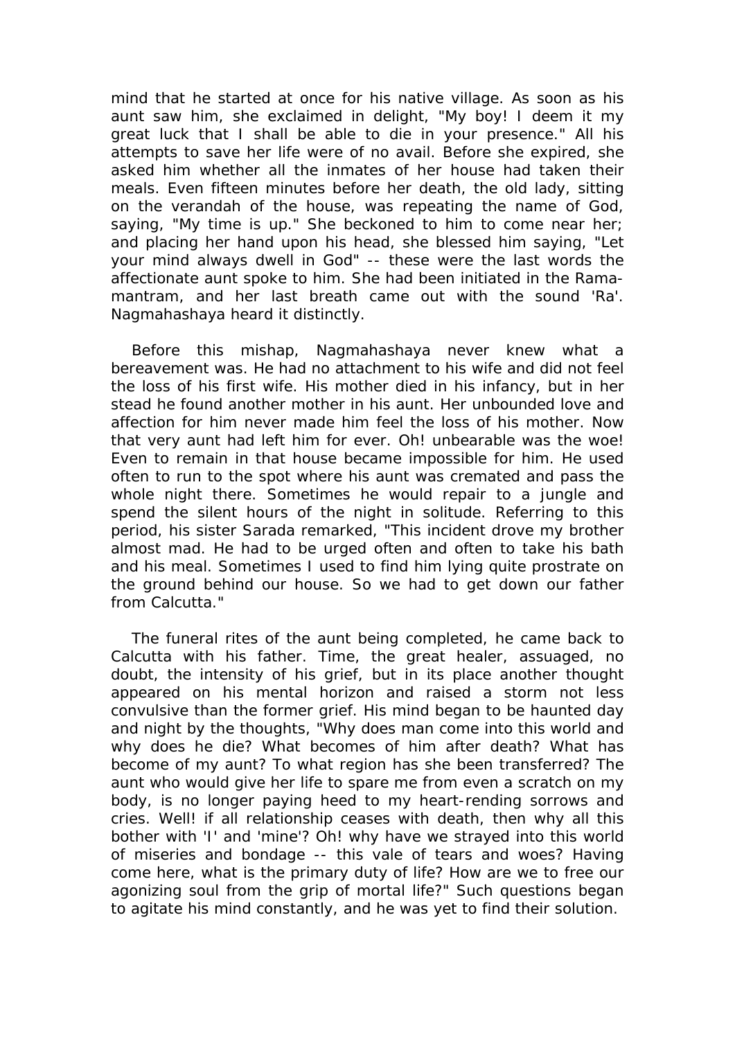mind that he started at once for his native village. As soon as his aunt saw him, she exclaimed in delight, "My boy! I deem it my great luck that I shall be able to die in your presence." All his attempts to save her life were of no avail. Before she expired, she asked him whether all the inmates of her house had taken their meals. Even fifteen minutes before her death, the old lady, sitting on the verandah of the house, was repeating the name of God, saying, "My time is up." She beckoned to him to come near her; and placing her hand upon his head, she blessed him saying, "Let your mind always dwell in God" -- these were the last words the affectionate aunt spoke to him. She had been initiated in the Rama-mantram, and her last breath came out with the sound 'Ra'. Nagmahashaya heard it distinctly.

Before this mishap, Nagmahashaya never knew what a bereavement was. He had no attachment to his wife and did not feel the loss of his first wife. His mother died in his infancy, but in her stead he found another mother in his aunt. Her unbounded love and affection for him never made him feel the loss of his mother. Now that very aunt had left him for ever. Oh! unbearable was the woe! Even to remain in that house became impossible for him. He used often to run to the spot where his aunt was cremated and pass the whole night there. Sometimes he would repair to a jungle and spend the silent hours of the night in solitude. Referring to this period, his sister Sarada remarked, "This incident drove my brother almost mad. He had to be urged often and often to take his bath and his meal. Sometimes I used to find him lying quite prostrate on the ground behind our house. So we had to get down our father from Calcutta."

The funeral rites of the aunt being completed, he came back to Calcutta with his father. Time, the great healer, assuaged, no doubt, the intensity of his grief, but in its place another thought appeared on his mental horizon and raised a storm not less convulsive than the former grief. His mind began to be haunted day and night by the thoughts, "Why does man come into this world and why does he die? What becomes of him after death? What has become of my aunt? To what region has she been transferred? The aunt who would give her life to spare me from even a scratch on my body, is no longer paying heed to my heart-rending sorrows and cries. Well! if all relationship ceases with death, then why all this bother with 'I' and 'mine'? Oh! why have we strayed into this world of miseries and bondage -- this vale of tears and woes? Having come here, what is the primary duty of life? How are we to free our agonizing soul from the grip of mortal life?" Such questions began to agitate his mind constantly, and he was yet to find their solution.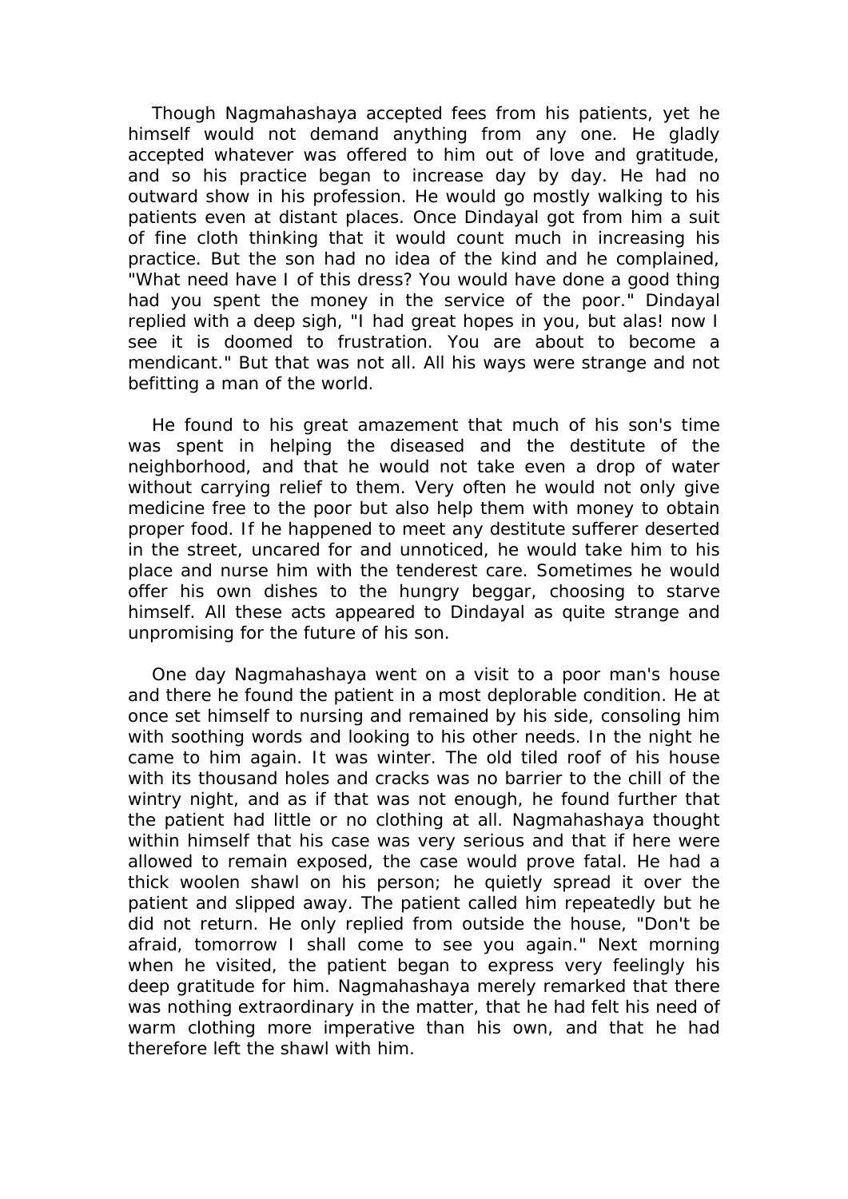Though Nagmahashaya accepted fees from his patients, yet he himself would not demand anything from any one. He gladly accepted whatever was offered to him out of love and gratitude, and so his practice began to increase day by day. He had no outward show in his profession. He would go mostly walking to his patients even at distant places. Once Dindayal got from him a suit of fine cloth thinking that it would count much in increasing his practice. But the son had no idea of the kind and he complained, "What need have I of this dress? You would have done a good thing had you spent the money in the service of the poor." Dindayal replied with a deep sigh, "I had great hopes in you, but alas! now I see it is doomed to frustration. You are about to become a mendicant." But that was not all. All his ways were strange and not befitting a man of the world.

He found to his great amazement that much of his son's time was spent in helping the diseased and the destitute of the neighborhood, and that he would not take even a drop of water without carrying relief to them. Very often he would not only give medicine free to the poor but also help them with money to obtain proper food. If he happened to meet any destitute sufferer deserted in the street, uncared for and unnoticed, he would take him to his place and nurse him with the tenderest care. Sometimes he would offer his own dishes to the hungry beggar, choosing to starve himself. All these acts appeared to Dindayal as quite strange and unpromising for the future of his son.

One day Nagmahashaya went on a visit to a poor man's house and there he found the patient in a most deplorable condition. He at once set himself to nursing and remained by his side, consoling him with soothing words and looking to his other needs. In the night he came to him again. It was winter. The old tiled roof of his house with its thousand holes and cracks was no barrier to the chill of the wintry night, and as if that was not enough, he found further that the patient had little or no clothing at all. Nagmahashaya thought within himself that his case was very serious and that if here were allowed to remain exposed, the case would prove fatal. He had a thick woolen shawl on his person; he quietly spread it over the patient and slipped away. The patient called him repeatedly but he did not return. He only replied from outside the house, "Don't be afraid, tomorrow I shall come to see you again." Next morning when he visited, the patient began to express very feelingly his deep gratitude for him. Nagmahashaya merely remarked that there was nothing extraordinary in the matter, that he had felt his need of warm clothing more imperative than his own, and that he had therefore left the shawl with him.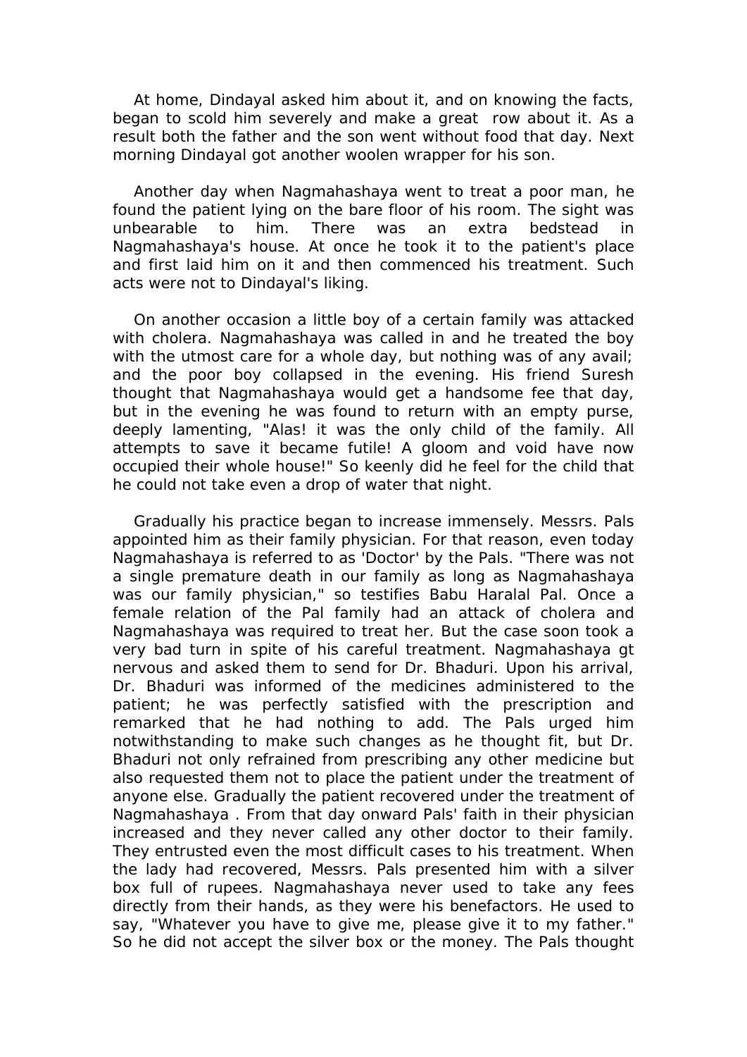At home, Dindayal asked him about it, and on knowing the facts, began to scold him severely and make a great row about it. As a result both the father and the son went without food that day. Next morning Dindayal got another woolen wrapper for his son.

Another day when Nagmahashaya went to treat a poor man, he found the patient lying on the bare floor of his room. The sight was unbearable to him. There was an extra bedstead in Nagmahashaya's house. At once he took it to the patient's place and first laid him on it and then commenced his treatment. Such acts were not to Dindayal's liking.

On another occasion a little boy of a certain family was attacked with cholera. Nagmahashaya was called in and he treated the boy with the utmost care for a whole day, but nothing was of any avail; and the poor boy collapsed in the evening. His friend Suresh thought that Nagmahashaya would get a handsome fee that day, but in the evening he was found to return with an empty purse, deeply lamenting, "Alas! it was the only child of the family. All attempts to save it became futile! A gloom and void have now occupied their whole house!" So keenly did he feel for the child that he could not take even a drop of water that night.

Gradually his practice began to increase immensely. Messrs. Pals appointed him as their family physician. For that reason, even today Nagmahashaya is referred to as 'Doctor' by the Pals. "There was not a single premature death in our family as long as Nagmahashaya was our family physician," so testifies Babu Haralal Pal. Once a female relation of the Pal family had an attack of cholera and Nagmahashaya was required to treat her. But the case soon took a very bad turn in spite of his careful treatment. Nagmahashaya gt nervous and asked them to send for Dr. Bhaduri. Upon his arrival, Dr. Bhaduri was informed of the medicines administered to the patient; he was perfectly satisfied with the prescription and remarked that he had nothing to add. The Pals urged him notwithstanding to make such changes as he thought fit, but Dr. Bhaduri not only refrained from prescribing any other medicine but also requested them not to place the patient under the treatment of anyone else. Gradually the patient recovered under the treatment of Nagmahashaya . From that day onward Pals' faith in their physician increased and they never called any other doctor to their family. They entrusted even the most difficult cases to his treatment. When the lady had recovered, Messrs. Pals presented him with a silver box full of rupees. Nagmahashaya never used to take any fees directly from their hands, as they were his benefactors. He used to say, "Whatever you have to give me, please give it to my father." So he did not accept the silver box or the money. The Pals thought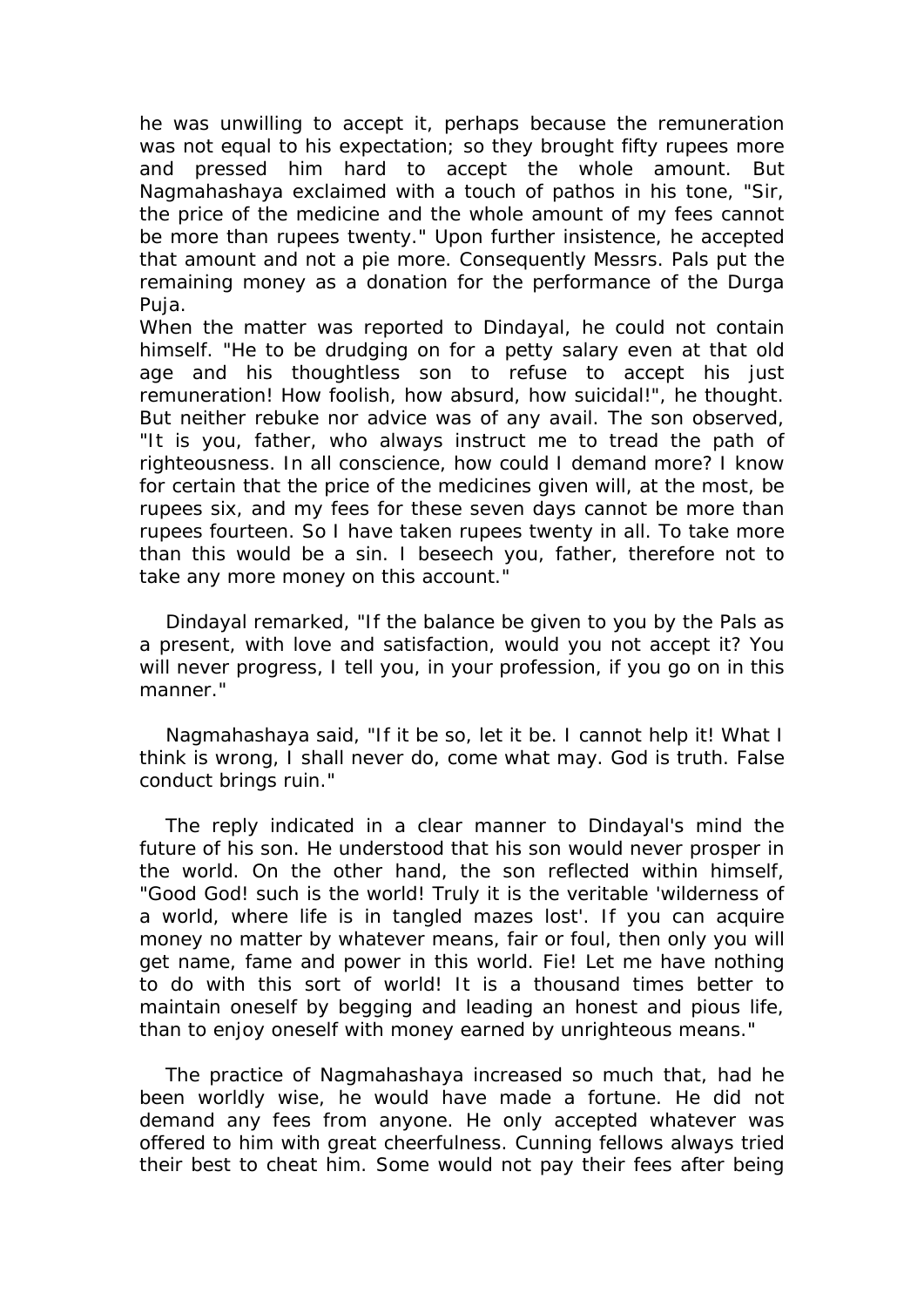he was unwilling to accept it, perhaps because the remuneration was not equal to his expectation; so they brought fifty rupees more and pressed him hard to accept the whole amount. But Nagmahashaya exclaimed with a touch of pathos in his tone, "Sir, the price of the medicine and the whole amount of my fees cannot be more than rupees twenty." Upon further insistence, he accepted that amount and not a pie more. Consequently Messrs. Pals put the remaining money as a donation for the performance of the Durga Puja.

When the matter was reported to Dindayal, he could not contain himself. "He to be drudging on for a petty salary even at that old age and his thoughtless son to refuse to accept his just remuneration! How foolish, how absurd, how suicidal!", he thought. But neither rebuke nor advice was of any avail. The son observed, "It is you, father, who always instruct me to tread the path of righteousness. In all conscience, how could I demand more? I know for certain that the price of the medicines given will, at the most, be rupees six, and my fees for these seven days cannot be more than rupees fourteen. So I have taken rupees twenty in all. To take more than this would be a sin. I beseech you, father, therefore not to take any more money on this account."

Dindayal remarked, "If the balance be given to you by the Pals as a present, with love and satisfaction, would you not accept it? You will never progress, I tell you, in your profession, if you go on in this manner."

Nagmahashaya said, "If it be so, let it be. I cannot help it! What I think is wrong, I shall never do, come what may. God is truth. False conduct brings ruin."

The reply indicated in a clear manner to Dindayal's mind the future of his son. He understood that his son would never prosper in the world. On the other hand, the son reflected within himself, "Good God! such is the world! Truly it is the veritable 'wilderness of a world, where life is in tangled mazes lost'. If you can acquire money no matter by whatever means, fair or foul, then only you will get name, fame and power in this world. Fie! Let me have nothing to do with this sort of world! It is a thousand times better to maintain oneself by begging and leading an honest and pious life, than to enjoy oneself with money earned by unrighteous means."

The practice of Nagmahashaya increased so much that, had he been worldly wise, he would have made a fortune. He did not demand any fees from anyone. He only accepted whatever was offered to him with great cheerfulness. Cunning fellows always tried their best to cheat him. Some would not pay their fees after being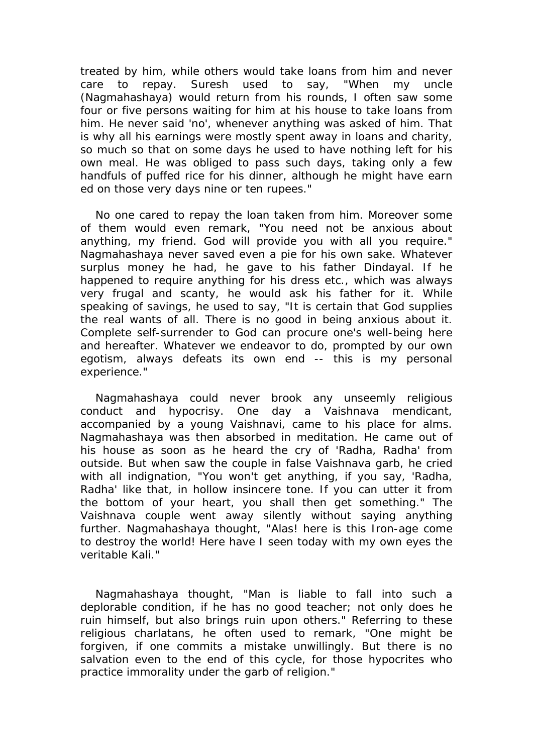treated by him, while others would take loans from him and never care to repay. Suresh used to say, "When my uncle (Nagmahashaya) would return from his rounds, I often saw some four or five persons waiting for him at his house to take loans from him. He never said 'no', whenever anything was asked of him. That is why all his earnings were mostly spent away in loans and charity, so much so that on some days he used to have nothing left for his own meal. He was obliged to pass such days, taking only a few handfuls of puffed rice for his dinner, although he might have earn ed on those very days nine or ten rupees."

No one cared to repay the loan taken from him. Moreover some of them would even remark, "You need not be anxious about anything, my friend. God will provide you with all you require." Nagmahashaya never saved even a pie for his own sake. Whatever surplus money he had, he gave to his father Dindayal. If he happened to require anything for his dress etc., which was always very frugal and scanty, he would ask his father for it. While speaking of savings, he used to say, "It is certain that God supplies the real wants of all. There is no good in being anxious about it. Complete self-surrender to God can procure one's well-being here and hereafter. Whatever we endeavor to do, prompted by our own egotism, always defeats its own end -- this is my personal experience."

Nagmahashaya could never brook any unseemly religious conduct and hypocrisy. One day a Vaishnava mendicant, accompanied by a young Vaishnavi, came to his place for alms. Nagmahashaya was then absorbed in meditation. He came out of his house as soon as he heard the cry of 'Radha, Radha' from outside. But when saw the couple in false Vaishnava garb, he cried with all indignation, "You won't get anything, if you say, 'Radha, Radha' like that, in hollow insincere tone. If you can utter it from the bottom of your heart, you shall then get something." The Vaishnava couple went away silently without saying anything further. Nagmahashaya thought, "Alas! here is this Iron-age come to destroy the world! Here have I seen today with my own eyes the veritable Kali."

Nagmahashaya thought, "Man is liable to fall into such a deplorable condition, if he has no good teacher; not only does he ruin himself, but also brings ruin upon others." Referring to these religious charlatans, he often used to remark, "One might be forgiven, if one commits a mistake unwillingly. But there is no salvation even to the end of this cycle, for those hypocrites who practice immorality under the garb of religion."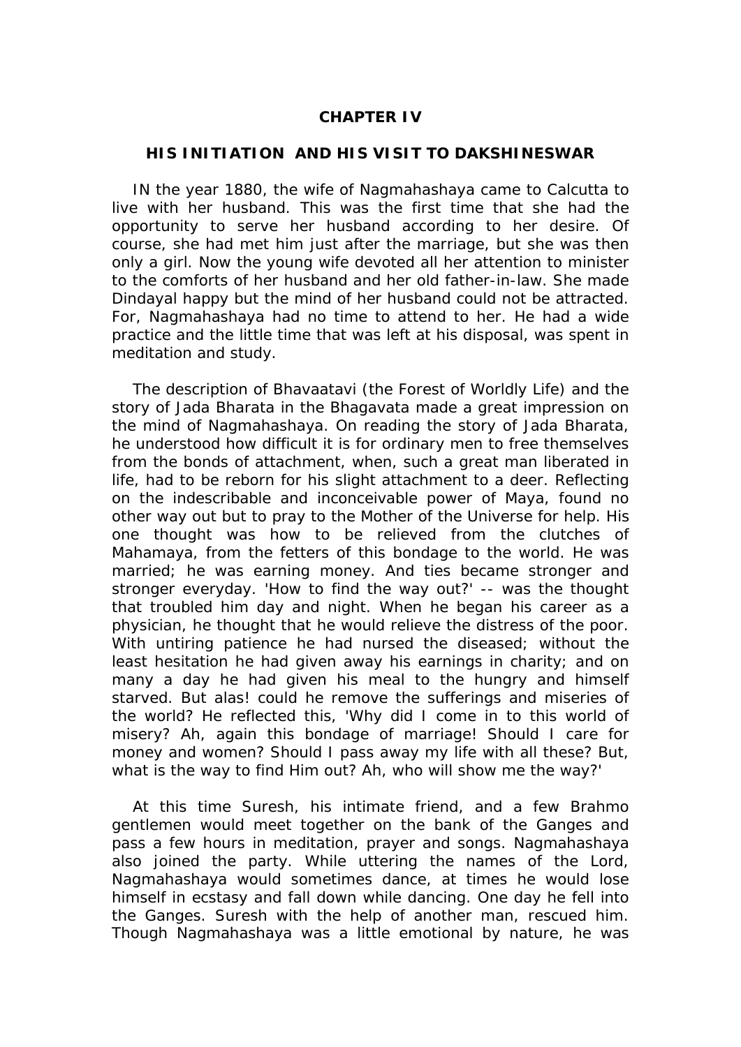## CHAPTER IV

### HIS INITIATION AND HIS VISIT TO DAKSHINESWAR

IN the year 1880, the wife of Nagmahashaya came to Calcutta to live with her husband. This was the first time that she had the opportunity to serve her husband according to her desire. Of course, she had met him just after the marriage, but she was then only a girl. Now the young wife devoted all her attention to minister to the comforts of her husband and her old father-in-law. She made Dindayal happy but the mind of her husband could not be attracted. For, Nagmahashaya had no time to attend to her. He had a wide practice and the little time that was left at his disposal, was spent in meditation and study.

The description of Bhavaatavi (the Forest of Worldly Life) and the story of Jada Bharata in the Bhagavata made a great impression on the mind of Nagmahashaya. On reading the story of Jada Bharata, he understood how difficult it is for ordinary men to free themselves from the bonds of attachment, when, such a great man liberated in life, had to be reborn for his slight attachment to a deer. Reflecting on the indescribable and inconceivable power of Maya, found no other way out but to pray to the Mother of the Universe for help. His one thought was how to be relieved from the clutches of Mahamaya, from the fetters of this bondage to the world. He was married; he was earning money. And ties became stronger and stronger everyday. 'How to find the way out?' -- was the thought that troubled him day and night. When he began his career as a physician, he thought that he would relieve the distress of the poor. With untiring patience he had nursed the diseased; without the least hesitation he had given away his earnings in charity; and on many a day he had given his meal to the hungry and himself starved. But alas! could he remove the sufferings and miseries of the world? He reflected this, 'Why did I come in to this world of misery? Ah, again this bondage of marriage! Should I care for money and women? Should I pass away my life with all these? But, what is the way to find Him out? Ah, who will show me the way?'

At this time Suresh, his intimate friend, and a few Brahmo gentlemen would meet together on the bank of the Ganges and pass a few hours in meditation, prayer and songs. Nagmahashaya also joined the party. While uttering the names of the Lord, Nagmahashaya would sometimes dance, at times he would lose himself in ecstasy and fall down while dancing. One day he fell into the Ganges. Suresh with the help of another man, rescued him. Though Nagmahashaya was a little emotional by nature, he was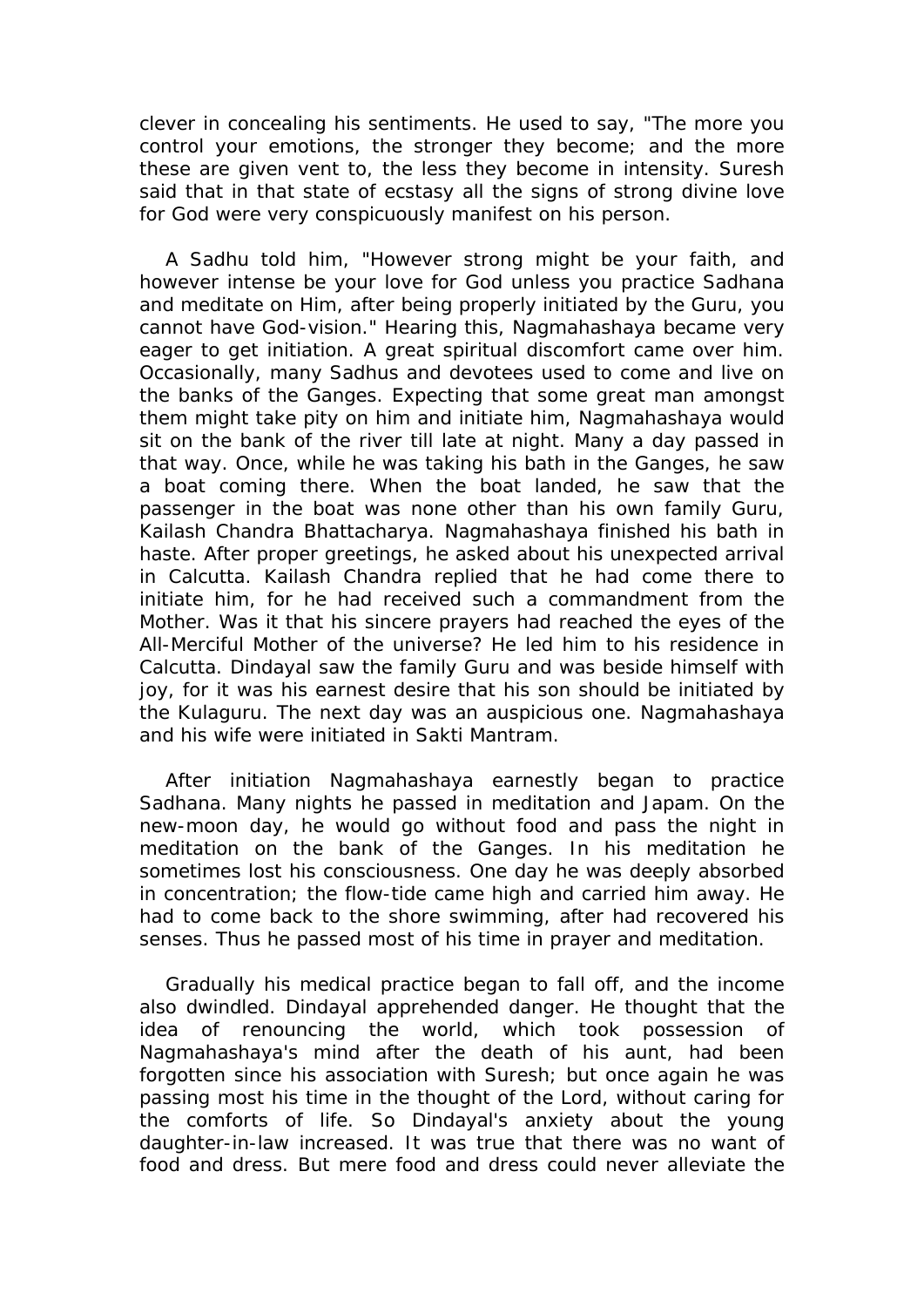clever in concealing his sentiments. He used to say, "The more you control your emotions, the stronger they become; and the more these are given vent to, the less they become in intensity. Suresh said that in that state of ecstasy all the signs of strong divine love for God were very conspicuously manifest on his person.

A Sadhu told him, "However strong might be your faith, and however intense be your love for God unless you practice Sadhana and meditate on Him, after being properly initiated by the Guru, you cannot have God-vision." Hearing this, Nagmahashaya became very eager to get initiation. A great spiritual discomfort came over him. Occasionally, many Sadhus and devotees used to come and live on the banks of the Ganges. Expecting that some great man amongst them might take pity on him and initiate him, Nagmahashaya would sit on the bank of the river till late at night. Many a day passed in that way. Once, while he was taking his bath in the Ganges, he saw a boat coming there. When the boat landed, he saw that the passenger in the boat was none other than his own family Guru, Kailash Chandra Bhattacharya. Nagmahashaya finished his bath in haste. After proper greetings, he asked about his unexpected arrival in Calcutta. Kailash Chandra replied that he had come there to initiate him, for he had received such a commandment from the Mother. Was it that his sincere prayers had reached the eyes of the All-Merciful Mother of the universe? He led him to his residence in Calcutta. Dindayal saw the family Guru and was beside himself with joy, for it was his earnest desire that his son should be initiated by the Kulaguru. The next day was an auspicious one. Nagmahashaya and his wife were initiated in Sakti Mantram.

After initiation Nagmahashaya earnestly began to practice Sadhana. Many nights he passed in meditation and Japam. On the new-moon day, he would go without food and pass the night in meditation on the bank of the Ganges. In his meditation he sometimes lost his consciousness. One day he was deeply absorbed in concentration; the flow-tide came high and carried him away. He had to come back to the shore swimming, after had recovered his senses. Thus he passed most of his time in prayer and meditation.

Gradually his medical practice began to fall off, and the income also dwindled. Dindayal apprehended danger. He thought that the idea of renouncing the world, which took possession of Nagmahashaya's mind after the death of his aunt, had been forgotten since his association with Suresh; but once again he was passing most his time in the thought of the Lord, without caring for the comforts of life. So Dindayal's anxiety about the young daughter-in-law increased. It was true that there was no want of food and dress. But mere food and dress could never alleviate the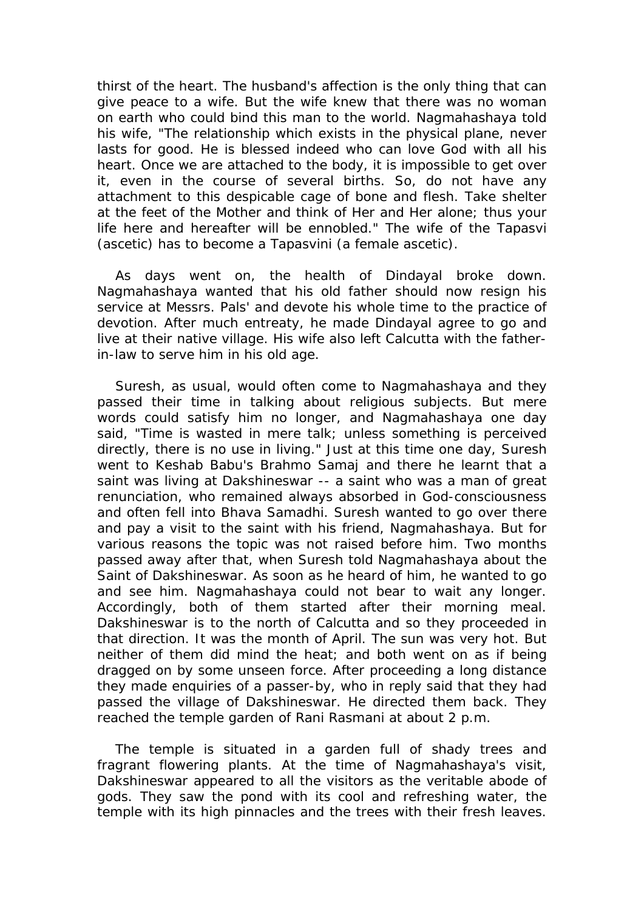thirst of the heart. The husband's affection is the only thing that can give peace to a wife. But the wife knew that there was no woman on earth who could bind this man to the world. Nagmahashaya told his wife, "The relationship which exists in the physical plane, never lasts for good. He is blessed indeed who can love God with all his heart. Once we are attached to the body, it is impossible to get over it, even in the course of several births. So, do not have any attachment to this despicable cage of bone and flesh. Take shelter at the feet of the Mother and think of Her and Her alone; thus your life here and hereafter will be ennobled." The wife of the Tapasvi (ascetic) has to become a Tapasvini (a female ascetic).

As days went on, the health of Dindayal broke down. Nagmahashaya wanted that his old father should now resign his service at Messrs. Pals' and devote his whole time to the practice of devotion. After much entreaty, he made Dindayal agree to go and live at their native village. His wife also left Calcutta with the father-in-law to serve him in his old age.

Suresh, as usual, would often come to Nagmahashaya and they passed their time in talking about religious subjects. But mere words could satisfy him no longer, and Nagmahashaya one day said, "Time is wasted in mere talk; unless something is perceived directly, there is no use in living." Just at this time one day, Suresh went to Keshab Babu's Brahmo Samaj and there he learnt that a saint was living at Dakshineswar -- a saint who was a man of great renunciation, who remained always absorbed in God-consciousness and often fell into Bhava Samadhi. Suresh wanted to go over there and pay a visit to the saint with his friend, Nagmahashaya. But for various reasons the topic was not raised before him. Two months passed away after that, when Suresh told Nagmahashaya about the Saint of Dakshineswar. As soon as he heard of him, he wanted to go and see him. Nagmahashaya could not bear to wait any longer. Accordingly, both of them started after their morning meal. Dakshineswar is to the north of Calcutta and so they proceeded in that direction. It was the month of April. The sun was very hot. But neither of them did mind the heat; and both went on as if being dragged on by some unseen force. After proceeding a long distance they made enquiries of a passer-by, who in reply said that they had passed the village of Dakshineswar. He directed them back. They reached the temple garden of Rani Rasmani at about 2 p.m.

The temple is situated in a garden full of shady trees and fragrant flowering plants. At the time of Nagmahashaya's visit, Dakshineswar appeared to all the visitors as the veritable abode of gods. They saw the pond with its cool and refreshing water, the temple with its high pinnacles and the trees with their fresh leaves.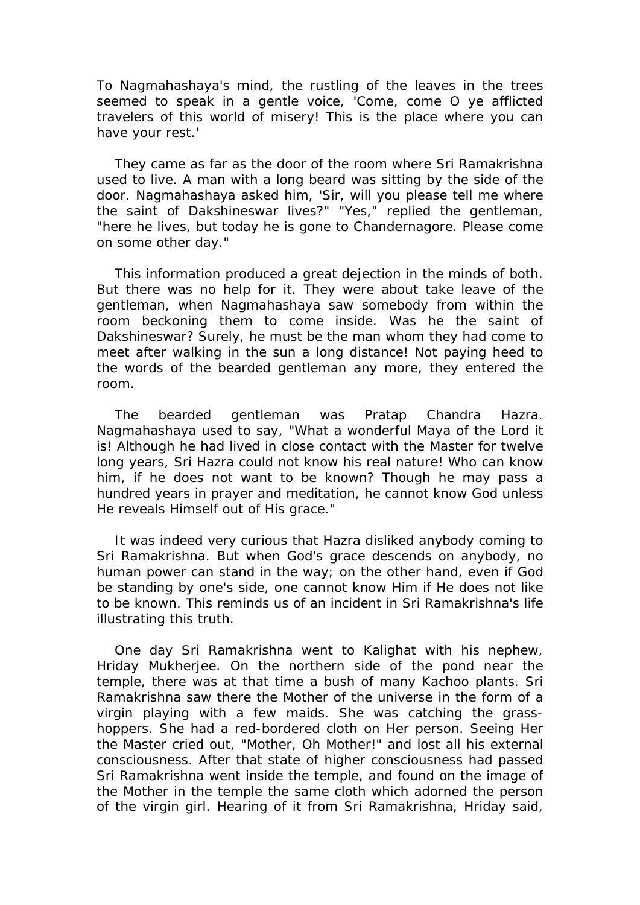To Nagmahashaya's mind, the rustling of the leaves in the trees seemed to speak in a gentle voice, 'Come, come O ye afflicted travelers of this world of misery! This is the place where you can have your rest.'

They came as far as the door of the room where Sri Ramakrishna used to live. A man with a long beard was sitting by the side of the door. Nagmahashaya asked him, 'Sir, will you please tell me where the saint of Dakshineswar lives?" "Yes," replied the gentleman, "here he lives, but today he is gone to Chandernagore. Please come on some other day."

This information produced a great dejection in the minds of both. But there was no help for it. They were about take leave of the gentleman, when Nagmahashaya saw somebody from within the room beckoning them to come inside. Was he the saint of Dakshineswar? Surely, he must be the man whom they had come to meet after walking in the sun a long distance! Not paying heed to the words of the bearded gentleman any more, they entered the room.

The bearded gentleman was Pratap Chandra Hazra. Nagmahashaya used to say, "What a wonderful Maya of the Lord it is! Although he had lived in close contact with the Master for twelve long years, Sri Hazra could not know his real nature! Who can know him, if he does not want to be known? Though he may pass a hundred years in prayer and meditation, he cannot know God unless He reveals Himself out of His grace."

It was indeed very curious that Hazra disliked anybody coming to Sri Ramakrishna. But when God's grace descends on anybody, no human power can stand in the way; on the other hand, even if God be standing by one's side, one cannot know Him if He does not like to be known. This reminds us of an incident in Sri Ramakrishna's life illustrating this truth.

One day Sri Ramakrishna went to Kalighat with his nephew, Hriday Mukherjee. On the northern side of the pond near the temple, there was at that time a bush of many Kachoo plants. Sri Ramakrishna saw there the Mother of the universe in the form of a virgin playing with a few maids. She was catching the grass-hoppers. She had a red-bordered cloth on Her person. Seeing Her the Master cried out, "Mother, Oh Mother!" and lost all his external consciousness. After that state of higher consciousness had passed Sri Ramakrishna went inside the temple, and found on the image of the Mother in the temple the same cloth which adorned the person of the virgin girl. Hearing of it from Sri Ramakrishna, Hriday said,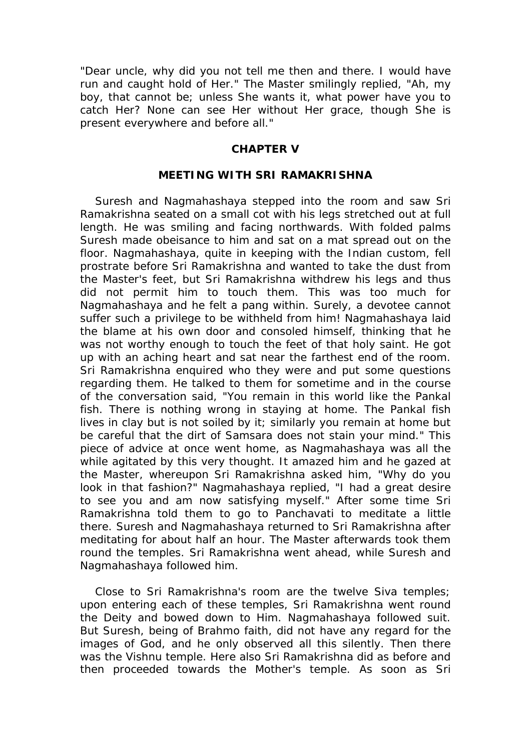"Dear uncle, why did you not tell me then and there. I would have run and caught hold of Her." The Master smilingly replied, "Ah, my boy, that cannot be; unless She wants it, what power have you to catch Her? None can see Her without Her grace, though She is present everywhere and before all."

## CHAPTER V

### MEETING WITH SRI RAMAKRISHNA

Suresh and Nagmahashaya stepped into the room and saw Sri Ramakrishna seated on a small cot with his legs stretched out at full length. He was smiling and facing northwards. With folded palms Suresh made obeisance to him and sat on a mat spread out on the floor. Nagmahashaya, quite in keeping with the Indian custom, fell prostrate before Sri Ramakrishna and wanted to take the dust from the Master's feet, but Sri Ramakrishna withdrew his legs and thus did not permit him to touch them. This was too much for Nagmahashaya and he felt a pang within. Surely, a devotee cannot suffer such a privilege to be withheld from him! Nagmahashaya laid the blame at his own door and consoled himself, thinking that he was not worthy enough to touch the feet of that holy saint. He got up with an aching heart and sat near the farthest end of the room. Sri Ramakrishna enquired who they were and put some questions regarding them. He talked to them for sometime and in the course of the conversation said, "You remain in this world like the Pankal fish. There is nothing wrong in staying at home. The Pankal fish lives in clay but is not soiled by it; similarly you remain at home but be careful that the dirt of Samsara does not stain your mind." This piece of advice at once went home, as Nagmahashaya was all the while agitated by this very thought. It amazed him and he gazed at the Master, whereupon Sri Ramakrishna asked him, "Why do you look in that fashion?" Nagmahashaya replied, "I had a great desire to see you and am now satisfying myself." After some time Sri Ramakrishna told them to go to Panchavati to meditate a little there. Suresh and Nagmahashaya returned to Sri Ramakrishna after meditating for about half an hour. The Master afterwards took them round the temples. Sri Ramakrishna went ahead, while Suresh and Nagmahashaya followed him.

Close to Sri Ramakrishna's room are the twelve Siva temples; upon entering each of these temples, Sri Ramakrishna went round the Deity and bowed down to Him. Nagmahashaya followed suit. But Suresh, being of Brahmo faith, did not have any regard for the images of God, and he only observed all this silently. Then there was the Vishnu temple. Here also Sri Ramakrishna did as before and then proceeded towards the Mother's temple. As soon as Sri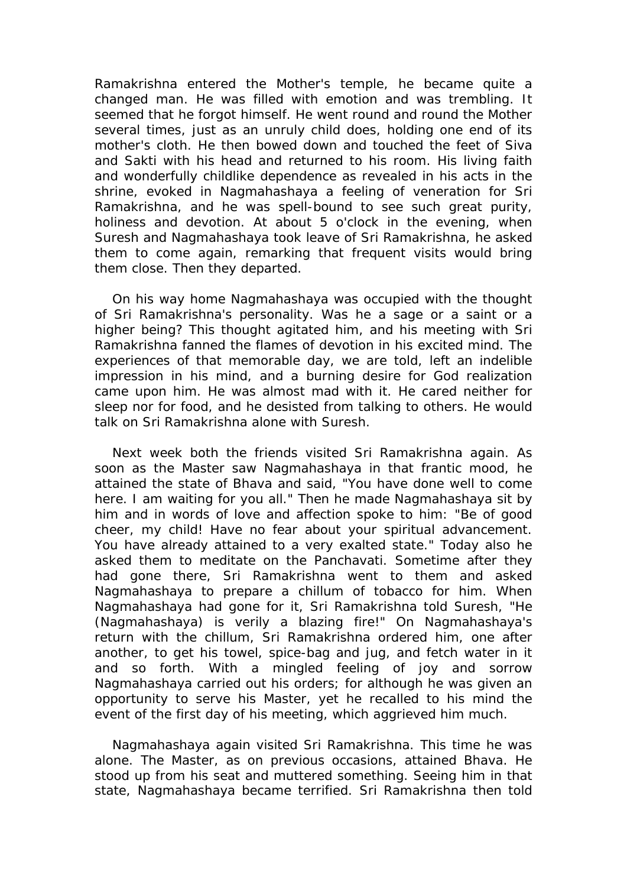Ramakrishna entered the Mother's temple, he became quite a changed man. He was filled with emotion and was trembling. It seemed that he forgot himself. He went round and round the Mother several times, just as an unruly child does, holding one end of its mother's cloth. He then bowed down and touched the feet of Siva and Sakti with his head and returned to his room. His living faith and wonderfully childlike dependence as revealed in his acts in the shrine, evoked in Nagmahashaya a feeling of veneration for Sri Ramakrishna, and he was spell-bound to see such great purity, holiness and devotion. At about 5 o'clock in the evening, when Suresh and Nagmahashaya took leave of Sri Ramakrishna, he asked them to come again, remarking that frequent visits would bring them close. Then they departed.

On his way home Nagmahashaya was occupied with the thought of Sri Ramakrishna's personality. Was he a sage or a saint or a higher being? This thought agitated him, and his meeting with Sri Ramakrishna fanned the flames of devotion in his excited mind. The experiences of that memorable day, we are told, left an indelible impression in his mind, and a burning desire for God realization came upon him. He was almost mad with it. He cared neither for sleep nor for food, and he desisted from talking to others. He would talk on Sri Ramakrishna alone with Suresh.

Next week both the friends visited Sri Ramakrishna again. As soon as the Master saw Nagmahashaya in that frantic mood, he attained the state of Bhava and said, "You have done well to come here. I am waiting for you all." Then he made Nagmahashaya sit by him and in words of love and affection spoke to him: "Be of good cheer, my child! Have no fear about your spiritual advancement. You have already attained to a very exalted state." Today also he asked them to meditate on the Panchavati. Sometime after they had gone there, Sri Ramakrishna went to them and asked Nagmahashaya to prepare a chillum of tobacco for him. When Nagmahashaya had gone for it, Sri Ramakrishna told Suresh, "He (Nagmahashaya) is verily a blazing fire!" On Nagmahashaya's return with the chillum, Sri Ramakrishna ordered him, one after another, to get his towel, spice-bag and jug, and fetch water in it and so forth. With a mingled feeling of joy and sorrow Nagmahashaya carried out his orders; for although he was given an opportunity to serve his Master, yet he recalled to his mind the event of the first day of his meeting, which aggrieved him much.

Nagmahashaya again visited Sri Ramakrishna. This time he was alone. The Master, as on previous occasions, attained Bhava. He stood up from his seat and muttered something. Seeing him in that state, Nagmahashaya became terrified. Sri Ramakrishna then told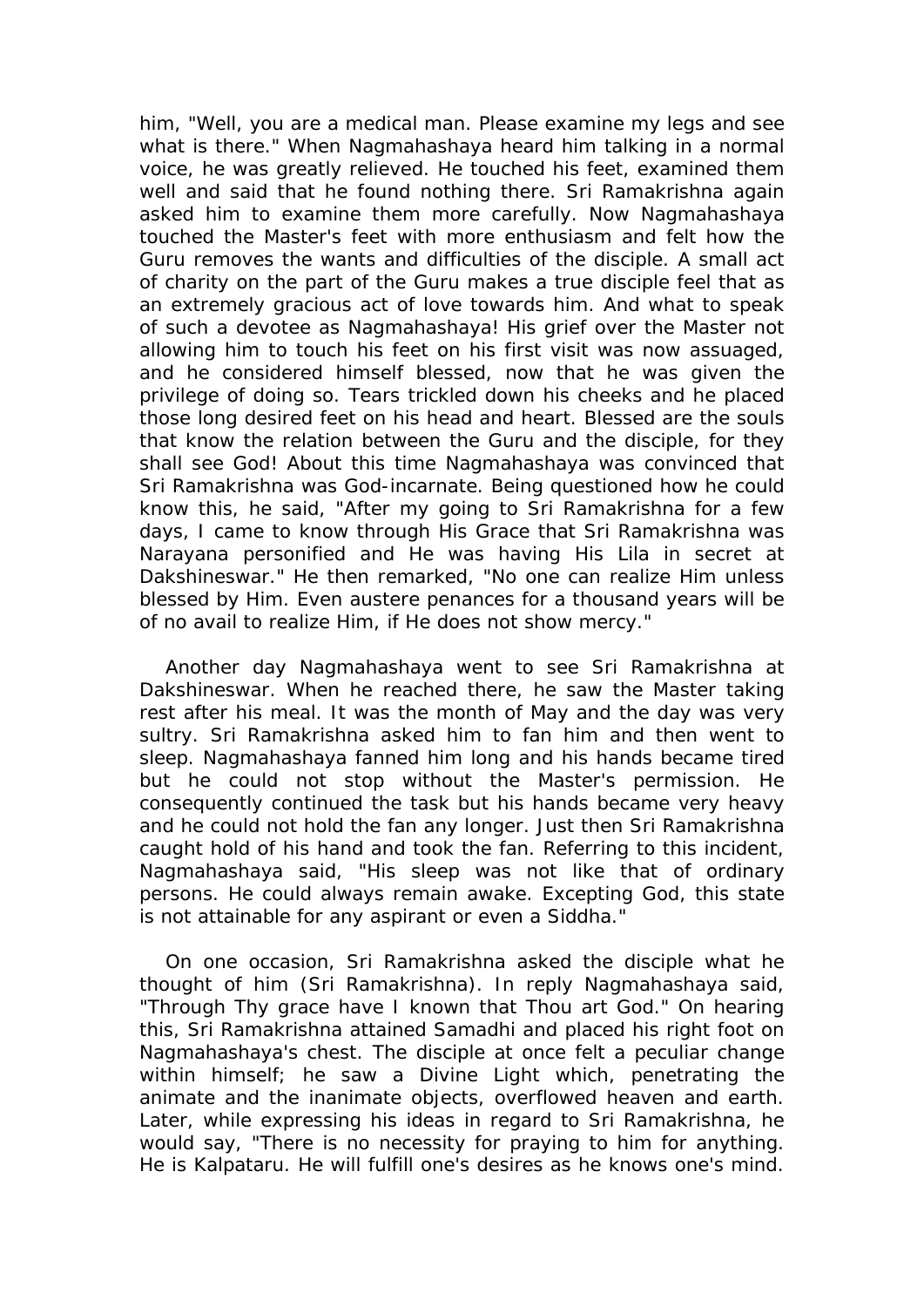him, "Well, you are a medical man. Please examine my legs and see what is there." When Nagmahashaya heard him talking in a normal voice, he was greatly relieved. He touched his feet, examined them well and said that he found nothing there. Sri Ramakrishna again asked him to examine them more carefully. Now Nagmahashaya touched the Master's feet with more enthusiasm and felt how the Guru removes the wants and difficulties of the disciple. A small act of charity on the part of the Guru makes a true disciple feel that as an extremely gracious act of love towards him. And what to speak of such a devotee as Nagmahashaya! His grief over the Master not allowing him to touch his feet on his first visit was now assuaged, and he considered himself blessed, now that he was given the privilege of doing so. Tears trickled down his cheeks and he placed those long desired feet on his head and heart. Blessed are the souls that know the relation between the Guru and the disciple, for they shall see God! About this time Nagmahashaya was convinced that Sri Ramakrishna was God-incarnate. Being questioned how he could know this, he said, "After my going to Sri Ramakrishna for a few days, I came to know through His Grace that Sri Ramakrishna was Narayana personified and He was having His Lila in secret at Dakshineswar." He then remarked, "No one can realize Him unless blessed by Him. Even austere penances for a thousand years will be of no avail to realize Him, if He does not show mercy."

Another day Nagmahashaya went to see Sri Ramakrishna at Dakshineswar. When he reached there, he saw the Master taking rest after his meal. It was the month of May and the day was very sultry. Sri Ramakrishna asked him to fan him and then went to sleep. Nagmahashaya fanned him long and his hands became tired but he could not stop without the Master's permission. He consequently continued the task but his hands became very heavy and he could not hold the fan any longer. Just then Sri Ramakrishna caught hold of his hand and took the fan. Referring to this incident, Nagmahashaya said, "His sleep was not like that of ordinary persons. He could always remain awake. Excepting God, this state is not attainable for any aspirant or even a Siddha."

On one occasion, Sri Ramakrishna asked the disciple what he thought of him (Sri Ramakrishna). In reply Nagmahashaya said, "Through Thy grace have I known that Thou art God." On hearing this, Sri Ramakrishna attained Samadhi and placed his right foot on Nagmahashaya's chest. The disciple at once felt a peculiar change within himself; he saw a Divine Light which, penetrating the animate and the inanimate objects, overflowed heaven and earth. Later, while expressing his ideas in regard to Sri Ramakrishna, he would say, "There is no necessity for praying to him for anything. He is Kalpataru. He will fulfill one's desires as he knows one's mind.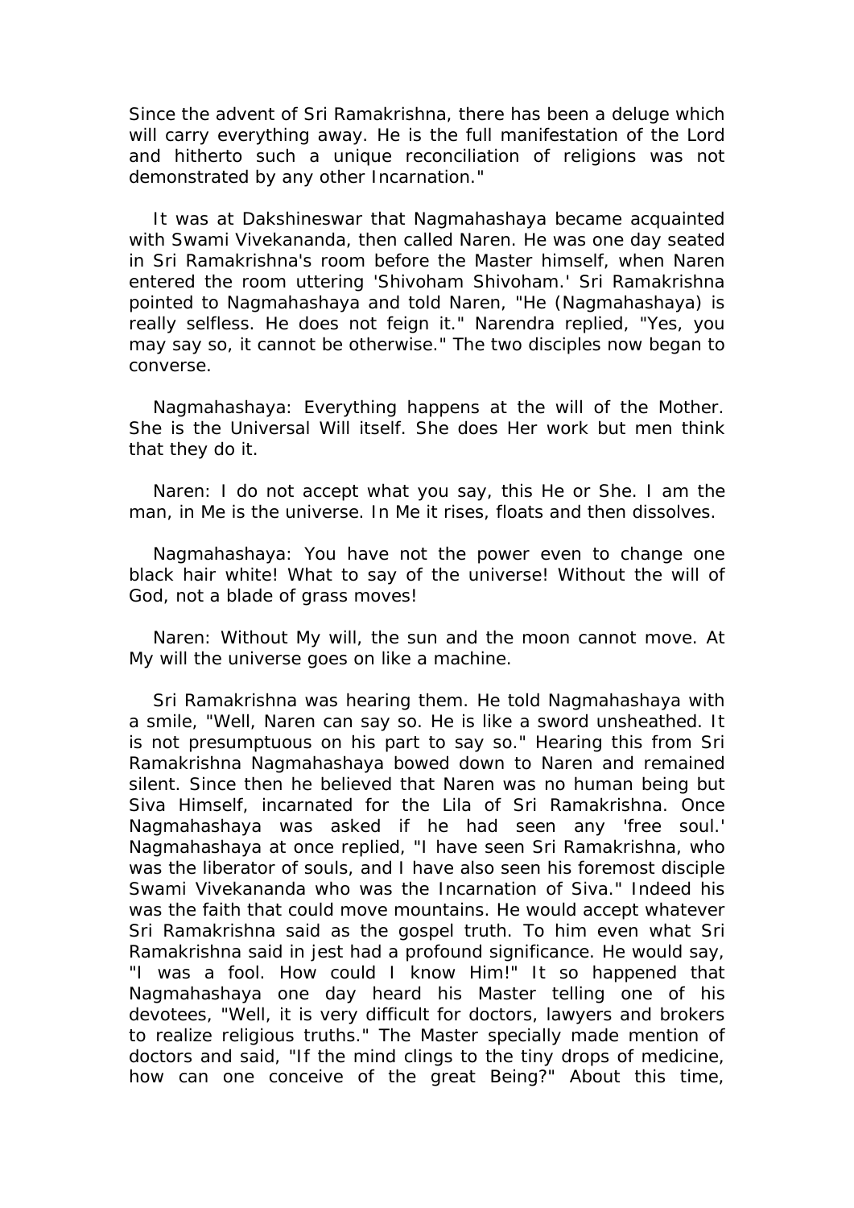Since the advent of Sri Ramakrishna, there has been a deluge which will carry everything away. He is the full manifestation of the Lord and hitherto such a unique reconciliation of religions was not demonstrated by any other Incarnation."

It was at Dakshineswar that Nagmahashaya became acquainted with Swami Vivekananda, then called Naren. He was one day seated in Sri Ramakrishna's room before the Master himself, when Naren entered the room uttering 'Shivoham Shivoham.' Sri Ramakrishna pointed to Nagmahashaya and told Naren, "He (Nagmahashaya) is really selfless. He does not feign it." Narendra replied, "Yes, you may say so, it cannot be otherwise." The two disciples now began to converse.

Nagmahashaya: Everything happens at the will of the Mother. She is the Universal Will itself. She does Her work but men think that they do it.

Naren: I do not accept what you say, this He or She. I am the man, in Me is the universe. In Me it rises, floats and then dissolves.

Nagmahashaya: You have not the power even to change one black hair white! What to say of the universe! Without the will of God, not a blade of grass moves!

Naren: Without My will, the sun and the moon cannot move. At My will the universe goes on like a machine.

Sri Ramakrishna was hearing them. He told Nagmahashaya with a smile, "Well, Naren can say so. He is like a sword unsheathed. It is not presumptuous on his part to say so." Hearing this from Sri Ramakrishna Nagmahashaya bowed down to Naren and remained silent. Since then he believed that Naren was no human being but Siva Himself, incarnated for the Lila of Sri Ramakrishna. Once Nagmahashaya was asked if he had seen any 'free soul.' Nagmahashaya at once replied, "I have seen Sri Ramakrishna, who was the liberator of souls, and I have also seen his foremost disciple Swami Vivekananda who was the Incarnation of Siva." Indeed his was the faith that could move mountains. He would accept whatever Sri Ramakrishna said as the gospel truth. To him even what Sri Ramakrishna said in jest had a profound significance. He would say, "I was a fool. How could I know Him!" It so happened that Nagmahashaya one day heard his Master telling one of his devotees, "Well, it is very difficult for doctors, lawyers and brokers to realize religious truths." The Master specially made mention of doctors and said, "If the mind clings to the tiny drops of medicine, how can one conceive of the great Being?" About this time,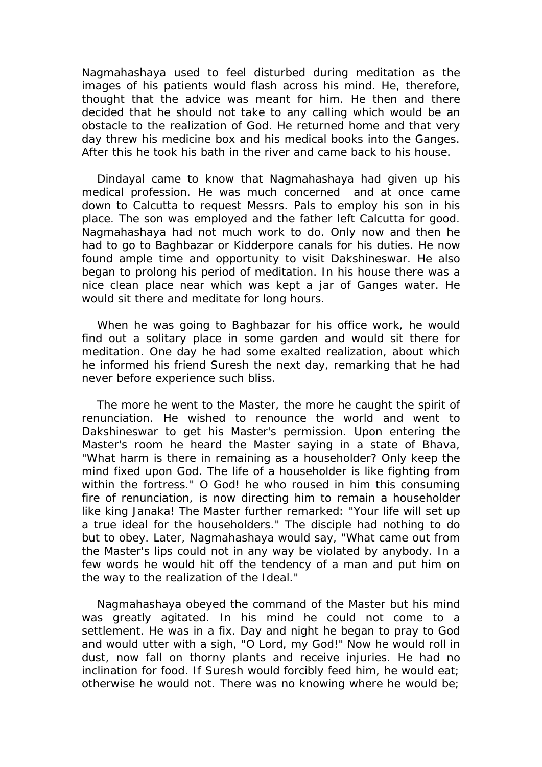Nagmahashaya used to feel disturbed during meditation as the images of his patients would flash across his mind. He, therefore, thought that the advice was meant for him. He then and there decided that he should not take to any calling which would be an obstacle to the realization of God. He returned home and that very day threw his medicine box and his medical books into the Ganges. After this he took his bath in the river and came back to his house.

Dindayal came to know that Nagmahashaya had given up his medical profession. He was much concerned and at once came down to Calcutta to request Messrs. Pals to employ his son in his place. The son was employed and the father left Calcutta for good. Nagmahashaya had not much work to do. Only now and then he had to go to Baghbazar or Kidderpore canals for his duties. He now found ample time and opportunity to visit Dakshineswar. He also began to prolong his period of meditation. In his house there was a nice clean place near which was kept a jar of Ganges water. He would sit there and meditate for long hours.

When he was going to Baghbazar for his office work, he would find out a solitary place in some garden and would sit there for meditation. One day he had some exalted realization, about which he informed his friend Suresh the next day, remarking that he had never before experience such bliss.

The more he went to the Master, the more he caught the spirit of renunciation. He wished to renounce the world and went to Dakshineswar to get his Master's permission. Upon entering the Master's room he heard the Master saying in a state of Bhava, "What harm is there in remaining as a householder? Only keep the mind fixed upon God. The life of a householder is like fighting from within the fortress." O God! he who roused in him this consuming fire of renunciation, is now directing him to remain a householder like king Janaka! The Master further remarked: "Your life will set up a true ideal for the householders." The disciple had nothing to do but to obey. Later, Nagmahashaya would say, "What came out from the Master's lips could not in any way be violated by anybody. In a few words he would hit off the tendency of a man and put him on the way to the realization of the Ideal."

Nagmahashaya obeyed the command of the Master but his mind was greatly agitated. In his mind he could not come to a settlement. He was in a fix. Day and night he began to pray to God and would utter with a sigh, "O Lord, my God!" Now he would roll in dust, now fall on thorny plants and receive injuries. He had no inclination for food. If Suresh would forcibly feed him, he would eat; otherwise he would not. There was no knowing where he would be;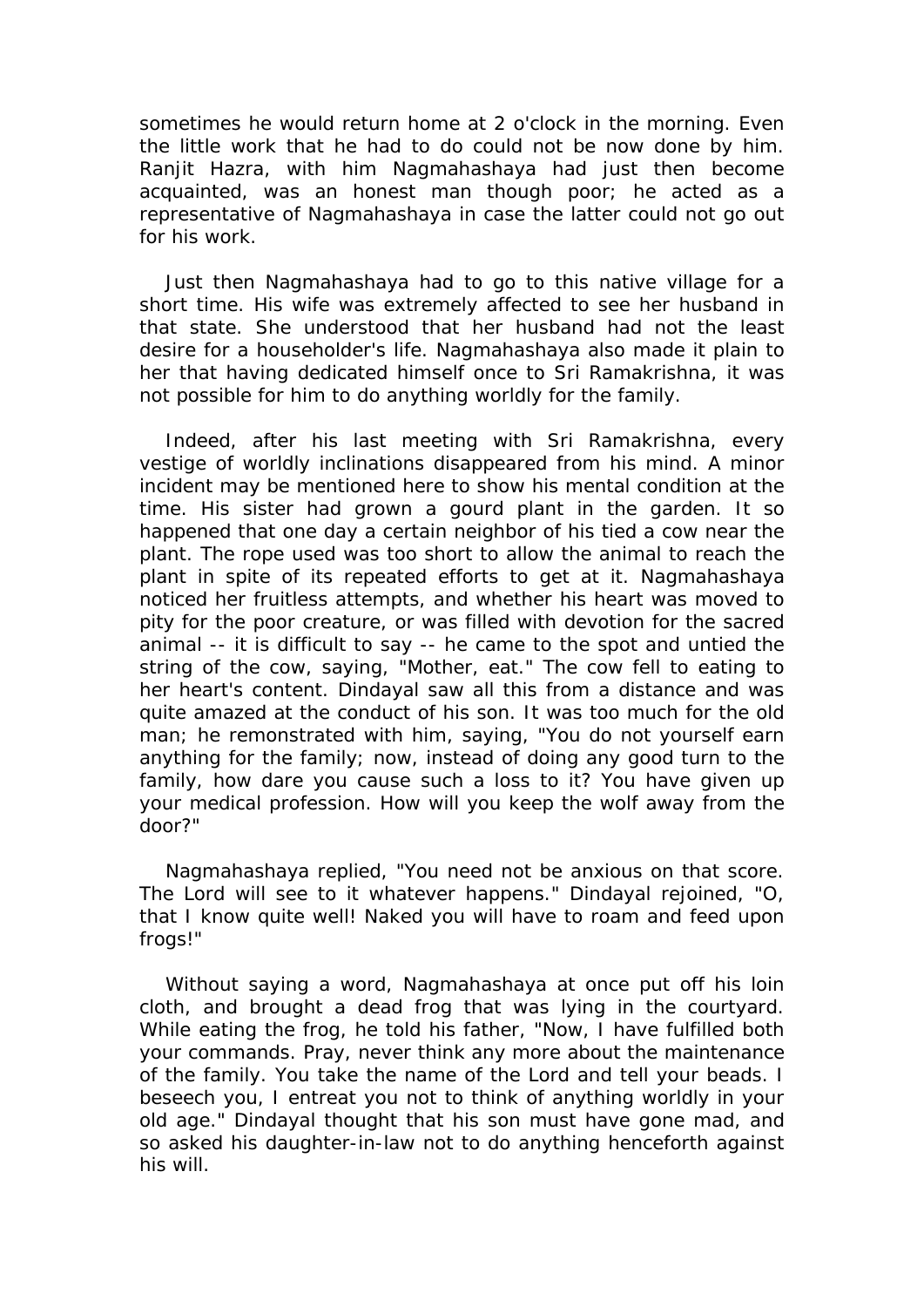sometimes he would return home at 2 o'clock in the morning. Even the little work that he had to do could not be now done by him. Ranjit Hazra, with him Nagmahashaya had just then become acquainted, was an honest man though poor; he acted as a representative of Nagmahashaya in case the latter could not go out for his work.

Just then Nagmahashaya had to go to this native village for a short time. His wife was extremely affected to see her husband in that state. She understood that her husband had not the least desire for a householder's life. Nagmahashaya also made it plain to her that having dedicated himself once to Sri Ramakrishna, it was not possible for him to do anything worldly for the family.

Indeed, after his last meeting with Sri Ramakrishna, every vestige of worldly inclinations disappeared from his mind. A minor incident may be mentioned here to show his mental condition at the time. His sister had grown a gourd plant in the garden. It so happened that one day a certain neighbor of his tied a cow near the plant. The rope used was too short to allow the animal to reach the plant in spite of its repeated efforts to get at it. Nagmahashaya noticed her fruitless attempts, and whether his heart was moved to pity for the poor creature, or was filled with devotion for the sacred animal -- it is difficult to say -- he came to the spot and untied the string of the cow, saying, "Mother, eat." The cow fell to eating to her heart's content. Dindayal saw all this from a distance and was quite amazed at the conduct of his son. It was too much for the old man; he remonstrated with him, saying, "You do not yourself earn anything for the family; now, instead of doing any good turn to the family, how dare you cause such a loss to it? You have given up your medical profession. How will you keep the wolf away from the door?"

Nagmahashaya replied, "You need not be anxious on that score. The Lord will see to it whatever happens." Dindayal rejoined, "O, that I know quite well! Naked you will have to roam and feed upon frogs!"

Without saying a word, Nagmahashaya at once put off his loin cloth, and brought a dead frog that was lying in the courtyard. While eating the frog, he told his father, "Now, I have fulfilled both your commands. Pray, never think any more about the maintenance of the family. You take the name of the Lord and tell your beads. I beseech you, I entreat you not to think of anything worldly in your old age." Dindayal thought that his son must have gone mad, and so asked his daughter-in-law not to do anything henceforth against his will.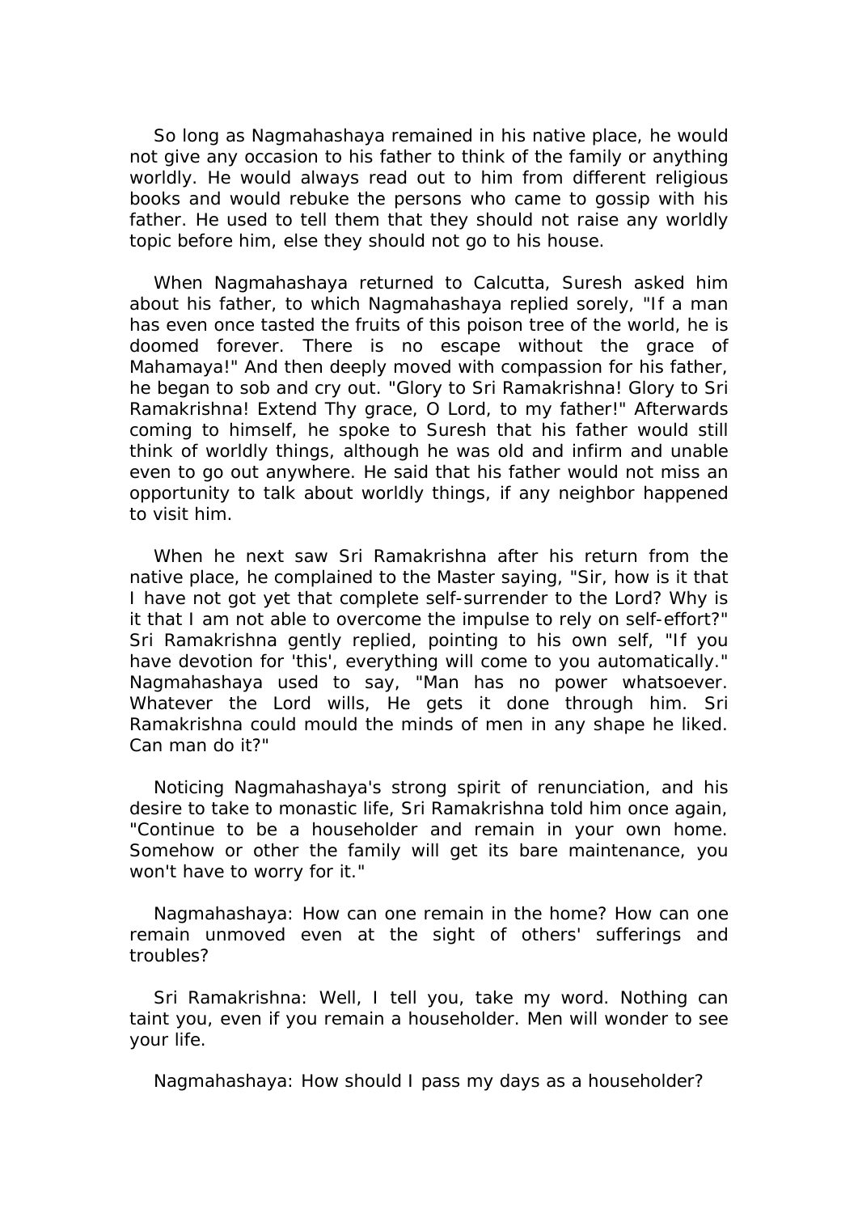So long as Nagmahashaya remained in his native place, he would not give any occasion to his father to think of the family or anything worldly. He would always read out to him from different religious books and would rebuke the persons who came to gossip with his father. He used to tell them that they should not raise any worldly topic before him, else they should not go to his house.

When Nagmahashaya returned to Calcutta, Suresh asked him about his father, to which Nagmahashaya replied sorely, "If a man has even once tasted the fruits of this poison tree of the world, he is doomed forever. There is no escape without the grace of Mahamaya!" And then deeply moved with compassion for his father, he began to sob and cry out. "Glory to Sri Ramakrishna! Glory to Sri Ramakrishna! Extend Thy grace, O Lord, to my father!" Afterwards coming to himself, he spoke to Suresh that his father would still think of worldly things, although he was old and infirm and unable even to go out anywhere. He said that his father would not miss an opportunity to talk about worldly things, if any neighbor happened to visit him.

When he next saw Sri Ramakrishna after his return from the native place, he complained to the Master saying, "Sir, how is it that I have not got yet that complete self-surrender to the Lord? Why is it that I am not able to overcome the impulse to rely on self-effort?" Sri Ramakrishna gently replied, pointing to his own self, "If you have devotion for 'this', everything will come to you automatically." Nagmahashaya used to say, "Man has no power whatsoever. Whatever the Lord wills, He gets it done through him. Sri Ramakrishna could mould the minds of men in any shape he liked. Can man do it?"

Noticing Nagmahashaya's strong spirit of renunciation, and his desire to take to monastic life, Sri Ramakrishna told him once again, "Continue to be a householder and remain in your own home. Somehow or other the family will get its bare maintenance, you won't have to worry for it."

Nagmahashaya: How can one remain in the home? How can one remain unmoved even at the sight of others' sufferings and troubles?

Sri Ramakrishna: Well, I tell you, take my word. Nothing can taint you, even if you remain a householder. Men will wonder to see your life.

Nagmahashaya: How should I pass my days as a householder?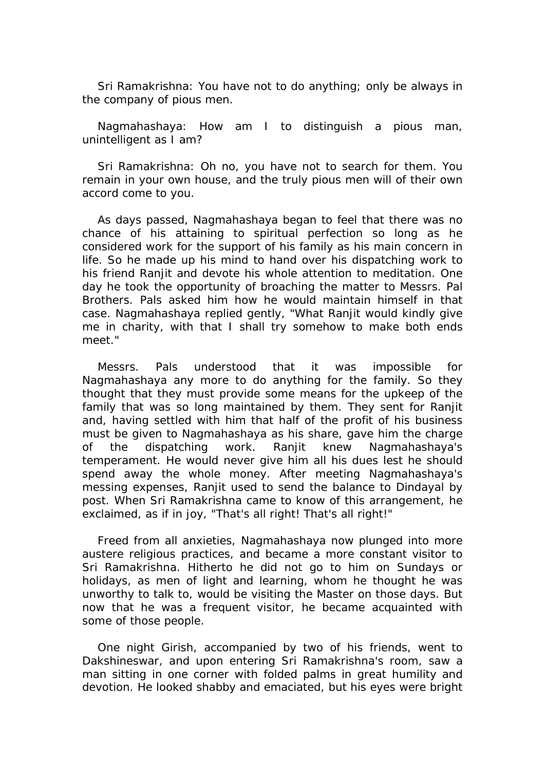Sri Ramakrishna: You have not to do anything; only be always in the company of pious men.

Nagmahashaya: How am I to distinguish a pious man, unintelligent as I am?

Sri Ramakrishna: Oh no, you have not to search for them. You remain in your own house, and the truly pious men will of their own accord come to you.

As days passed, Nagmahashaya began to feel that there was no chance of his attaining to spiritual perfection so long as he considered work for the support of his family as his main concern in life. So he made up his mind to hand over his dispatching work to his friend Ranjit and devote his whole attention to meditation. One day he took the opportunity of broaching the matter to Messrs. Pal Brothers. Pals asked him how he would maintain himself in that case. Nagmahashaya replied gently, "What Ranjit would kindly give me in charity, with that I shall try somehow to make both ends meet."

Messrs. Pals understood that it was impossible for Nagmahashaya any more to do anything for the family. So they thought that they must provide some means for the upkeep of the family that was so long maintained by them. They sent for Ranjit and, having settled with him that half of the profit of his business must be given to Nagmahashaya as his share, gave him the charge of the dispatching work. Ranjit knew Nagmahashaya's temperament. He would never give him all his dues lest he should spend away the whole money. After meeting Nagmahashaya's messing expenses, Ranjit used to send the balance to Dindayal by post. When Sri Ramakrishna came to know of this arrangement, he exclaimed, as if in joy, "That's all right! That's all right!"

Freed from all anxieties, Nagmahashaya now plunged into more austere religious practices, and became a more constant visitor to Sri Ramakrishna. Hitherto he did not go to him on Sundays or holidays, as men of light and learning, whom he thought he was unworthy to talk to, would be visiting the Master on those days. But now that he was a frequent visitor, he became acquainted with some of those people.

One night Girish, accompanied by two of his friends, went to Dakshineswar, and upon entering Sri Ramakrishna's room, saw a man sitting in one corner with folded palms in great humility and devotion. He looked shabby and emaciated, but his eyes were bright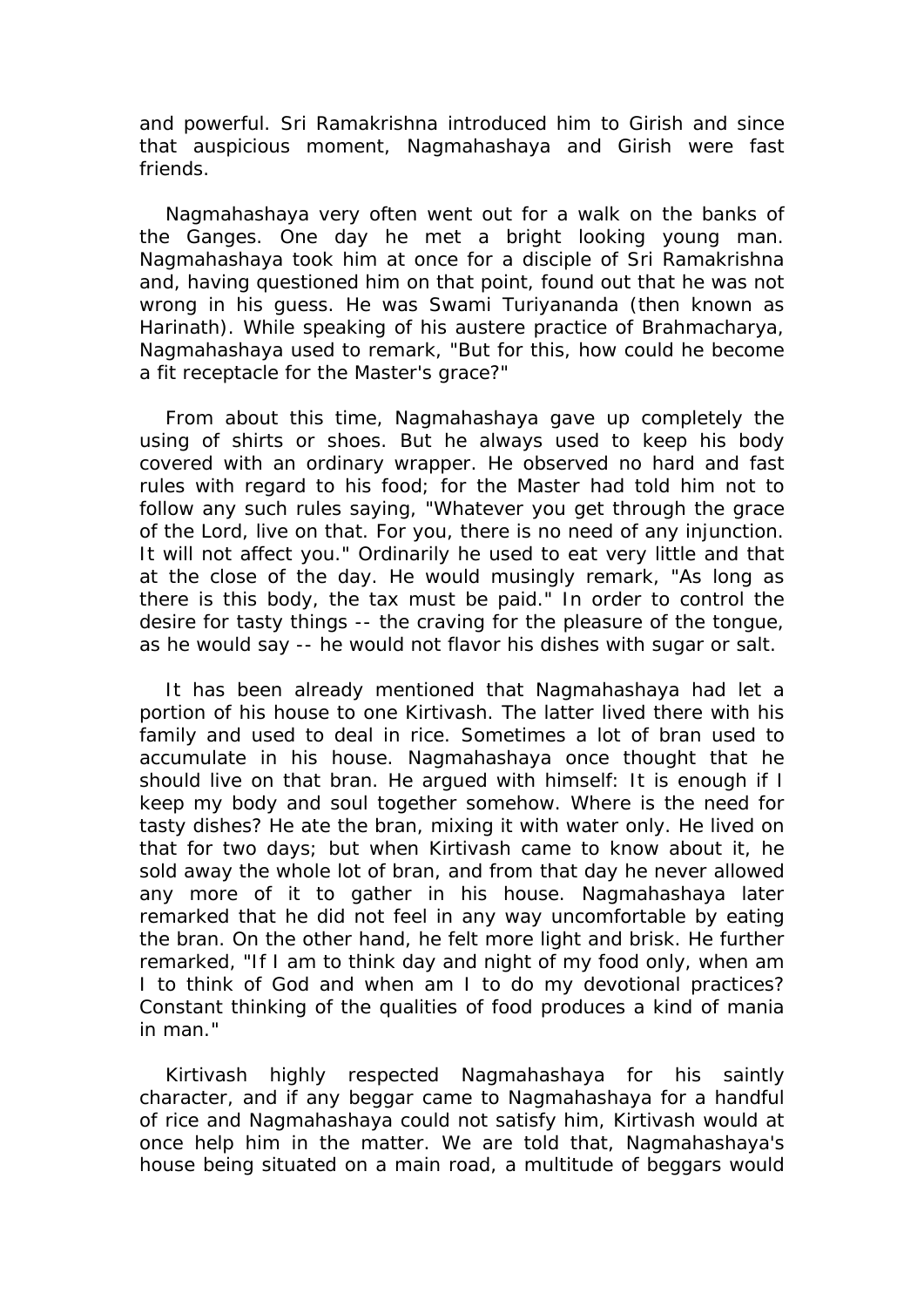and powerful. Sri Ramakrishna introduced him to Girish and since that auspicious moment, Nagmahashaya and Girish were fast friends.

Nagmahashaya very often went out for a walk on the banks of the Ganges. One day he met a bright looking young man. Nagmahashaya took him at once for a disciple of Sri Ramakrishna and, having questioned him on that point, found out that he was not wrong in his guess. He was Swami Turiyananda (then known as Harinath). While speaking of his austere practice of Brahmacharya, Nagmahashaya used to remark, "But for this, how could he become a fit receptacle for the Master's grace?"

From about this time, Nagmahashaya gave up completely the using of shirts or shoes. But he always used to keep his body covered with an ordinary wrapper. He observed no hard and fast rules with regard to his food; for the Master had told him not to follow any such rules saying, "Whatever you get through the grace of the Lord, live on that. For you, there is no need of any injunction. It will not affect you." Ordinarily he used to eat very little and that at the close of the day. He would musingly remark, "As long as there is this body, the tax must be paid." In order to control the desire for tasty things -- the craving for the pleasure of the tongue, as he would say -- he would not flavor his dishes with sugar or salt.

It has been already mentioned that Nagmahashaya had let a portion of his house to one Kirtivash. The latter lived there with his family and used to deal in rice. Sometimes a lot of bran used to accumulate in his house. Nagmahashaya once thought that he should live on that bran. He argued with himself: It is enough if I keep my body and soul together somehow. Where is the need for tasty dishes? He ate the bran, mixing it with water only. He lived on that for two days; but when Kirtivash came to know about it, he sold away the whole lot of bran, and from that day he never allowed any more of it to gather in his house. Nagmahashaya later remarked that he did not feel in any way uncomfortable by eating the bran. On the other hand, he felt more light and brisk. He further remarked, "If I am to think day and night of my food only, when am I to think of God and when am I to do my devotional practices? Constant thinking of the qualities of food produces a kind of mania in man."

Kirtivash highly respected Nagmahashaya for his saintly character, and if any beggar came to Nagmahashaya for a handful of rice and Nagmahashaya could not satisfy him, Kirtivash would at once help him in the matter. We are told that, Nagmahashaya's house being situated on a main road, a multitude of beggars would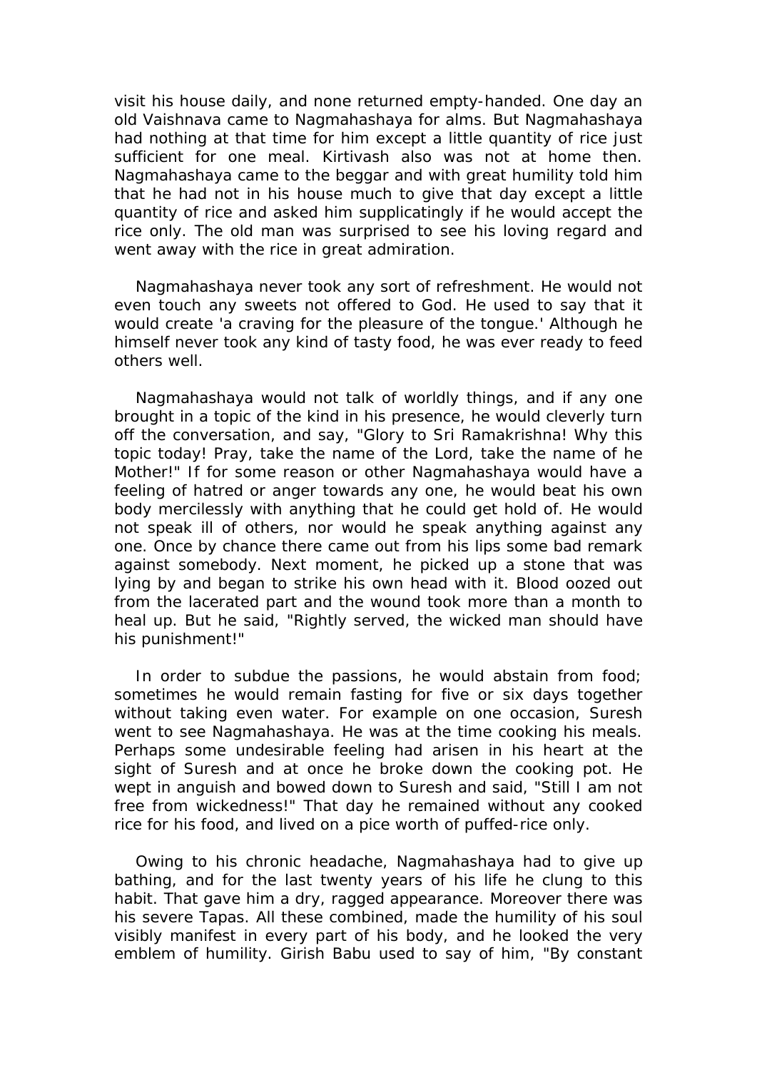visit his house daily, and none returned empty-handed. One day an old Vaishnava came to Nagmahashaya for alms. But Nagmahashaya had nothing at that time for him except a little quantity of rice just sufficient for one meal. Kirtivash also was not at home then. Nagmahashaya came to the beggar and with great humility told him that he had not in his house much to give that day except a little quantity of rice and asked him supplicatingly if he would accept the rice only. The old man was surprised to see his loving regard and went away with the rice in great admiration.

Nagmahashaya never took any sort of refreshment. He would not even touch any sweets not offered to God. He used to say that it would create 'a craving for the pleasure of the tongue.' Although he himself never took any kind of tasty food, he was ever ready to feed others well.

Nagmahashaya would not talk of worldly things, and if any one brought in a topic of the kind in his presence, he would cleverly turn off the conversation, and say, "Glory to Sri Ramakrishna! Why this topic today! Pray, take the name of the Lord, take the name of he Mother!" If for some reason or other Nagmahashaya would have a feeling of hatred or anger towards any one, he would beat his own body mercilessly with anything that he could get hold of. He would not speak ill of others, nor would he speak anything against any one. Once by chance there came out from his lips some bad remark against somebody. Next moment, he picked up a stone that was lying by and began to strike his own head with it. Blood oozed out from the lacerated part and the wound took more than a month to heal up. But he said, "Rightly served, the wicked man should have his punishment!"

In order to subdue the passions, he would abstain from food; sometimes he would remain fasting for five or six days together without taking even water. For example on one occasion, Suresh went to see Nagmahashaya. He was at the time cooking his meals. Perhaps some undesirable feeling had arisen in his heart at the sight of Suresh and at once he broke down the cooking pot. He wept in anguish and bowed down to Suresh and said, "Still I am not free from wickedness!" That day he remained without any cooked rice for his food, and lived on a pice worth of puffed-rice only.

Owing to his chronic headache, Nagmahashaya had to give up bathing, and for the last twenty years of his life he clung to this habit. That gave him a dry, ragged appearance. Moreover there was his severe Tapas. All these combined, made the humility of his soul visibly manifest in every part of his body, and he looked the very emblem of humility. Girish Babu used to say of him, "By constant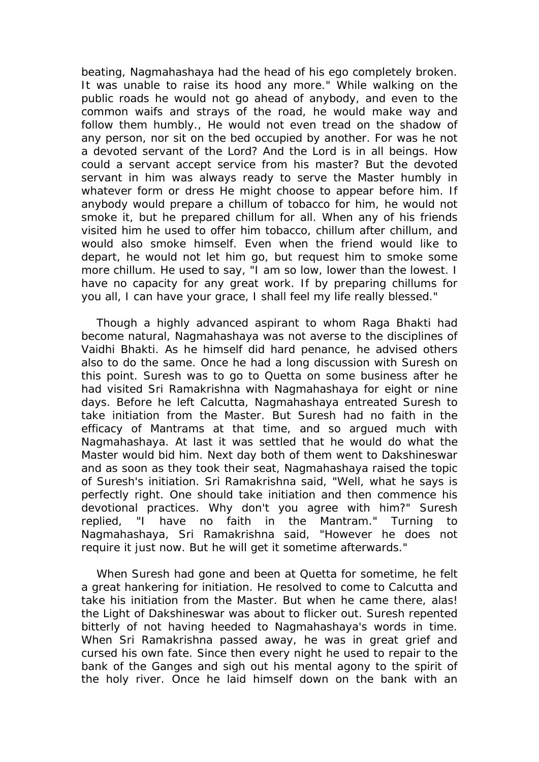beating, Nagmahashaya had the head of his ego completely broken. It was unable to raise its hood any more." While walking on the public roads he would not go ahead of anybody, and even to the common waifs and strays of the road, he would make way and follow them humbly., He would not even tread on the shadow of any person, nor sit on the bed occupied by another. For was he not a devoted servant of the Lord? And the Lord is in all beings. How could a servant accept service from his master? But the devoted servant in him was always ready to serve the Master humbly in whatever form or dress He might choose to appear before him. If anybody would prepare a chillum of tobacco for him, he would not smoke it, but he prepared chillum for all. When any of his friends visited him he used to offer him tobacco, chillum after chillum, and would also smoke himself. Even when the friend would like to depart, he would not let him go, but request him to smoke some more chillum. He used to say, "I am so low, lower than the lowest. I have no capacity for any great work. If by preparing chillums for you all, I can have your grace, I shall feel my life really blessed."

Though a highly advanced aspirant to whom Raga Bhakti had become natural, Nagmahashaya was not averse to the disciplines of Vaidhi Bhakti. As he himself did hard penance, he advised others also to do the same. Once he had a long discussion with Suresh on this point. Suresh was to go to Quetta on some business after he had visited Sri Ramakrishna with Nagmahashaya for eight or nine days. Before he left Calcutta, Nagmahashaya entreated Suresh to take initiation from the Master. But Suresh had no faith in the efficacy of Mantrams at that time, and so argued much with Nagmahashaya. At last it was settled that he would do what the Master would bid him. Next day both of them went to Dakshineswar and as soon as they took their seat, Nagmahashaya raised the topic of Suresh's initiation. Sri Ramakrishna said, "Well, what he says is perfectly right. One should take initiation and then commence his devotional practices. Why don't you agree with him?" Suresh replied, "I have no faith in the Mantram." Turning to Nagmahashaya, Sri Ramakrishna said, "However he does not require it just now. But he will get it sometime afterwards."

When Suresh had gone and been at Quetta for sometime, he felt a great hankering for initiation. He resolved to come to Calcutta and take his initiation from the Master. But when he came there, alas! the Light of Dakshineswar was about to flicker out. Suresh repented bitterly of not having heeded to Nagmahashaya's words in time. When Sri Ramakrishna passed away, he was in great grief and cursed his own fate. Since then every night he used to repair to the bank of the Ganges and sigh out his mental agony to the spirit of the holy river. Once he laid himself down on the bank with an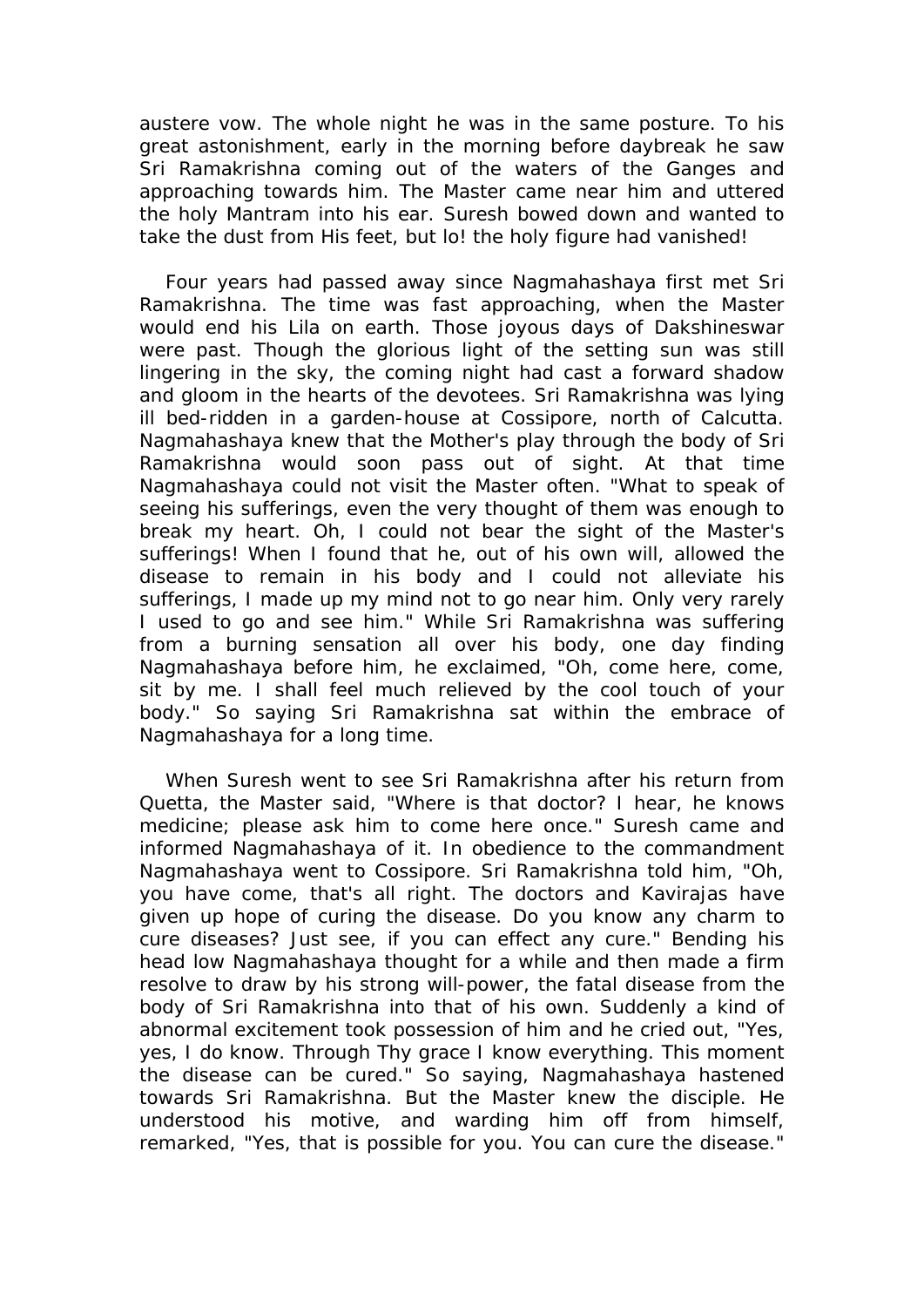austere vow. The whole night he was in the same posture. To his great astonishment, early in the morning before daybreak he saw Sri Ramakrishna coming out of the waters of the Ganges and approaching towards him. The Master came near him and uttered the holy Mantram into his ear. Suresh bowed down and wanted to take the dust from His feet, but lo! the holy figure had vanished!

Four years had passed away since Nagmahashaya first met Sri Ramakrishna. The time was fast approaching, when the Master would end his Lila on earth. Those joyous days of Dakshineswar were past. Though the glorious light of the setting sun was still lingering in the sky, the coming night had cast a forward shadow and gloom in the hearts of the devotees. Sri Ramakrishna was lying ill bed-ridden in a garden-house at Cossipore, north of Calcutta. Nagmahashaya knew that the Mother's play through the body of Sri Ramakrishna would soon pass out of sight. At that time Nagmahashaya could not visit the Master often. "What to speak of seeing his sufferings, even the very thought of them was enough to break my heart. Oh, I could not bear the sight of the Master's sufferings! When I found that he, out of his own will, allowed the disease to remain in his body and I could not alleviate his sufferings, I made up my mind not to go near him. Only very rarely I used to go and see him." While Sri Ramakrishna was suffering from a burning sensation all over his body, one day finding Nagmahashaya before him, he exclaimed, "Oh, come here, come, sit by me. I shall feel much relieved by the cool touch of your body." So saying Sri Ramakrishna sat within the embrace of Nagmahashaya for a long time.

When Suresh went to see Sri Ramakrishna after his return from Quetta, the Master said, "Where is that doctor? I hear, he knows medicine; please ask him to come here once." Suresh came and informed Nagmahashaya of it. In obedience to the commandment Nagmahashaya went to Cossipore. Sri Ramakrishna told him, "Oh, you have come, that's all right. The doctors and Kavirajas have given up hope of curing the disease. Do you know any charm to cure diseases? Just see, if you can effect any cure." Bending his head low Nagmahashaya thought for a while and then made a firm resolve to draw by his strong will-power, the fatal disease from the body of Sri Ramakrishna into that of his own. Suddenly a kind of abnormal excitement took possession of him and he cried out, "Yes, yes, I do know. Through Thy grace I know everything. This moment the disease can be cured." So saying, Nagmahashaya hastened towards Sri Ramakrishna. But the Master knew the disciple. He understood his motive, and warding him off from himself, remarked, "Yes, that is possible for you. You can cure the disease."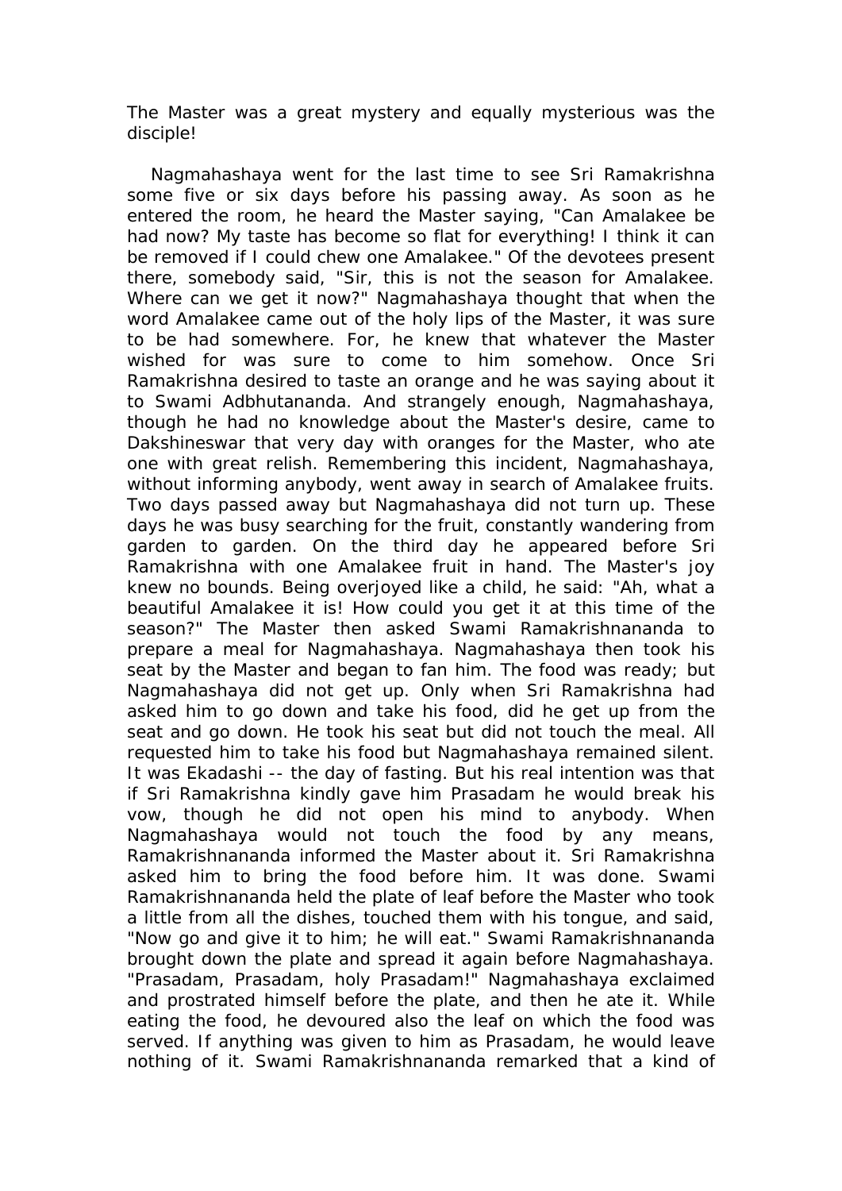The Master was a great mystery and equally mysterious was the disciple!

Nagmahashaya went for the last time to see Sri Ramakrishna some five or six days before his passing away. As soon as he entered the room, he heard the Master saying, "Can Amalakee be had now? My taste has become so flat for everything! I think it can be removed if I could chew one Amalakee." Of the devotees present there, somebody said, "Sir, this is not the season for Amalakee. Where can we get it now?" Nagmahashaya thought that when the word Amalakee came out of the holy lips of the Master, it was sure to be had somewhere. For, he knew that whatever the Master wished for was sure to come to him somehow. Once Sri Ramakrishna desired to taste an orange and he was saying about it to Swami Adbhutananda. And strangely enough, Nagmahashaya, though he had no knowledge about the Master's desire, came to Dakshineswar that very day with oranges for the Master, who ate one with great relish. Remembering this incident, Nagmahashaya, without informing anybody, went away in search of Amalakee fruits. Two days passed away but Nagmahashaya did not turn up. These days he was busy searching for the fruit, constantly wandering from garden to garden. On the third day he appeared before Sri Ramakrishna with one Amalakee fruit in hand. The Master's joy knew no bounds. Being overjoyed like a child, he said: "Ah, what a beautiful Amalakee it is! How could you get it at this time of the season?" The Master then asked Swami Ramakrishnananda to prepare a meal for Nagmahashaya. Nagmahashaya then took his seat by the Master and began to fan him. The food was ready; but Nagmahashaya did not get up. Only when Sri Ramakrishna had asked him to go down and take his food, did he get up from the seat and go down. He took his seat but did not touch the meal. All requested him to take his food but Nagmahashaya remained silent. It was Ekadashi -- the day of fasting. But his real intention was that if Sri Ramakrishna kindly gave him Prasadam he would break his vow, though he did not open his mind to anybody. When Nagmahashaya would not touch the food by any means, Ramakrishnananda informed the Master about it. Sri Ramakrishna asked him to bring the food before him. It was done. Swami Ramakrishnananda held the plate of leaf before the Master who took a little from all the dishes, touched them with his tongue, and said, "Now go and give it to him; he will eat." Swami Ramakrishnananda brought down the plate and spread it again before Nagmahashaya. "Prasadam, Prasadam, holy Prasadam!" Nagmahashaya exclaimed and prostrated himself before the plate, and then he ate it. While eating the food, he devoured also the leaf on which the food was served. If anything was given to him as Prasadam, he would leave nothing of it. Swami Ramakrishnananda remarked that a kind of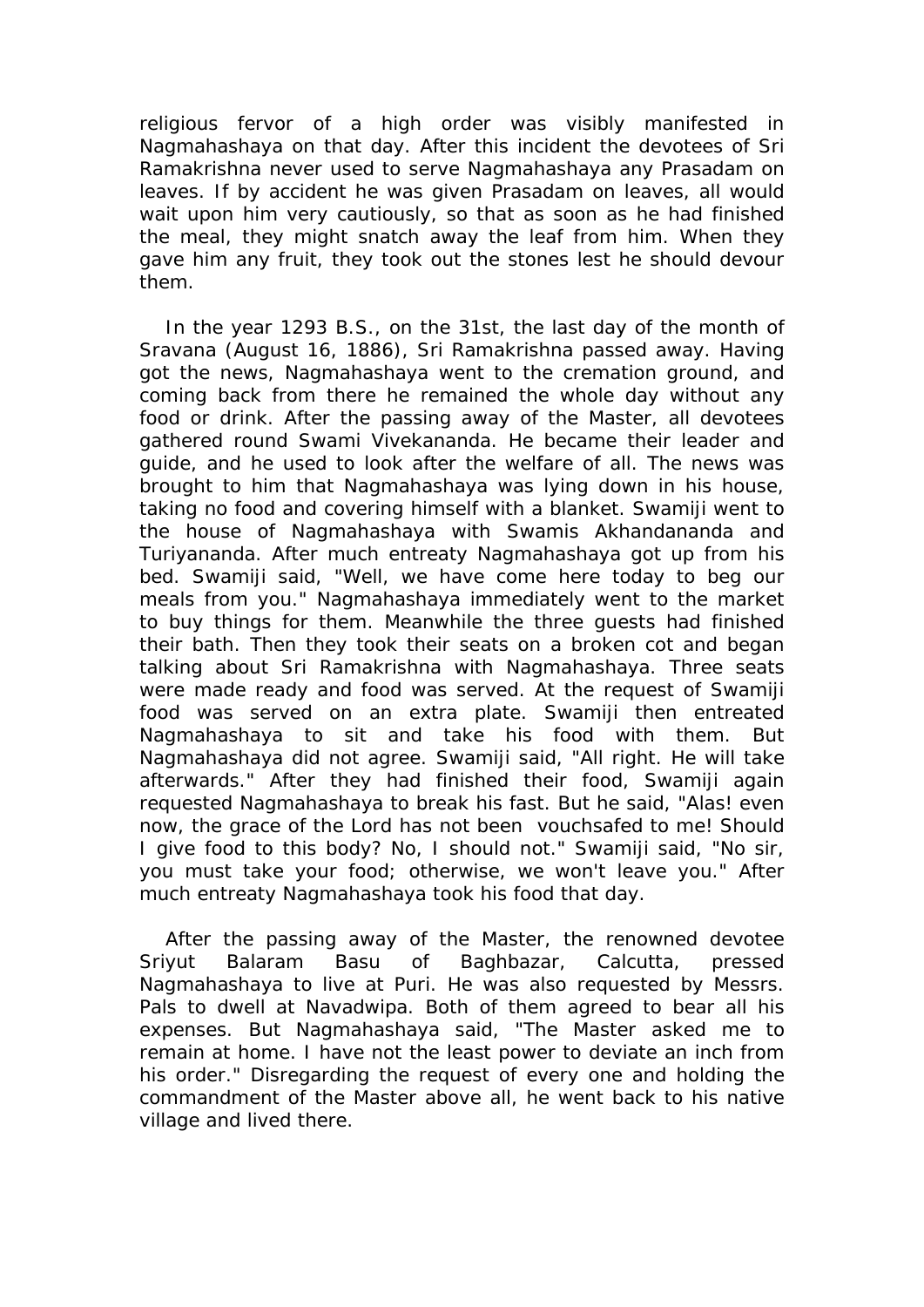religious fervor of a high order was visibly manifested in Nagmahashaya on that day. After this incident the devotees of Sri Ramakrishna never used to serve Nagmahashaya any Prasadam on leaves. If by accident he was given Prasadam on leaves, all would wait upon him very cautiously, so that as soon as he had finished the meal, they might snatch away the leaf from him. When they gave him any fruit, they took out the stones lest he should devour them.

In the year 1293 B.S., on the 31st, the last day of the month of Sravana (August 16, 1886), Sri Ramakrishna passed away. Having got the news, Nagmahashaya went to the cremation ground, and coming back from there he remained the whole day without any food or drink. After the passing away of the Master, all devotees gathered round Swami Vivekananda. He became their leader and guide, and he used to look after the welfare of all. The news was brought to him that Nagmahashaya was lying down in his house, taking no food and covering himself with a blanket. Swamiji went to the house of Nagmahashaya with Swamis Akhandananda and Turiyananda. After much entreaty Nagmahashaya got up from his bed. Swamiji said, "Well, we have come here today to beg our meals from you." Nagmahashaya immediately went to the market to buy things for them. Meanwhile the three guests had finished their bath. Then they took their seats on a broken cot and began talking about Sri Ramakrishna with Nagmahashaya. Three seats were made ready and food was served. At the request of Swamiji food was served on an extra plate. Swamiji then entreated Nagmahashaya to sit and take his food with them. But Nagmahashaya did not agree. Swamiji said, "All right. He will take afterwards." After they had finished their food, Swamiji again requested Nagmahashaya to break his fast. But he said, "Alas! even now, the grace of the Lord has not been vouchsafed to me! Should I give food to this body? No, I should not." Swamiji said, "No sir, you must take your food; otherwise, we won't leave you." After much entreaty Nagmahashaya took his food that day.

After the passing away of the Master, the renowned devotee Sriyut Balaram Basu of Baghbazar, Calcutta, pressed Nagmahashaya to live at Puri. He was also requested by Messrs. Pals to dwell at Navadwipa. Both of them agreed to bear all his expenses. But Nagmahashaya said, "The Master asked me to remain at home. I have not the least power to deviate an inch from his order." Disregarding the request of every one and holding the commandment of the Master above all, he went back to his native village and lived there.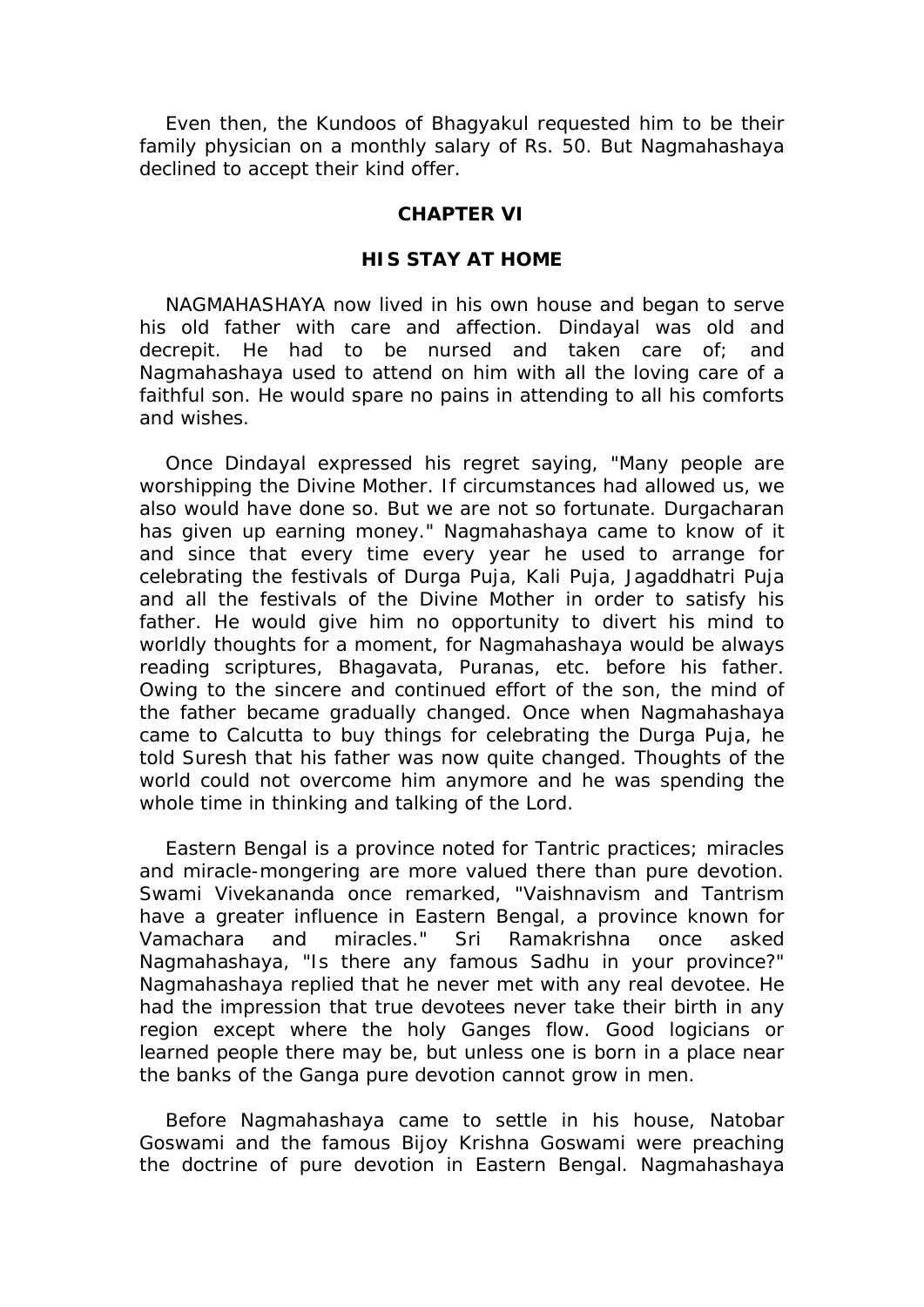Even then, the Kundoos of Bhagyakul requested him to be their family physician on a monthly salary of Rs. 50. But Nagmahashaya declined to accept their kind offer.

## CHAPTER VI

## HIS STAY AT HOME

NAGMAHASHAYA now lived in his own house and began to serve his old father with care and affection. Dindayal was old and decrepit. He had to be nursed and taken care of; and Nagmahashaya used to attend on him with all the loving care of a faithful son. He would spare no pains in attending to all his comforts and wishes.

Once Dindayal expressed his regret saying, "Many people are worshipping the Divine Mother. If circumstances had allowed us, we also would have done so. But we are not so fortunate. Durgacharan has given up earning money." Nagmahashaya came to know of it and since that every time every year he used to arrange for celebrating the festivals of Durga Puja, Kali Puja, Jagaddhatri Puja and all the festivals of the Divine Mother in order to satisfy his father. He would give him no opportunity to divert his mind to worldly thoughts for a moment, for Nagmahashaya would be always reading scriptures, Bhagavata, Puranas, etc. before his father. Owing to the sincere and continued effort of the son, the mind of the father became gradually changed. Once when Nagmahashaya came to Calcutta to buy things for celebrating the Durga Puja, he told Suresh that his father was now quite changed. Thoughts of the world could not overcome him anymore and he was spending the whole time in thinking and talking of the Lord.

Eastern Bengal is a province noted for Tantric practices; miracles and miracle-mongering are more valued there than pure devotion. Swami Vivekananda once remarked, "Vaishnavism and Tantrism have a greater influence in Eastern Bengal, a province known for Vamachara and miracles." Sri Ramakrishna once asked Nagmahashaya, "Is there any famous Sadhu in your province?" Nagmahashaya replied that he never met with any real devotee. He had the impression that true devotees never take their birth in any region except where the holy Ganges flow. Good logicians or learned people there may be, but unless one is born in a place near the banks of the Ganga pure devotion cannot grow in men.

Before Nagmahashaya came to settle in his house, Natobar Goswami and the famous Bijoy Krishna Goswami were preaching the doctrine of pure devotion in Eastern Bengal. Nagmahashaya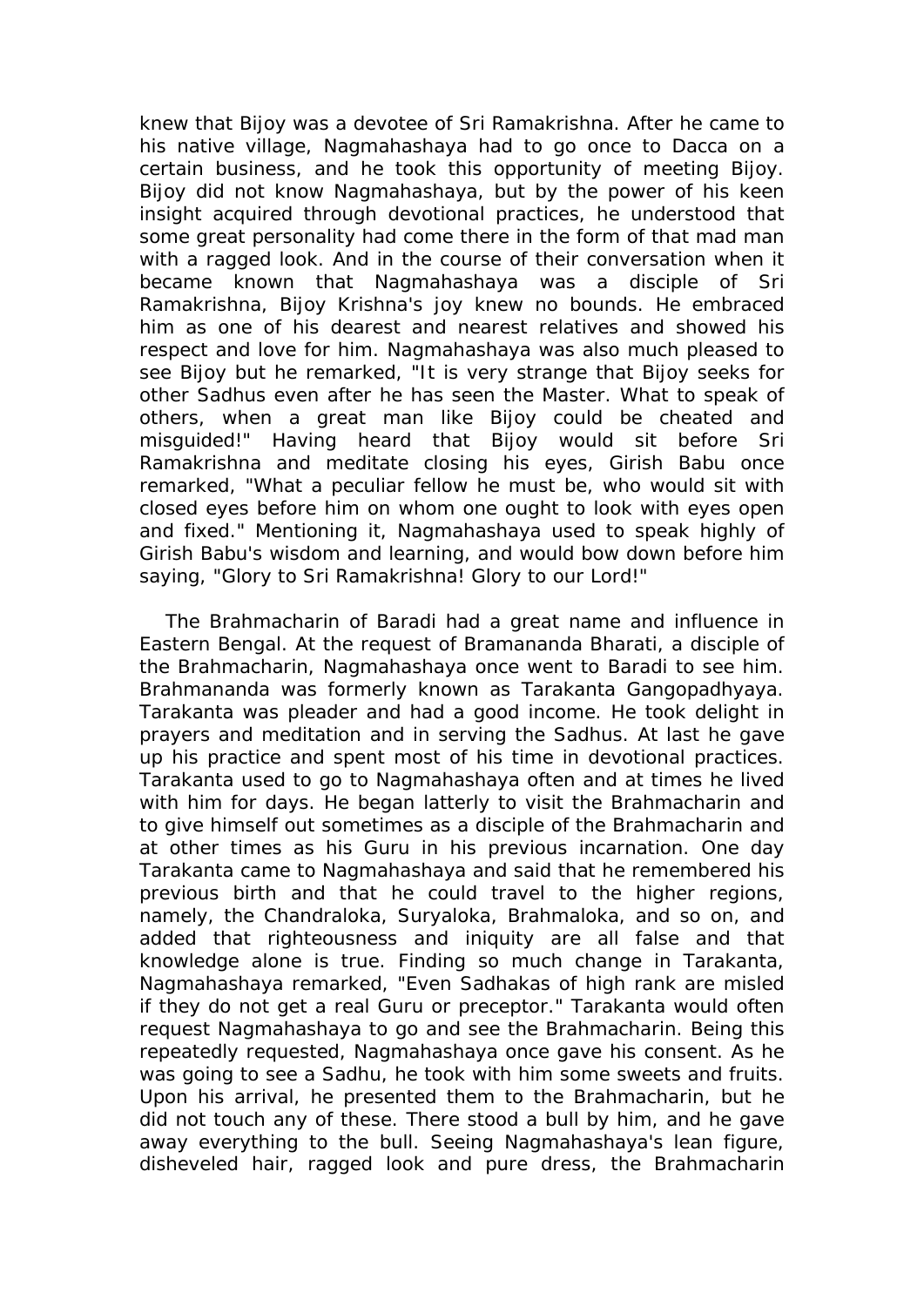knew that Bijoy was a devotee of Sri Ramakrishna. After he came to his native village, Nagmahashaya had to go once to Dacca on a certain business, and he took this opportunity of meeting Bijoy. Bijoy did not know Nagmahashaya, but by the power of his keen insight acquired through devotional practices, he understood that some great personality had come there in the form of that mad man with a ragged look. And in the course of their conversation when it became known that Nagmahashaya was a disciple of Sri Ramakrishna, Bijoy Krishna's joy knew no bounds. He embraced him as one of his dearest and nearest relatives and showed his respect and love for him. Nagmahashaya was also much pleased to see Bijoy but he remarked, "It is very strange that Bijoy seeks for other Sadhus even after he has seen the Master. What to speak of others, when a great man like Bijoy could be cheated and misguided!" Having heard that Bijoy would sit before Sri Ramakrishna and meditate closing his eyes, Girish Babu once remarked, "What a peculiar fellow he must be, who would sit with closed eyes before him on whom one ought to look with eyes open and fixed." Mentioning it, Nagmahashaya used to speak highly of Girish Babu's wisdom and learning, and would bow down before him saying, "Glory to Sri Ramakrishna! Glory to our Lord!"

The Brahmacharin of Baradi had a great name and influence in Eastern Bengal. At the request of Bramananda Bharati, a disciple of the Brahmacharin, Nagmahashaya once went to Baradi to see him. Brahmananda was formerly known as Tarakanta Gangopadhyaya. Tarakanta was pleader and had a good income. He took delight in prayers and meditation and in serving the Sadhus. At last he gave up his practice and spent most of his time in devotional practices. Tarakanta used to go to Nagmahashaya often and at times he lived with him for days. He began latterly to visit the Brahmacharin and to give himself out sometimes as a disciple of the Brahmacharin and at other times as his Guru in his previous incarnation. One day Tarakanta came to Nagmahashaya and said that he remembered his previous birth and that he could travel to the higher regions, namely, the Chandraloka, Suryaloka, Brahmaloka, and so on, and added that righteousness and iniquity are all false and that knowledge alone is true. Finding so much change in Tarakanta, Nagmahashaya remarked, "Even Sadhakas of high rank are misled if they do not get a real Guru or preceptor." Tarakanta would often request Nagmahashaya to go and see the Brahmacharin. Being this repeatedly requested, Nagmahashaya once gave his consent. As he was going to see a Sadhu, he took with him some sweets and fruits. Upon his arrival, he presented them to the Brahmacharin, but he did not touch any of these. There stood a bull by him, and he gave away everything to the bull. Seeing Nagmahashaya's lean figure, disheveled hair, ragged look and pure dress, the Brahmacharin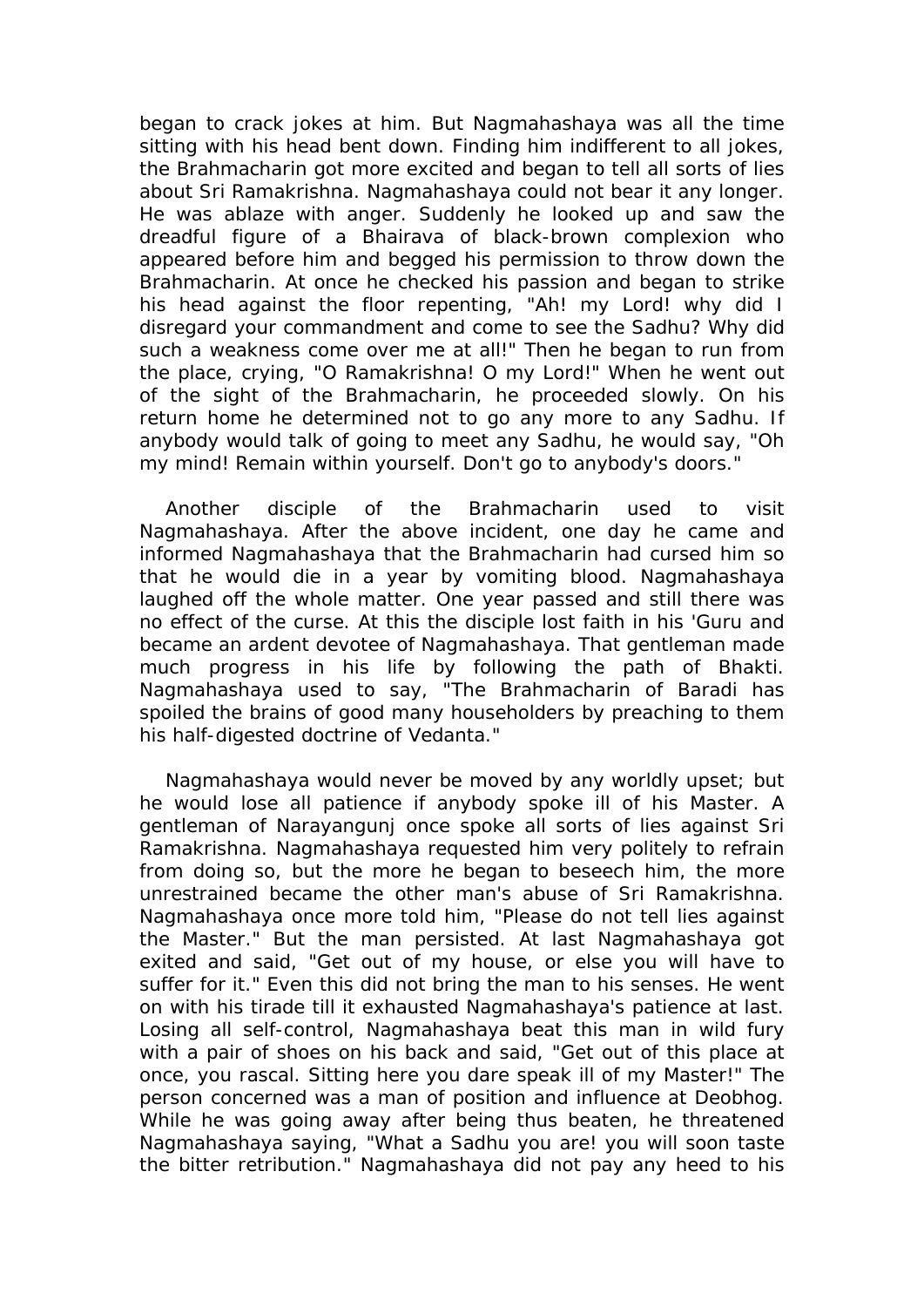began to crack jokes at him. But Nagmahashaya was all the time sitting with his head bent down. Finding him indifferent to all jokes, the Brahmacharin got more excited and began to tell all sorts of lies about Sri Ramakrishna. Nagmahashaya could not bear it any longer. He was ablaze with anger. Suddenly he looked up and saw the dreadful figure of a Bhairava of black-brown complexion who appeared before him and begged his permission to throw down the Brahmacharin. At once he checked his passion and began to strike his head against the floor repenting, "Ah! my Lord! why did I disregard your commandment and come to see the Sadhu? Why did such a weakness come over me at all!" Then he began to run from the place, crying, "O Ramakrishna! O my Lord!" When he went out of the sight of the Brahmacharin, he proceeded slowly. On his return home he determined not to go any more to any Sadhu. If anybody would talk of going to meet any Sadhu, he would say, "Oh my mind! Remain within yourself. Don't go to anybody's doors."

Another disciple of the Brahmacharin used to visit Nagmahashaya. After the above incident, one day he came and informed Nagmahashaya that the Brahmacharin had cursed him so that he would die in a year by vomiting blood. Nagmahashaya laughed off the whole matter. One year passed and still there was no effect of the curse. At this the disciple lost faith in his 'Guru and became an ardent devotee of Nagmahashaya. That gentleman made much progress in his life by following the path of Bhakti. Nagmahashaya used to say, "The Brahmacharin of Baradi has spoiled the brains of good many householders by preaching to them his half-digested doctrine of Vedanta."

Nagmahashaya would never be moved by any worldly upset; but he would lose all patience if anybody spoke ill of his Master. A gentleman of Narayangunj once spoke all sorts of lies against Sri Ramakrishna. Nagmahashaya requested him very politely to refrain from doing so, but the more he began to beseech him, the more unrestrained became the other man's abuse of Sri Ramakrishna. Nagmahashaya once more told him, "Please do not tell lies against the Master." But the man persisted. At last Nagmahashaya got exited and said, "Get out of my house, or else you will have to suffer for it." Even this did not bring the man to his senses. He went on with his tirade till it exhausted Nagmahashaya's patience at last. Losing all self-control, Nagmahashaya beat this man in wild fury with a pair of shoes on his back and said, "Get out of this place at once, you rascal. Sitting here you dare speak ill of my Master!" The person concerned was a man of position and influence at Deobhog. While he was going away after being thus beaten, he threatened Nagmahashaya saying, "What a Sadhu you are! you will soon taste the bitter retribution." Nagmahashaya did not pay any heed to his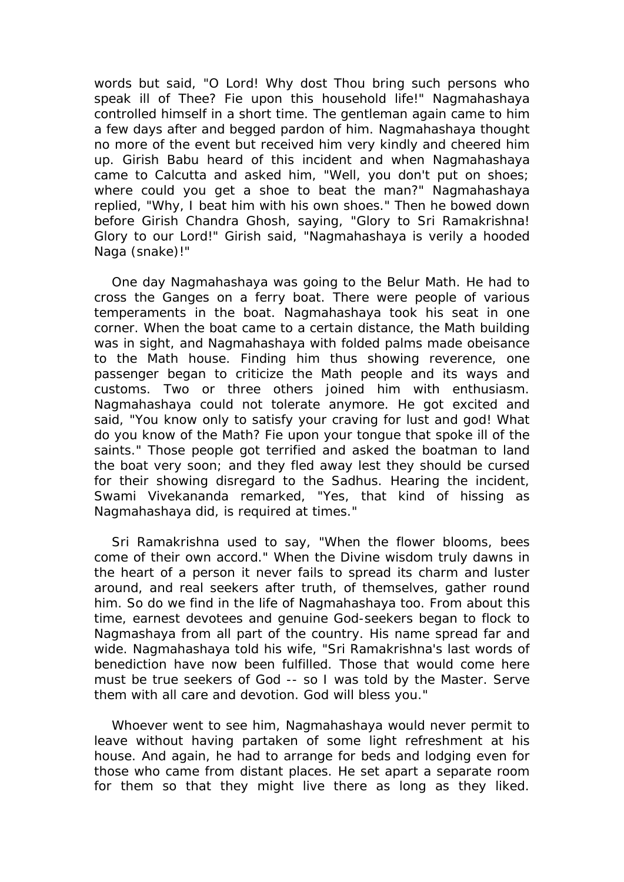words but said, "O Lord! Why dost Thou bring such persons who speak ill of Thee? Fie upon this household life!" Nagmahashaya controlled himself in a short time. The gentleman again came to him a few days after and begged pardon of him. Nagmahashaya thought no more of the event but received him very kindly and cheered him up. Girish Babu heard of this incident and when Nagmahashaya came to Calcutta and asked him, "Well, you don't put on shoes; where could you get a shoe to beat the man?" Nagmahashaya replied, "Why, I beat him with his own shoes." Then he bowed down before Girish Chandra Ghosh, saying, "Glory to Sri Ramakrishna! Glory to our Lord!" Girish said, "Nagmahashaya is verily a hooded Naga (snake)!"

One day Nagmahashaya was going to the Belur Math. He had to cross the Ganges on a ferry boat. There were people of various temperaments in the boat. Nagmahashaya took his seat in one corner. When the boat came to a certain distance, the Math building was in sight, and Nagmahashaya with folded palms made obeisance to the Math house. Finding him thus showing reverence, one passenger began to criticize the Math people and its ways and customs. Two or three others joined him with enthusiasm. Nagmahashaya could not tolerate anymore. He got excited and said, "You know only to satisfy your craving for lust and god! What do you know of the Math? Fie upon your tongue that spoke ill of the saints." Those people got terrified and asked the boatman to land the boat very soon; and they fled away lest they should be cursed for their showing disregard to the Sadhus. Hearing the incident, Swami Vivekananda remarked, "Yes, that kind of hissing as Nagmahashaya did, is required at times."

Sri Ramakrishna used to say, "When the flower blooms, bees come of their own accord." When the Divine wisdom truly dawns in the heart of a person it never fails to spread its charm and luster around, and real seekers after truth, of themselves, gather round him. So do we find in the life of Nagmahashaya too. From about this time, earnest devotees and genuine God-seekers began to flock to Nagmashaya from all part of the country. His name spread far and wide. Nagmahashaya told his wife, "Sri Ramakrishna's last words of benediction have now been fulfilled. Those that would come here must be true seekers of God -- so I was told by the Master. Serve them with all care and devotion. God will bless you."

Whoever went to see him, Nagmahashaya would never permit to leave without having partaken of some light refreshment at his house. And again, he had to arrange for beds and lodging even for those who came from distant places. He set apart a separate room for them so that they might live there as long as they liked.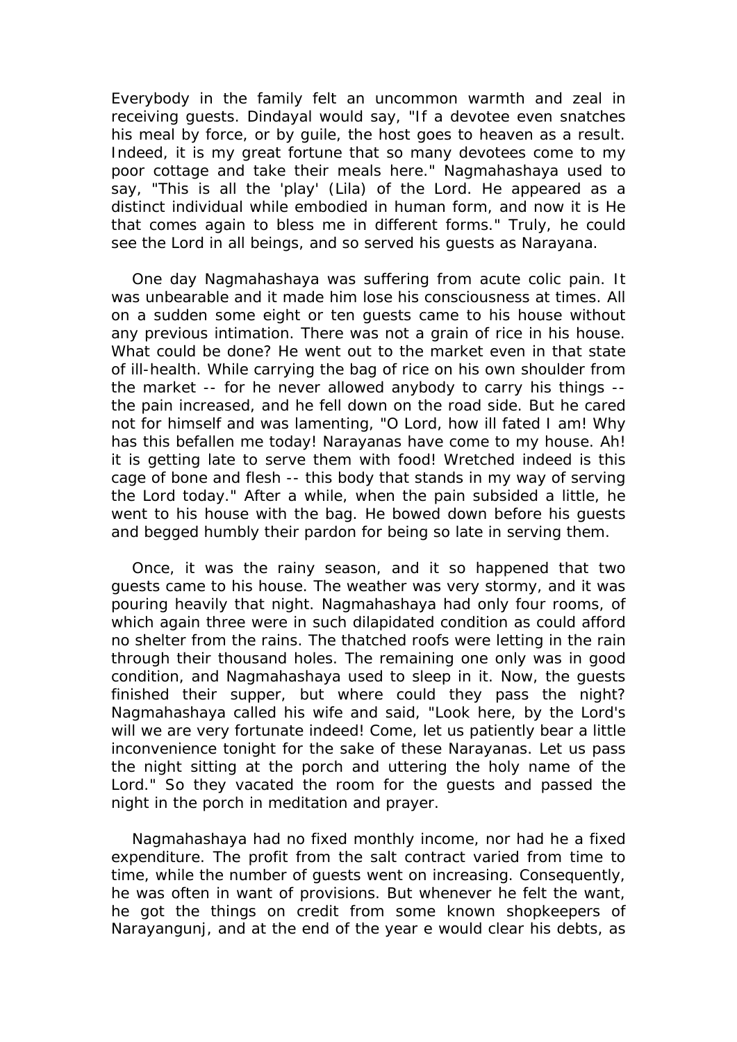Everybody in the family felt an uncommon warmth and zeal in receiving guests. Dindayal would say, "If a devotee even snatches his meal by force, or by guile, the host goes to heaven as a result. Indeed, it is my great fortune that so many devotees come to my poor cottage and take their meals here." Nagmahashaya used to say, "This is all the 'play' (Lila) of the Lord. He appeared as a distinct individual while embodied in human form, and now it is He that comes again to bless me in different forms." Truly, he could see the Lord in all beings, and so served his guests as Narayana.

One day Nagmahashaya was suffering from acute colic pain. It was unbearable and it made him lose his consciousness at times. All on a sudden some eight or ten guests came to his house without any previous intimation. There was not a grain of rice in his house. What could be done? He went out to the market even in that state of ill-health. While carrying the bag of rice on his own shoulder from the market -- for he never allowed anybody to carry his things -- the pain increased, and he fell down on the road side. But he cared not for himself and was lamenting, "O Lord, how ill fated I am! Why has this befallen me today! Narayanas have come to my house. Ah! it is getting late to serve them with food! Wretched indeed is this cage of bone and flesh -- this body that stands in my way of serving the Lord today." After a while, when the pain subsided a little, he went to his house with the bag. He bowed down before his guests and begged humbly their pardon for being so late in serving them.

Once, it was the rainy season, and it so happened that two guests came to his house. The weather was very stormy, and it was pouring heavily that night. Nagmahashaya had only four rooms, of which again three were in such dilapidated condition as could afford no shelter from the rains. The thatched roofs were letting in the rain through their thousand holes. The remaining one only was in good condition, and Nagmahashaya used to sleep in it. Now, the guests finished their supper, but where could they pass the night? Nagmahashaya called his wife and said, "Look here, by the Lord's will we are very fortunate indeed! Come, let us patiently bear a little inconvenience tonight for the sake of these Narayanas. Let us pass the night sitting at the porch and uttering the holy name of the Lord." So they vacated the room for the guests and passed the night in the porch in meditation and prayer.

Nagmahashaya had no fixed monthly income, nor had he a fixed expenditure. The profit from the salt contract varied from time to time, while the number of guests went on increasing. Consequently, he was often in want of provisions. But whenever he felt the want, he got the things on credit from some known shopkeepers of Narayangunj, and at the end of the year e would clear his debts, as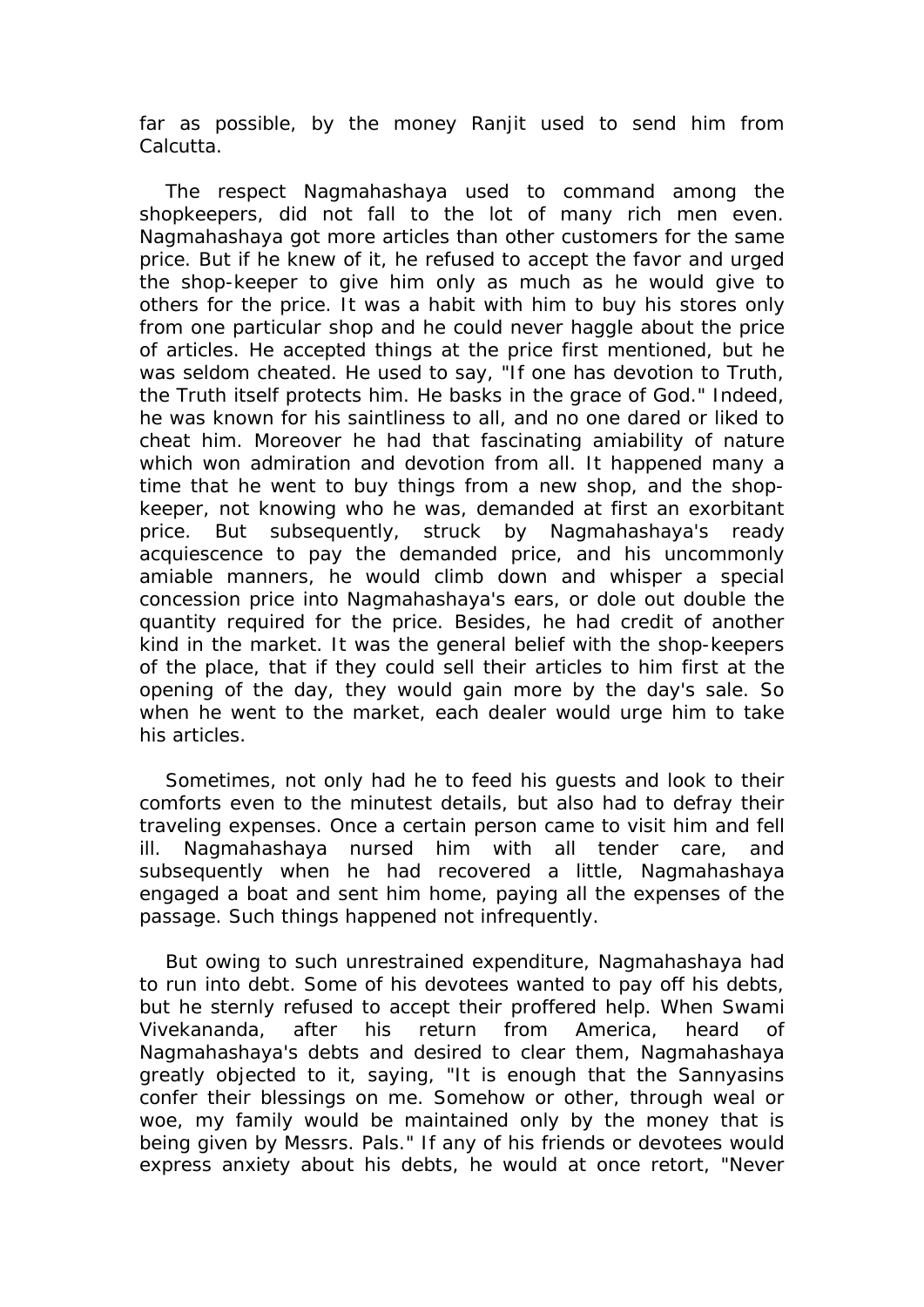far as possible, by the money Ranjit used to send him from Calcutta.

The respect Nagmahashaya used to command among the shopkeepers, did not fall to the lot of many rich men even. Nagmahashaya got more articles than other customers for the same price. But if he knew of it, he refused to accept the favor and urged the shop-keeper to give him only as much as he would give to others for the price. It was a habit with him to buy his stores only from one particular shop and he could never haggle about the price of articles. He accepted things at the price first mentioned, but he was seldom cheated. He used to say, "If one has devotion to Truth, the Truth itself protects him. He basks in the grace of God." Indeed, he was known for his saintliness to all, and no one dared or liked to cheat him. Moreover he had that fascinating amiability of nature which won admiration and devotion from all. It happened many a time that he went to buy things from a new shop, and the shop-keeper, not knowing who he was, demanded at first an exorbitant price. But subsequently, struck by Nagmahashaya's ready acquiescence to pay the demanded price, and his uncommonly amiable manners, he would climb down and whisper a special concession price into Nagmahashaya's ears, or dole out double the quantity required for the price. Besides, he had credit of another kind in the market. It was the general belief with the shop-keepers of the place, that if they could sell their articles to him first at the opening of the day, they would gain more by the day's sale. So when he went to the market, each dealer would urge him to take his articles.

Sometimes, not only had he to feed his guests and look to their comforts even to the minutest details, but also had to defray their traveling expenses. Once a certain person came to visit him and fell ill. Nagmahashaya nursed him with all tender care, and subsequently when he had recovered a little, Nagmahashaya engaged a boat and sent him home, paying all the expenses of the passage. Such things happened not infrequently.

But owing to such unrestrained expenditure, Nagmahashaya had to run into debt. Some of his devotees wanted to pay off his debts, but he sternly refused to accept their proffered help. When Swami Vivekananda, after his return from America, heard of Nagmahashaya's debts and desired to clear them, Nagmahashaya greatly objected to it, saying, "It is enough that the Sannyasins confer their blessings on me. Somehow or other, through weal or woe, my family would be maintained only by the money that is being given by Messrs. Pals." If any of his friends or devotees would express anxiety about his debts, he would at once retort, "Never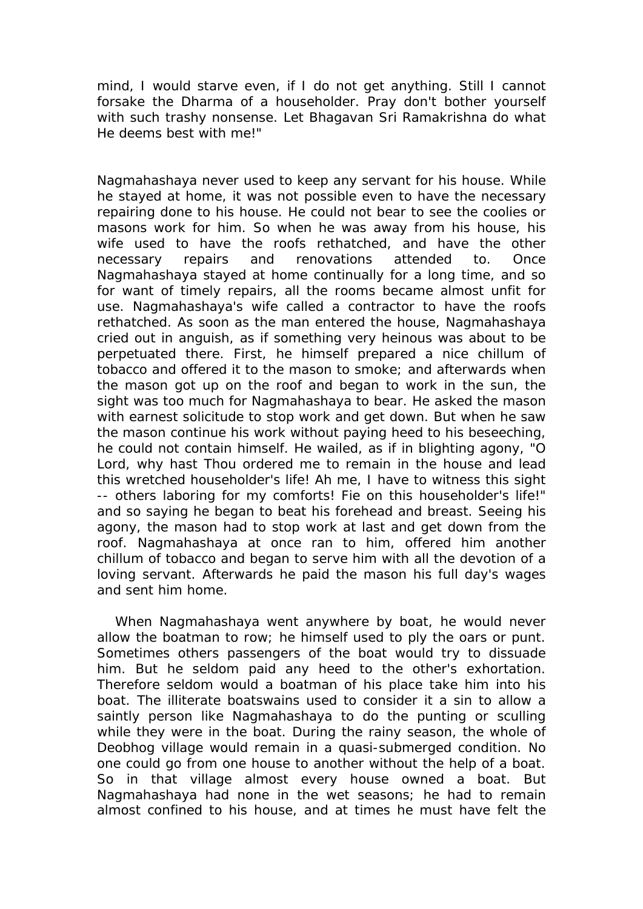mind, I would starve even, if I do not get anything. Still I cannot forsake the Dharma of a householder. Pray don't bother yourself with such trashy nonsense. Let Bhagavan Sri Ramakrishna do what He deems best with me!"

Nagmahashaya never used to keep any servant for his house. While he stayed at home, it was not possible even to have the necessary repairing done to his house. He could not bear to see the coolies or masons work for him. So when he was away from his house, his wife used to have the roofs rethatched, and have the other necessary repairs and renovations attended to. Once Nagmahashaya stayed at home continually for a long time, and so for want of timely repairs, all the rooms became almost unfit for use. Nagmahashaya's wife called a contractor to have the roofs rethatched. As soon as the man entered the house, Nagmahashaya cried out in anguish, as if something very heinous was about to be perpetuated there. First, he himself prepared a nice chillum of tobacco and offered it to the mason to smoke; and afterwards when the mason got up on the roof and began to work in the sun, the sight was too much for Nagmahashaya to bear. He asked the mason with earnest solicitude to stop work and get down. But when he saw the mason continue his work without paying heed to his beseeching, he could not contain himself. He wailed, as if in blighting agony, "O Lord, why hast Thou ordered me to remain in the house and lead this wretched householder's life! Ah me, I have to witness this sight -- others laboring for my comforts! Fie on this householder's life!" and so saying he began to beat his forehead and breast. Seeing his agony, the mason had to stop work at last and get down from the roof. Nagmahashaya at once ran to him, offered him another chillum of tobacco and began to serve him with all the devotion of a loving servant. Afterwards he paid the mason his full day's wages and sent him home.

When Nagmahashaya went anywhere by boat, he would never allow the boatman to row; he himself used to ply the oars or punt. Sometimes others passengers of the boat would try to dissuade him. But he seldom paid any heed to the other's exhortation. Therefore seldom would a boatman of his place take him into his boat. The illiterate boatswains used to consider it a sin to allow a saintly person like Nagmahashaya to do the punting or sculling while they were in the boat. During the rainy season, the whole of Deobhog village would remain in a quasi-submerged condition. No one could go from one house to another without the help of a boat. So in that village almost every house owned a boat. But Nagmahashaya had none in the wet seasons; he had to remain almost confined to his house, and at times he must have felt the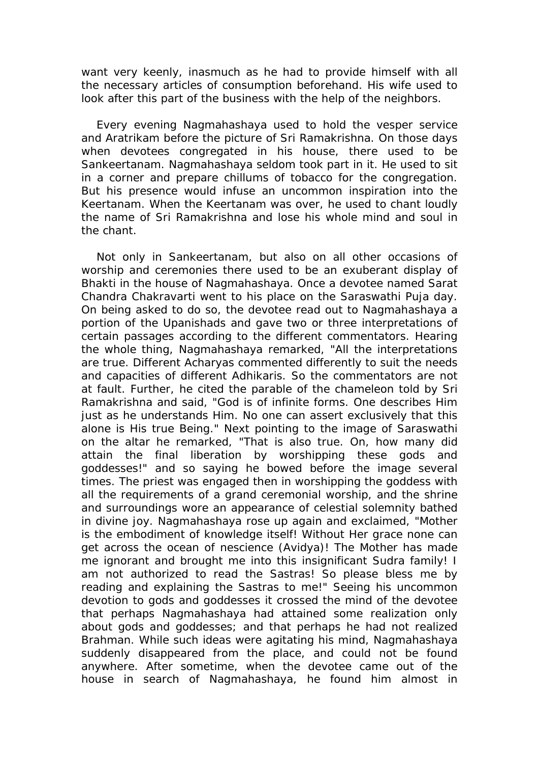want very keenly, inasmuch as he had to provide himself with all the necessary articles of consumption beforehand. His wife used to look after this part of the business with the help of the neighbors.

Every evening Nagmahashaya used to hold the vesper service and Aratrikam before the picture of Sri Ramakrishna. On those days when devotees congregated in his house, there used to be Sankeertanam. Nagmahashaya seldom took part in it. He used to sit in a corner and prepare chillums of tobacco for the congregation. But his presence would infuse an uncommon inspiration into the Keertanam. When the Keertanam was over, he used to chant loudly the name of Sri Ramakrishna and lose his whole mind and soul in the chant.

Not only in Sankeertanam, but also on all other occasions of worship and ceremonies there used to be an exuberant display of Bhakti in the house of Nagmahashaya. Once a devotee named Sarat Chandra Chakravarti went to his place on the Saraswathi Puja day. On being asked to do so, the devotee read out to Nagmahashaya a portion of the Upanishads and gave two or three interpretations of certain passages according to the different commentators. Hearing the whole thing, Nagmahashaya remarked, "All the interpretations are true. Different Acharyas commented differently to suit the needs and capacities of different Adhikaris. So the commentators are not at fault. Further, he cited the parable of the chameleon told by Sri Ramakrishna and said, "God is of infinite forms. One describes Him just as he understands Him. No one can assert exclusively that this alone is His true Being." Next pointing to the image of Saraswathi on the altar he remarked, "That is also true. On, how many did attain the final liberation by worshipping these gods and goddesses!" and so saying he bowed before the image several times. The priest was engaged then in worshipping the goddess with all the requirements of a grand ceremonial worship, and the shrine and surroundings wore an appearance of celestial solemnity bathed in divine joy. Nagmahashaya rose up again and exclaimed, "Mother is the embodiment of knowledge itself! Without Her grace none can get across the ocean of nescience (Avidya)! The Mother has made me ignorant and brought me into this insignificant Sudra family! I am not authorized to read the Sastras! So please bless me by reading and explaining the Sastras to me!" Seeing his uncommon devotion to gods and goddesses it crossed the mind of the devotee that perhaps Nagmahashaya had attained some realization only about gods and goddesses; and that perhaps he had not realized Brahman. While such ideas were agitating his mind, Nagmahashaya suddenly disappeared from the place, and could not be found anywhere. After sometime, when the devotee came out of the house in search of Nagmahashaya, he found him almost in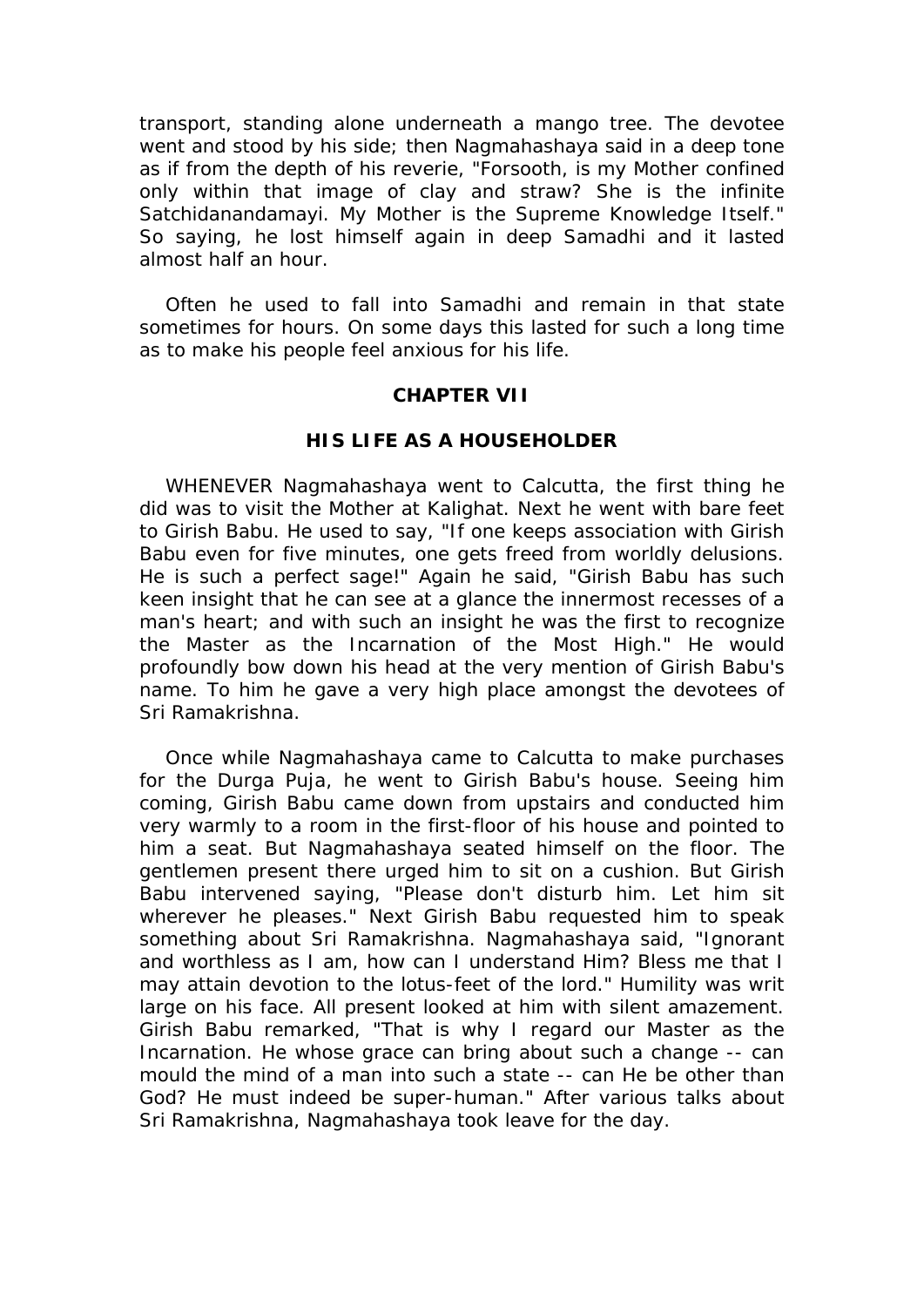transport, standing alone underneath a mango tree. The devotee went and stood by his side; then Nagmahashaya said in a deep tone as if from the depth of his reverie, "Forsooth, is my Mother confined only within that image of clay and straw? She is the infinite Satchidanandamayi. My Mother is the Supreme Knowledge Itself." So saying, he lost himself again in deep Samadhi and it lasted almost half an hour.

Often he used to fall into Samadhi and remain in that state sometimes for hours. On some days this lasted for such a long time as to make his people feel anxious for his life.

## CHAPTER VII

### HIS LIFE AS A HOUSEHOLDER

WHENEVER Nagmahashaya went to Calcutta, the first thing he did was to visit the Mother at Kalighat. Next he went with bare feet to Girish Babu. He used to say, "If one keeps association with Girish Babu even for five minutes, one gets freed from worldly delusions. He is such a perfect sage!" Again he said, "Girish Babu has such keen insight that he can see at a glance the innermost recesses of a man's heart; and with such an insight he was the first to recognize the Master as the Incarnation of the Most High." He would profoundly bow down his head at the very mention of Girish Babu's name. To him he gave a very high place amongst the devotees of Sri Ramakrishna.

Once while Nagmahashaya came to Calcutta to make purchases for the Durga Puja, he went to Girish Babu's house. Seeing him coming, Girish Babu came down from upstairs and conducted him very warmly to a room in the first-floor of his house and pointed to him a seat. But Nagmahashaya seated himself on the floor. The gentlemen present there urged him to sit on a cushion. But Girish Babu intervened saying, "Please don't disturb him. Let him sit wherever he pleases." Next Girish Babu requested him to speak something about Sri Ramakrishna. Nagmahashaya said, "Ignorant and worthless as I am, how can I understand Him? Bless me that I may attain devotion to the lotus-feet of the lord." Humility was writ large on his face. All present looked at him with silent amazement. Girish Babu remarked, "That is why I regard our Master as the Incarnation. He whose grace can bring about such a change -- can mould the mind of a man into such a state -- can He be other than God? He must indeed be super-human." After various talks about Sri Ramakrishna, Nagmahashaya took leave for the day.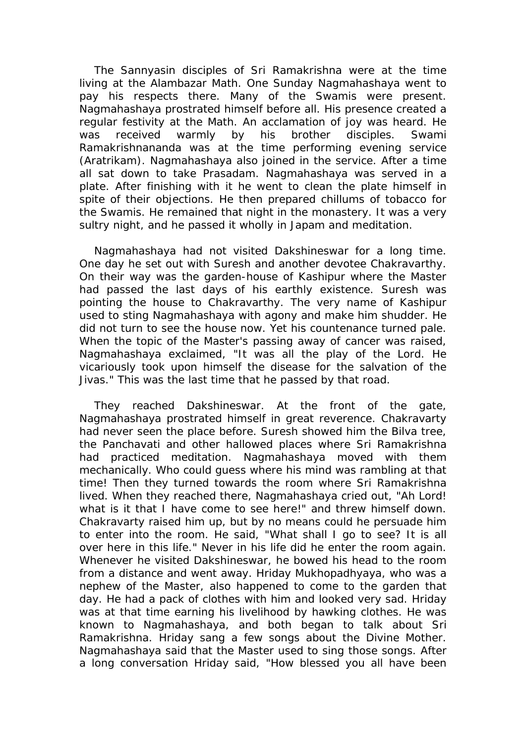The Sannyasin disciples of Sri Ramakrishna were at the time living at the Alambazar Math. One Sunday Nagmahashaya went to pay his respects there. Many of the Swamis were present. Nagmahashaya prostrated himself before all. His presence created a regular festivity at the Math. An acclamation of joy was heard. He was received warmly by his brother disciples. Swami Ramakrishnananda was at the time performing evening service (Aratrikam). Nagmahashaya also joined in the service. After a time all sat down to take Prasadam. Nagmahashaya was served in a plate. After finishing with it he went to clean the plate himself in spite of their objections. He then prepared chillums of tobacco for the Swamis. He remained that night in the monastery. It was a very sultry night, and he passed it wholly in Japam and meditation.

Nagmahashaya had not visited Dakshineswar for a long time. One day he set out with Suresh and another devotee Chakravarthy. On their way was the garden-house of Kashipur where the Master had passed the last days of his earthly existence. Suresh was pointing the house to Chakravarthy. The very name of Kashipur used to sting Nagmahashaya with agony and make him shudder. He did not turn to see the house now. Yet his countenance turned pale. When the topic of the Master's passing away of cancer was raised, Nagmahashaya exclaimed, "It was all the play of the Lord. He vicariously took upon himself the disease for the salvation of the Jivas." This was the last time that he passed by that road.

They reached Dakshineswar. At the front of the gate, Nagmahashaya prostrated himself in great reverence. Chakravarty had never seen the place before. Suresh showed him the Bilva tree, the Panchavati and other hallowed places where Sri Ramakrishna had practiced meditation. Nagmahashaya moved with them mechanically. Who could guess where his mind was rambling at that time! Then they turned towards the room where Sri Ramakrishna lived. When they reached there, Nagmahashaya cried out, "Ah Lord! what is it that I have come to see here!" and threw himself down. Chakravarty raised him up, but by no means could he persuade him to enter into the room. He said, "What shall I go to see? It is all over here in this life." Never in his life did he enter the room again. Whenever he visited Dakshineswar, he bowed his head to the room from a distance and went away. Hriday Mukhopadhyaya, who was a nephew of the Master, also happened to come to the garden that day. He had a pack of clothes with him and looked very sad. Hriday was at that time earning his livelihood by hawking clothes. He was known to Nagmahashaya, and both began to talk about Sri Ramakrishna. Hriday sang a few songs about the Divine Mother. Nagmahashaya said that the Master used to sing those songs. After a long conversation Hriday said, "How blessed you all have been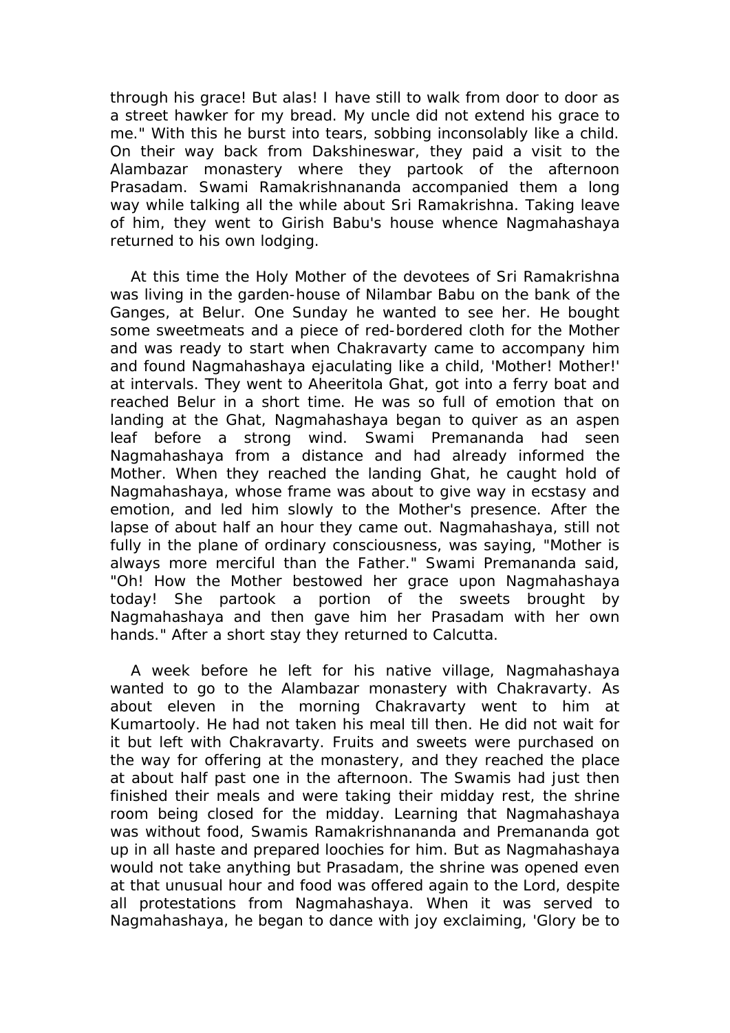through his grace! But alas! I have still to walk from door to door as a street hawker for my bread. My uncle did not extend his grace to me." With this he burst into tears, sobbing inconsolably like a child. On their way back from Dakshineswar, they paid a visit to the Alambazar monastery where they partook of the afternoon Prasadam. Swami Ramakrishnananda accompanied them a long way while talking all the while about Sri Ramakrishna. Taking leave of him, they went to Girish Babu's house whence Nagmahashaya returned to his own lodging.

At this time the Holy Mother of the devotees of Sri Ramakrishna was living in the garden-house of Nilambar Babu on the bank of the Ganges, at Belur. One Sunday he wanted to see her. He bought some sweetmeats and a piece of red-bordered cloth for the Mother and was ready to start when Chakravarty came to accompany him and found Nagmahashaya ejaculating like a child, 'Mother! Mother!' at intervals. They went to Aheeritola Ghat, got into a ferry boat and reached Belur in a short time. He was so full of emotion that on landing at the Ghat, Nagmahashaya began to quiver as an aspen leaf before a strong wind. Swami Premananda had seen Nagmahashaya from a distance and had already informed the Mother. When they reached the landing Ghat, he caught hold of Nagmahashaya, whose frame was about to give way in ecstasy and emotion, and led him slowly to the Mother's presence. After the lapse of about half an hour they came out. Nagmahashaya, still not fully in the plane of ordinary consciousness, was saying, "Mother is always more merciful than the Father." Swami Premananda said, "Oh! How the Mother bestowed her grace upon Nagmahashaya today! She partook a portion of the sweets brought by Nagmahashaya and then gave him her Prasadam with her own hands." After a short stay they returned to Calcutta.

A week before he left for his native village, Nagmahashaya wanted to go to the Alambazar monastery with Chakravarty. As about eleven in the morning Chakravarty went to him at Kumartooly. He had not taken his meal till then. He did not wait for it but left with Chakravarty. Fruits and sweets were purchased on the way for offering at the monastery, and they reached the place at about half past one in the afternoon. The Swamis had just then finished their meals and were taking their midday rest, the shrine room being closed for the midday. Learning that Nagmahashaya was without food, Swamis Ramakrishnananda and Premananda got up in all haste and prepared loochies for him. But as Nagmahashaya would not take anything but Prasadam, the shrine was opened even at that unusual hour and food was offered again to the Lord, despite all protestations from Nagmahashaya. When it was served to Nagmahashaya, he began to dance with joy exclaiming, 'Glory be to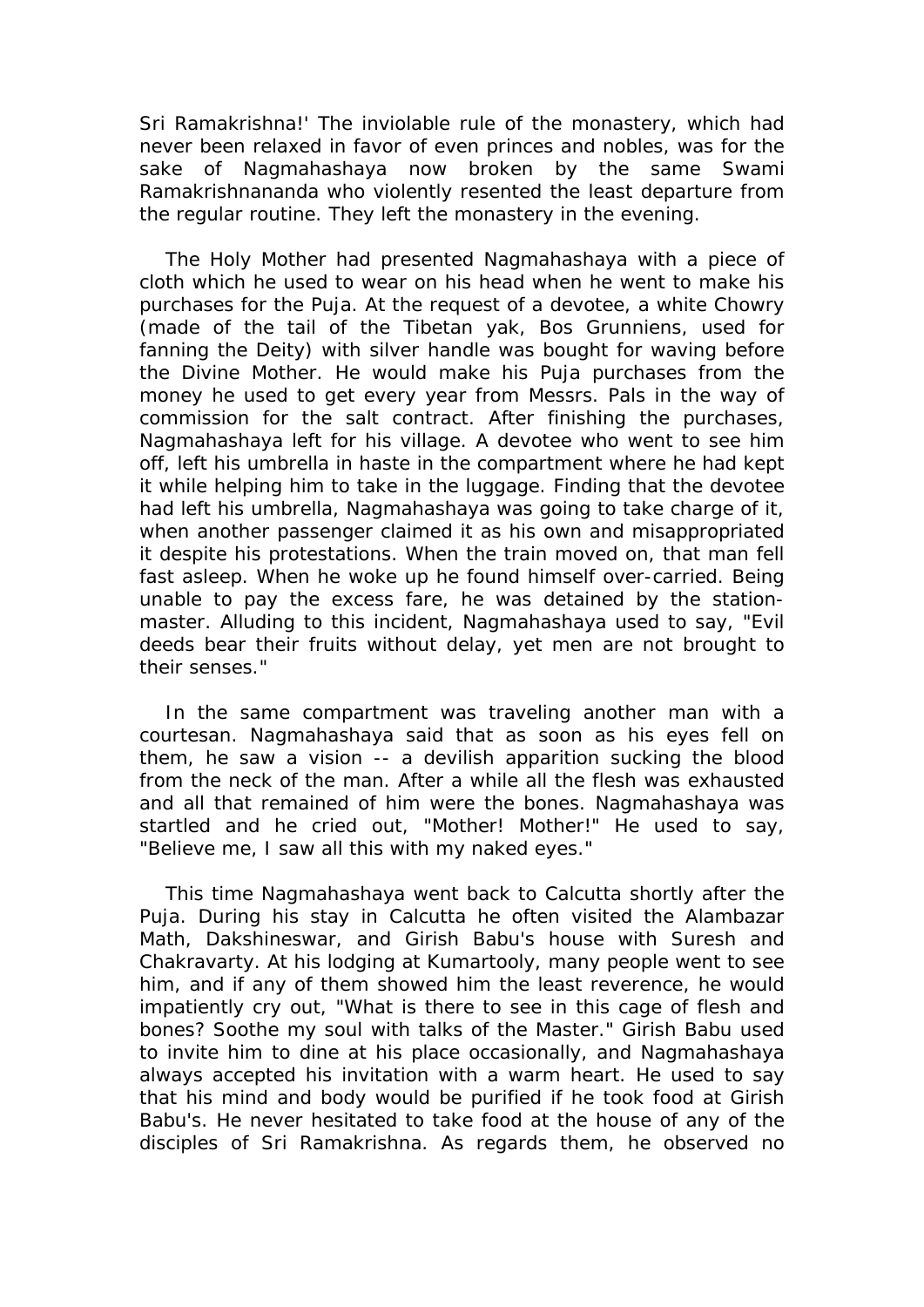Sri Ramakrishna!' The inviolable rule of the monastery, which had never been relaxed in favor of even princes and nobles, was for the sake of Nagmahashaya now broken by the same Swami Ramakrishnananda who violently resented the least departure from the regular routine. They left the monastery in the evening.

The Holy Mother had presented Nagmahashaya with a piece of cloth which he used to wear on his head when he went to make his purchases for the Puja. At the request of a devotee, a white Chowry (made of the tail of the Tibetan yak, Bos Grunniens, used for fanning the Deity) with silver handle was bought for waving before the Divine Mother. He would make his Puja purchases from the money he used to get every year from Messrs. Pals in the way of commission for the salt contract. After finishing the purchases, Nagmahashaya left for his village. A devotee who went to see him off, left his umbrella in haste in the compartment where he had kept it while helping him to take in the luggage. Finding that the devotee had left his umbrella, Nagmahashaya was going to take charge of it, when another passenger claimed it as his own and misappropriated it despite his protestations. When the train moved on, that man fell fast asleep. When he woke up he found himself over-carried. Being unable to pay the excess fare, he was detained by the station-master. Alluding to this incident, Nagmahashaya used to say, "Evil deeds bear their fruits without delay, yet men are not brought to their senses."

In the same compartment was traveling another man with a courtesan. Nagmahashaya said that as soon as his eyes fell on them, he saw a vision -- a devilish apparition sucking the blood from the neck of the man. After a while all the flesh was exhausted and all that remained of him were the bones. Nagmahashaya was startled and he cried out, "Mother! Mother!" He used to say, "Believe me, I saw all this with my naked eyes."

This time Nagmahashaya went back to Calcutta shortly after the Puja. During his stay in Calcutta he often visited the Alambazar Math, Dakshineswar, and Girish Babu's house with Suresh and Chakravarty. At his lodging at Kumartooly, many people went to see him, and if any of them showed him the least reverence, he would impatiently cry out, "What is there to see in this cage of flesh and bones? Soothe my soul with talks of the Master." Girish Babu used to invite him to dine at his place occasionally, and Nagmahashaya always accepted his invitation with a warm heart. He used to say that his mind and body would be purified if he took food at Girish Babu's. He never hesitated to take food at the house of any of the disciples of Sri Ramakrishna. As regards them, he observed no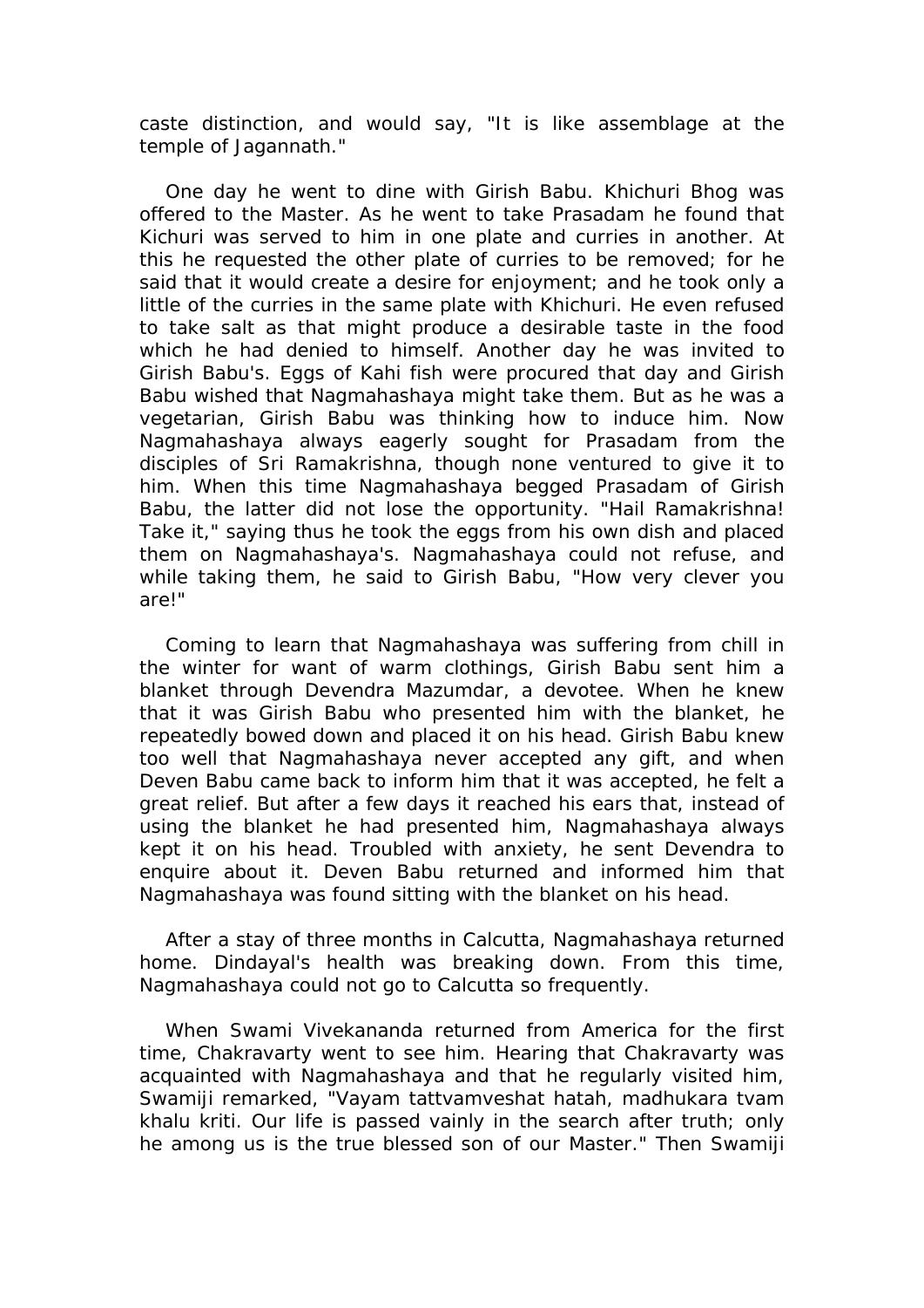caste distinction, and would say, "It is like assemblage at the temple of Jagannath."

One day he went to dine with Girish Babu. Khichuri Bhog was offered to the Master. As he went to take Prasadam he found that Kichuri was served to him in one plate and curries in another. At this he requested the other plate of curries to be removed; for he said that it would create a desire for enjoyment; and he took only a little of the curries in the same plate with Khichuri. He even refused to take salt as that might produce a desirable taste in the food which he had denied to himself. Another day he was invited to Girish Babu's. Eggs of Kahi fish were procured that day and Girish Babu wished that Nagmahashaya might take them. But as he was a vegetarian, Girish Babu was thinking how to induce him. Now Nagmahashaya always eagerly sought for Prasadam from the disciples of Sri Ramakrishna, though none ventured to give it to him. When this time Nagmahashaya begged Prasadam of Girish Babu, the latter did not lose the opportunity. "Hail Ramakrishna! Take it," saying thus he took the eggs from his own dish and placed them on Nagmahashaya's. Nagmahashaya could not refuse, and while taking them, he said to Girish Babu, "How very clever you are!"

Coming to learn that Nagmahashaya was suffering from chill in the winter for want of warm clothings, Girish Babu sent him a blanket through Devendra Mazumdar, a devotee. When he knew that it was Girish Babu who presented him with the blanket, he repeatedly bowed down and placed it on his head. Girish Babu knew too well that Nagmahashaya never accepted any gift, and when Deven Babu came back to inform him that it was accepted, he felt a great relief. But after a few days it reached his ears that, instead of using the blanket he had presented him, Nagmahashaya always kept it on his head. Troubled with anxiety, he sent Devendra to enquire about it. Deven Babu returned and informed him that Nagmahashaya was found sitting with the blanket on his head.

After a stay of three months in Calcutta, Nagmahashaya returned home. Dindayal's health was breaking down. From this time, Nagmahashaya could not go to Calcutta so frequently.

When Swami Vivekananda returned from America for the first time, Chakravarty went to see him. Hearing that Chakravarty was acquainted with Nagmahashaya and that he regularly visited him, Swamiji remarked, "Vayam tattvamveshat hatah, madhukara tvam khalu kriti. Our life is passed vainly in the search after truth; only he among us is the true blessed son of our Master." Then Swamiji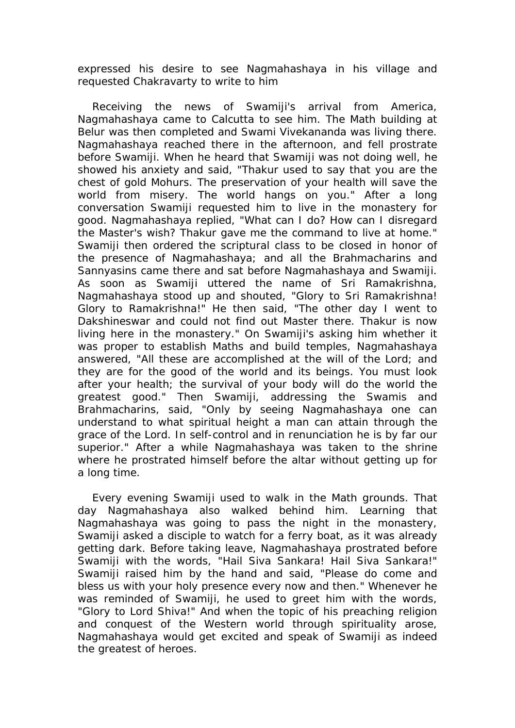expressed his desire to see Nagmahashaya in his village and requested Chakravarty to write to him

Receiving the news of Swamiji's arrival from America, Nagmahashaya came to Calcutta to see him. The Math building at Belur was then completed and Swami Vivekananda was living there. Nagmahashaya reached there in the afternoon, and fell prostrate before Swamiji. When he heard that Swamiji was not doing well, he showed his anxiety and said, "Thakur used to say that you are the chest of gold Mohurs. The preservation of your health will save the world from misery. The world hangs on you." After a long conversation Swamiji requested him to live in the monastery for good. Nagmahashaya replied, "What can I do? How can I disregard the Master's wish? Thakur gave me the command to live at home." Swamiji then ordered the scriptural class to be closed in honor of the presence of Nagmahashaya; and all the Brahmacharins and Sannyasins came there and sat before Nagmahashaya and Swamiji. As soon as Swamiji uttered the name of Sri Ramakrishna, Nagmahashaya stood up and shouted, "Glory to Sri Ramakrishna! Glory to Ramakrishna!" He then said, "The other day I went to Dakshineswar and could not find out Master there. Thakur is now living here in the monastery." On Swamiji's asking him whether it was proper to establish Maths and build temples, Nagmahashaya answered, "All these are accomplished at the will of the Lord; and they are for the good of the world and its beings. You must look after your health; the survival of your body will do the world the greatest good." Then Swamiji, addressing the Swamis and Brahmacharins, said, "Only by seeing Nagmahashaya one can understand to what spiritual height a man can attain through the grace of the Lord. In self-control and in renunciation he is by far our superior." After a while Nagmahashaya was taken to the shrine where he prostrated himself before the altar without getting up for a long time.

Every evening Swamiji used to walk in the Math grounds. That day Nagmahashaya also walked behind him. Learning that Nagmahashaya was going to pass the night in the monastery, Swamiji asked a disciple to watch for a ferry boat, as it was already getting dark. Before taking leave, Nagmahashaya prostrated before Swamiji with the words, "Hail Siva Sankara! Hail Siva Sankara!" Swamiji raised him by the hand and said, "Please do come and bless us with your holy presence every now and then." Whenever he was reminded of Swamiji, he used to greet him with the words, "Glory to Lord Shiva!" And when the topic of his preaching religion and conquest of the Western world through spirituality arose, Nagmahashaya would get excited and speak of Swamiji as indeed the greatest of heroes.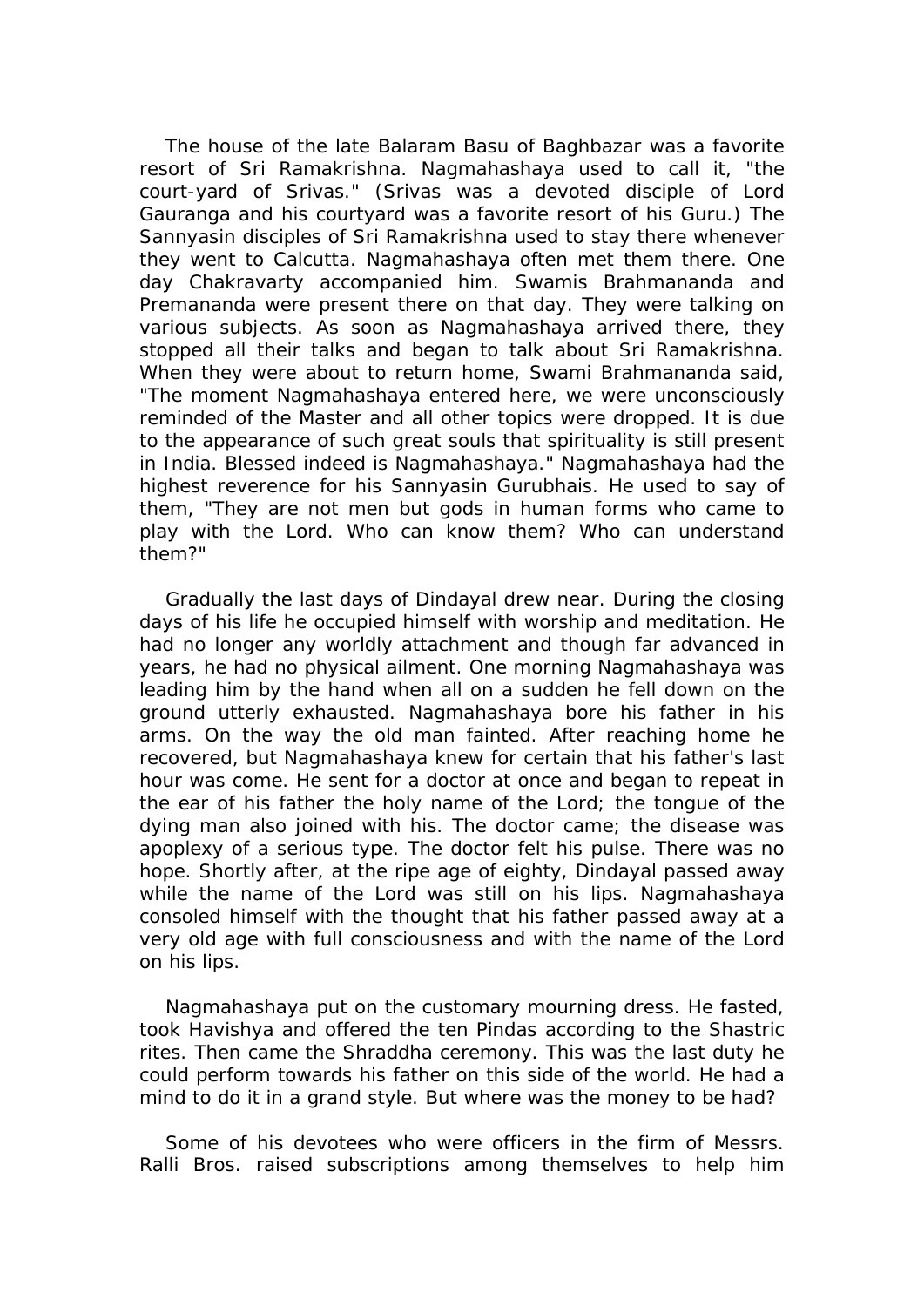The house of the late Balaram Basu of Baghbazar was a favorite resort of Sri Ramakrishna. Nagmahashaya used to call it, "the court-yard of Srivas." (Srivas was a devoted disciple of Lord Gauranga and his courtyard was a favorite resort of his Guru.) The Sannyasin disciples of Sri Ramakrishna used to stay there whenever they went to Calcutta. Nagmahashaya often met them there. One day Chakravarty accompanied him. Swamis Brahmananda and Premananda were present there on that day. They were talking on various subjects. As soon as Nagmahashaya arrived there, they stopped all their talks and began to talk about Sri Ramakrishna. When they were about to return home, Swami Brahmananda said, "The moment Nagmahashaya entered here, we were unconsciously reminded of the Master and all other topics were dropped. It is due to the appearance of such great souls that spirituality is still present in India. Blessed indeed is Nagmahashaya." Nagmahashaya had the highest reverence for his Sannyasin Gurubhais. He used to say of them, "They are not men but gods in human forms who came to play with the Lord. Who can know them? Who can understand them?"

Gradually the last days of Dindayal drew near. During the closing days of his life he occupied himself with worship and meditation. He had no longer any worldly attachment and though far advanced in years, he had no physical ailment. One morning Nagmahashaya was leading him by the hand when all on a sudden he fell down on the ground utterly exhausted. Nagmahashaya bore his father in his arms. On the way the old man fainted. After reaching home he recovered, but Nagmahashaya knew for certain that his father's last hour was come. He sent for a doctor at once and began to repeat in the ear of his father the holy name of the Lord; the tongue of the dying man also joined with his. The doctor came; the disease was apoplexy of a serious type. The doctor felt his pulse. There was no hope. Shortly after, at the ripe age of eighty, Dindayal passed away while the name of the Lord was still on his lips. Nagmahashaya consoled himself with the thought that his father passed away at a very old age with full consciousness and with the name of the Lord on his lips.

Nagmahashaya put on the customary mourning dress. He fasted, took Havishya and offered the ten Pindas according to the Shastric rites. Then came the Shraddha ceremony. This was the last duty he could perform towards his father on this side of the world. He had a mind to do it in a grand style. But where was the money to be had?

Some of his devotees who were officers in the firm of Messrs. Ralli Bros. raised subscriptions among themselves to help him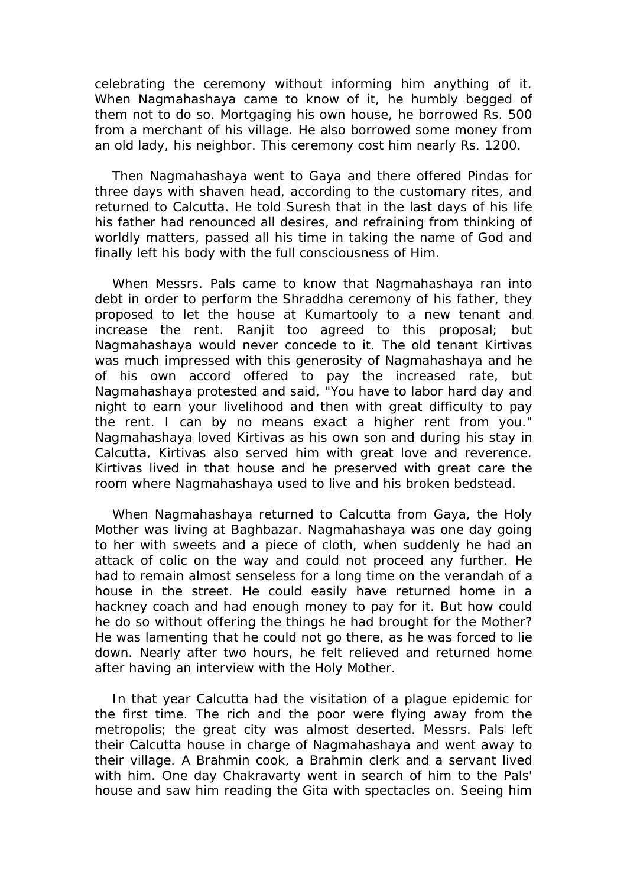celebrating the ceremony without informing him anything of it. When Nagmahashaya came to know of it, he humbly begged of them not to do so. Mortgaging his own house, he borrowed Rs. 500 from a merchant of his village. He also borrowed some money from an old lady, his neighbor. This ceremony cost him nearly Rs. 1200.

Then Nagmahashaya went to Gaya and there offered Pindas for three days with shaven head, according to the customary rites, and returned to Calcutta. He told Suresh that in the last days of his life his father had renounced all desires, and refraining from thinking of worldly matters, passed all his time in taking the name of God and finally left his body with the full consciousness of Him.

When Messrs. Pals came to know that Nagmahashaya ran into debt in order to perform the Shraddha ceremony of his father, they proposed to let the house at Kumartooly to a new tenant and increase the rent. Ranjit too agreed to this proposal; but Nagmahashaya would never concede to it. The old tenant Kirtivas was much impressed with this generosity of Nagmahashaya and he of his own accord offered to pay the increased rate, but Nagmahashaya protested and said, "You have to labor hard day and night to earn your livelihood and then with great difficulty to pay the rent. I can by no means exact a higher rent from you." Nagmahashaya loved Kirtivas as his own son and during his stay in Calcutta, Kirtivas also served him with great love and reverence. Kirtivas lived in that house and he preserved with great care the room where Nagmahashaya used to live and his broken bedstead.

When Nagmahashaya returned to Calcutta from Gaya, the Holy Mother was living at Baghbazar. Nagmahashaya was one day going to her with sweets and a piece of cloth, when suddenly he had an attack of colic on the way and could not proceed any further. He had to remain almost senseless for a long time on the verandah of a house in the street. He could easily have returned home in a hackney coach and had enough money to pay for it. But how could he do so without offering the things he had brought for the Mother? He was lamenting that he could not go there, as he was forced to lie down. Nearly after two hours, he felt relieved and returned home after having an interview with the Holy Mother.

In that year Calcutta had the visitation of a plague epidemic for the first time. The rich and the poor were flying away from the metropolis; the great city was almost deserted. Messrs. Pals left their Calcutta house in charge of Nagmahashaya and went away to their village. A Brahmin cook, a Brahmin clerk and a servant lived with him. One day Chakravarty went in search of him to the Pals' house and saw him reading the Gita with spectacles on. Seeing him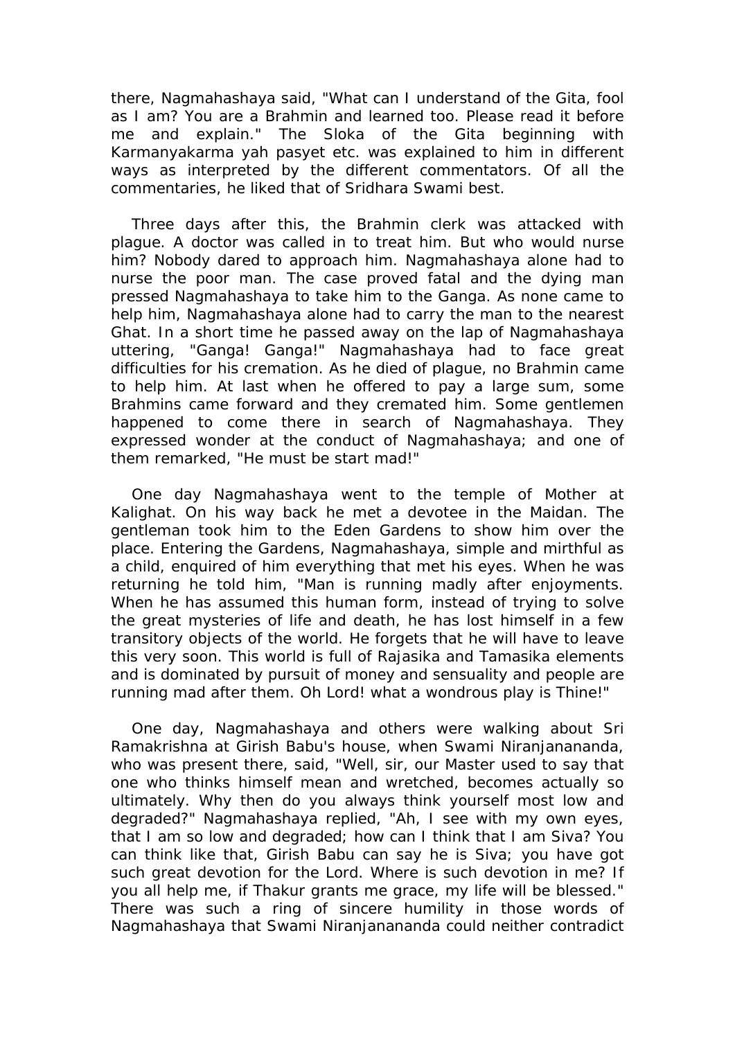there, Nagmahashaya said, "What can I understand of the Gita, fool as I am? You are a Brahmin and learned too. Please read it before me and explain." The Sloka of the Gita beginning with Karmanyakarma yah pasyet etc. was explained to him in different ways as interpreted by the different commentators. Of all the commentaries, he liked that of Sridhara Swami best.

Three days after this, the Brahmin clerk was attacked with plague. A doctor was called in to treat him. But who would nurse him? Nobody dared to approach him. Nagmahashaya alone had to nurse the poor man. The case proved fatal and the dying man pressed Nagmahashaya to take him to the Ganga. As none came to help him, Nagmahashaya alone had to carry the man to the nearest Ghat. In a short time he passed away on the lap of Nagmahashaya uttering, "Ganga! Ganga!" Nagmahashaya had to face great difficulties for his cremation. As he died of plague, no Brahmin came to help him. At last when he offered to pay a large sum, some Brahmins came forward and they cremated him. Some gentlemen happened to come there in search of Nagmahashaya. They expressed wonder at the conduct of Nagmahashaya; and one of them remarked, "He must be start mad!"

One day Nagmahashaya went to the temple of Mother at Kalighat. On his way back he met a devotee in the Maidan. The gentleman took him to the Eden Gardens to show him over the place. Entering the Gardens, Nagmahashaya, simple and mirthful as a child, enquired of him everything that met his eyes. When he was returning he told him, "Man is running madly after enjoyments. When he has assumed this human form, instead of trying to solve the great mysteries of life and death, he has lost himself in a few transitory objects of the world. He forgets that he will have to leave this very soon. This world is full of Rajasika and Tamasika elements and is dominated by pursuit of money and sensuality and people are running mad after them. Oh Lord! what a wondrous play is Thine!"

One day, Nagmahashaya and others were walking about Sri Ramakrishna at Girish Babu's house, when Swami Niranjanananda, who was present there, said, "Well, sir, our Master used to say that one who thinks himself mean and wretched, becomes actually so ultimately. Why then do you always think yourself most low and degraded?" Nagmahashaya replied, "Ah, I see with my own eyes, that I am so low and degraded; how can I think that I am Siva? You can think like that, Girish Babu can say he is Siva; you have got such great devotion for the Lord. Where is such devotion in me? If you all help me, if Thakur grants me grace, my life will be blessed." There was such a ring of sincere humility in those words of Nagmahashaya that Swami Niranjanananda could neither contradict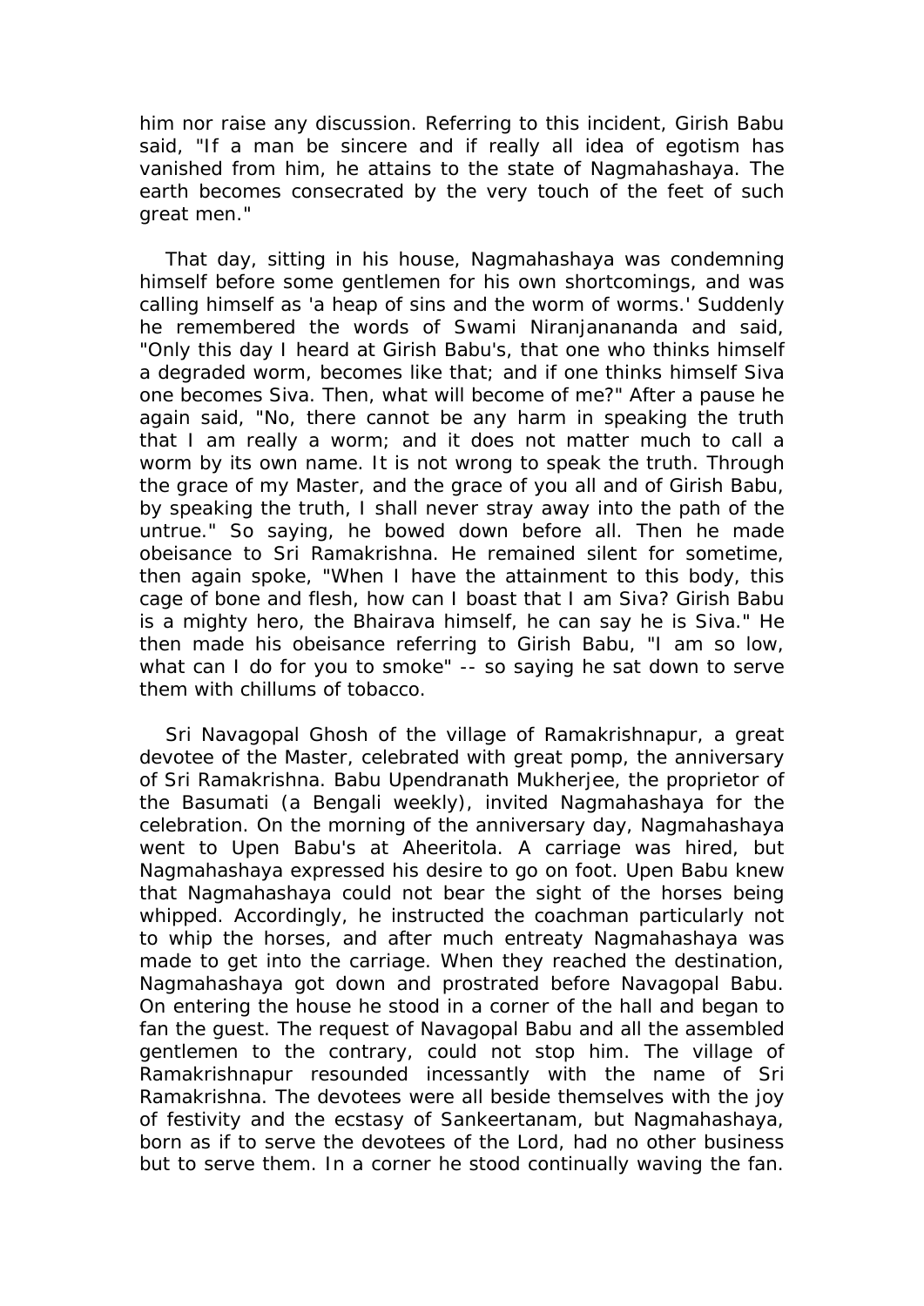him nor raise any discussion. Referring to this incident, Girish Babu said, "If a man be sincere and if really all idea of egotism has vanished from him, he attains to the state of Nagmahashaya. The earth becomes consecrated by the very touch of the feet of such great men."

That day, sitting in his house, Nagmahashaya was condemning himself before some gentlemen for his own shortcomings, and was calling himself as 'a heap of sins and the worm of worms.' Suddenly he remembered the words of Swami Niranjanananda and said, "Only this day I heard at Girish Babu's, that one who thinks himself a degraded worm, becomes like that; and if one thinks himself Siva one becomes Siva. Then, what will become of me?" After a pause he again said, "No, there cannot be any harm in speaking the truth that I am really a worm; and it does not matter much to call a worm by its own name. It is not wrong to speak the truth. Through the grace of my Master, and the grace of you all and of Girish Babu, by speaking the truth, I shall never stray away into the path of the untrue." So saying, he bowed down before all. Then he made obeisance to Sri Ramakrishna. He remained silent for sometime, then again spoke, "When I have the attainment to this body, this cage of bone and flesh, how can I boast that I am Siva? Girish Babu is a mighty hero, the Bhairava himself, he can say he is Siva." He then made his obeisance referring to Girish Babu, "I am so low, what can I do for you to smoke" -- so saying he sat down to serve them with chillums of tobacco.

Sri Navagopal Ghosh of the village of Ramakrishnapur, a great devotee of the Master, celebrated with great pomp, the anniversary of Sri Ramakrishna. Babu Upendranath Mukherjee, the proprietor of the Basumati (a Bengali weekly), invited Nagmahashaya for the celebration. On the morning of the anniversary day, Nagmahashaya went to Upen Babu's at Aheeritola. A carriage was hired, but Nagmahashaya expressed his desire to go on foot. Upen Babu knew that Nagmahashaya could not bear the sight of the horses being whipped. Accordingly, he instructed the coachman particularly not to whip the horses, and after much entreaty Nagmahashaya was made to get into the carriage. When they reached the destination, Nagmahashaya got down and prostrated before Navagopal Babu. On entering the house he stood in a corner of the hall and began to fan the guest. The request of Navagopal Babu and all the assembled gentlemen to the contrary, could not stop him. The village of Ramakrishnapur resounded incessantly with the name of Sri Ramakrishna. The devotees were all beside themselves with the joy of festivity and the ecstasy of Sankeertanam, but Nagmahashaya, born as if to serve the devotees of the Lord, had no other business but to serve them. In a corner he stood continually waving the fan.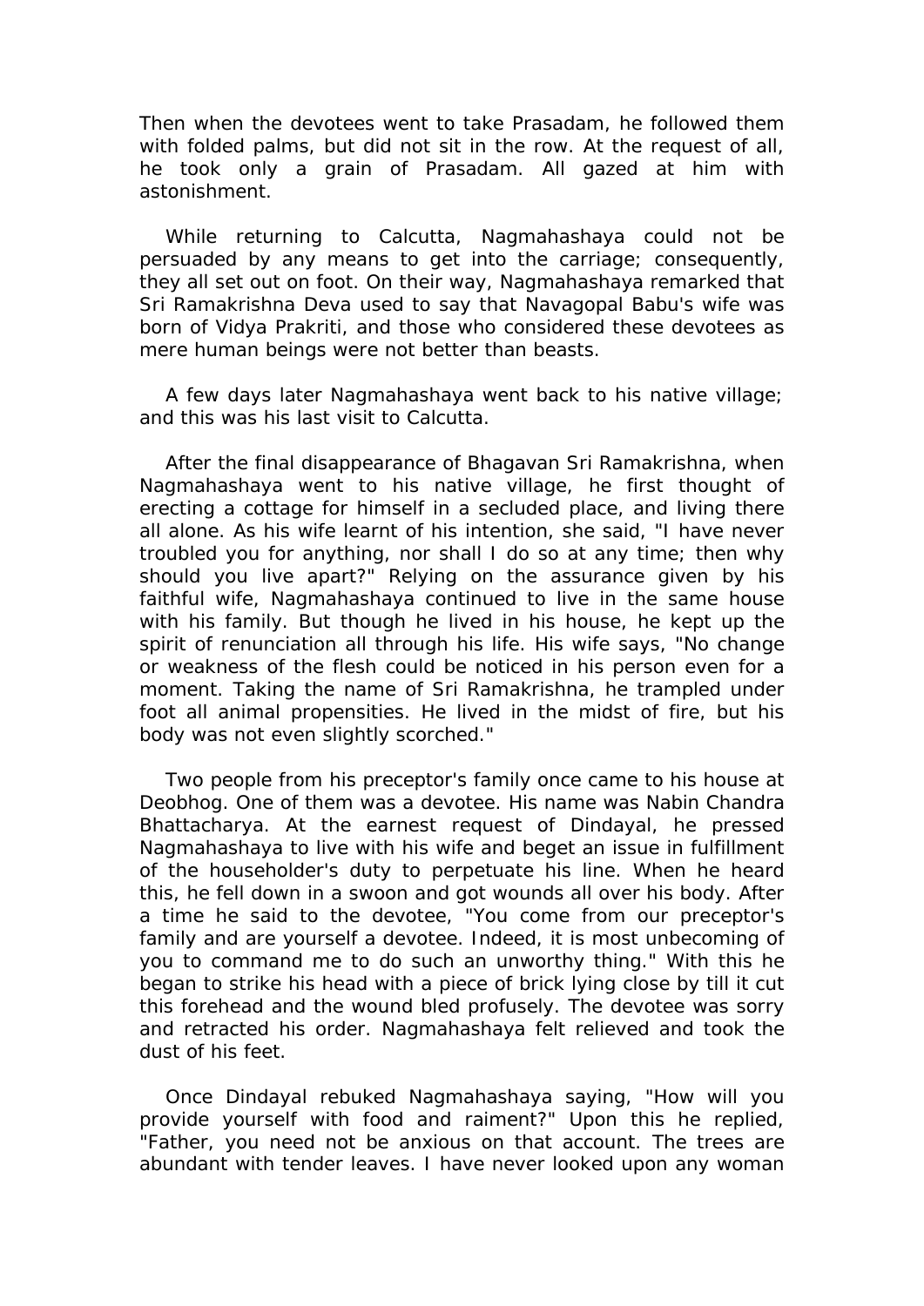Then when the devotees went to take Prasadam, he followed them with folded palms, but did not sit in the row. At the request of all, he took only a grain of Prasadam. All gazed at him with astonishment.

While returning to Calcutta, Nagmahashaya could not be persuaded by any means to get into the carriage; consequently, they all set out on foot. On their way, Nagmahashaya remarked that Sri Ramakrishna Deva used to say that Navagopal Babu's wife was born of Vidya Prakriti, and those who considered these devotees as mere human beings were not better than beasts.

A few days later Nagmahashaya went back to his native village; and this was his last visit to Calcutta.

After the final disappearance of Bhagavan Sri Ramakrishna, when Nagmahashaya went to his native village, he first thought of erecting a cottage for himself in a secluded place, and living there all alone. As his wife learnt of his intention, she said, "I have never troubled you for anything, nor shall I do so at any time; then why should you live apart?" Relying on the assurance given by his faithful wife, Nagmahashaya continued to live in the same house with his family. But though he lived in his house, he kept up the spirit of renunciation all through his life. His wife says, "No change or weakness of the flesh could be noticed in his person even for a moment. Taking the name of Sri Ramakrishna, he trampled under foot all animal propensities. He lived in the midst of fire, but his body was not even slightly scorched."

Two people from his preceptor's family once came to his house at Deobhog. One of them was a devotee. His name was Nabin Chandra Bhattacharya. At the earnest request of Dindayal, he pressed Nagmahashaya to live with his wife and beget an issue in fulfillment of the householder's duty to perpetuate his line. When he heard this, he fell down in a swoon and got wounds all over his body. After a time he said to the devotee, "You come from our preceptor's family and are yourself a devotee. Indeed, it is most unbecoming of you to command me to do such an unworthy thing." With this he began to strike his head with a piece of brick lying close by till it cut this forehead and the wound bled profusely. The devotee was sorry and retracted his order. Nagmahashaya felt relieved and took the dust of his feet.

Once Dindayal rebuked Nagmahashaya saying, "How will you provide yourself with food and raiment?" Upon this he replied, "Father, you need not be anxious on that account. The trees are abundant with tender leaves. I have never looked upon any woman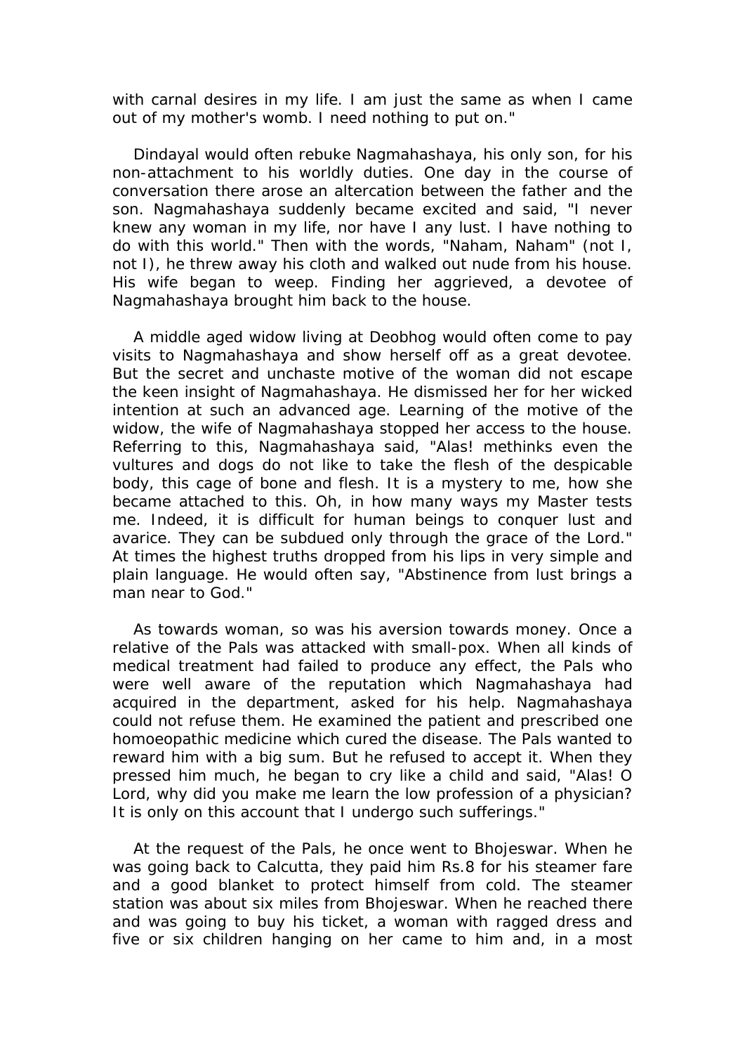with carnal desires in my life. I am just the same as when I came out of my mother's womb. I need nothing to put on."

Dindayal would often rebuke Nagmahashaya, his only son, for his non-attachment to his worldly duties. One day in the course of conversation there arose an altercation between the father and the son. Nagmahashaya suddenly became excited and said, "I never knew any woman in my life, nor have I any lust. I have nothing to do with this world." Then with the words, "Naham, Naham" (not I, not I), he threw away his cloth and walked out nude from his house. His wife began to weep. Finding her aggrieved, a devotee of Nagmahashaya brought him back to the house.

A middle aged widow living at Deobhog would often come to pay visits to Nagmahashaya and show herself off as a great devotee. But the secret and unchaste motive of the woman did not escape the keen insight of Nagmahashaya. He dismissed her for her wicked intention at such an advanced age. Learning of the motive of the widow, the wife of Nagmahashaya stopped her access to the house. Referring to this, Nagmahashaya said, "Alas! methinks even the vultures and dogs do not like to take the flesh of the despicable body, this cage of bone and flesh. It is a mystery to me, how she became attached to this. Oh, in how many ways my Master tests me. Indeed, it is difficult for human beings to conquer lust and avarice. They can be subdued only through the grace of the Lord." At times the highest truths dropped from his lips in very simple and plain language. He would often say, "Abstinence from lust brings a man near to God."

As towards woman, so was his aversion towards money. Once a relative of the Pals was attacked with small-pox. When all kinds of medical treatment had failed to produce any effect, the Pals who were well aware of the reputation which Nagmahashaya had acquired in the department, asked for his help. Nagmahashaya could not refuse them. He examined the patient and prescribed one homoeopathic medicine which cured the disease. The Pals wanted to reward him with a big sum. But he refused to accept it. When they pressed him much, he began to cry like a child and said, "Alas! O Lord, why did you make me learn the low profession of a physician? It is only on this account that I undergo such sufferings."

At the request of the Pals, he once went to Bhojeswar. When he was going back to Calcutta, they paid him Rs.8 for his steamer fare and a good blanket to protect himself from cold. The steamer station was about six miles from Bhojeswar. When he reached there and was going to buy his ticket, a woman with ragged dress and five or six children hanging on her came to him and, in a most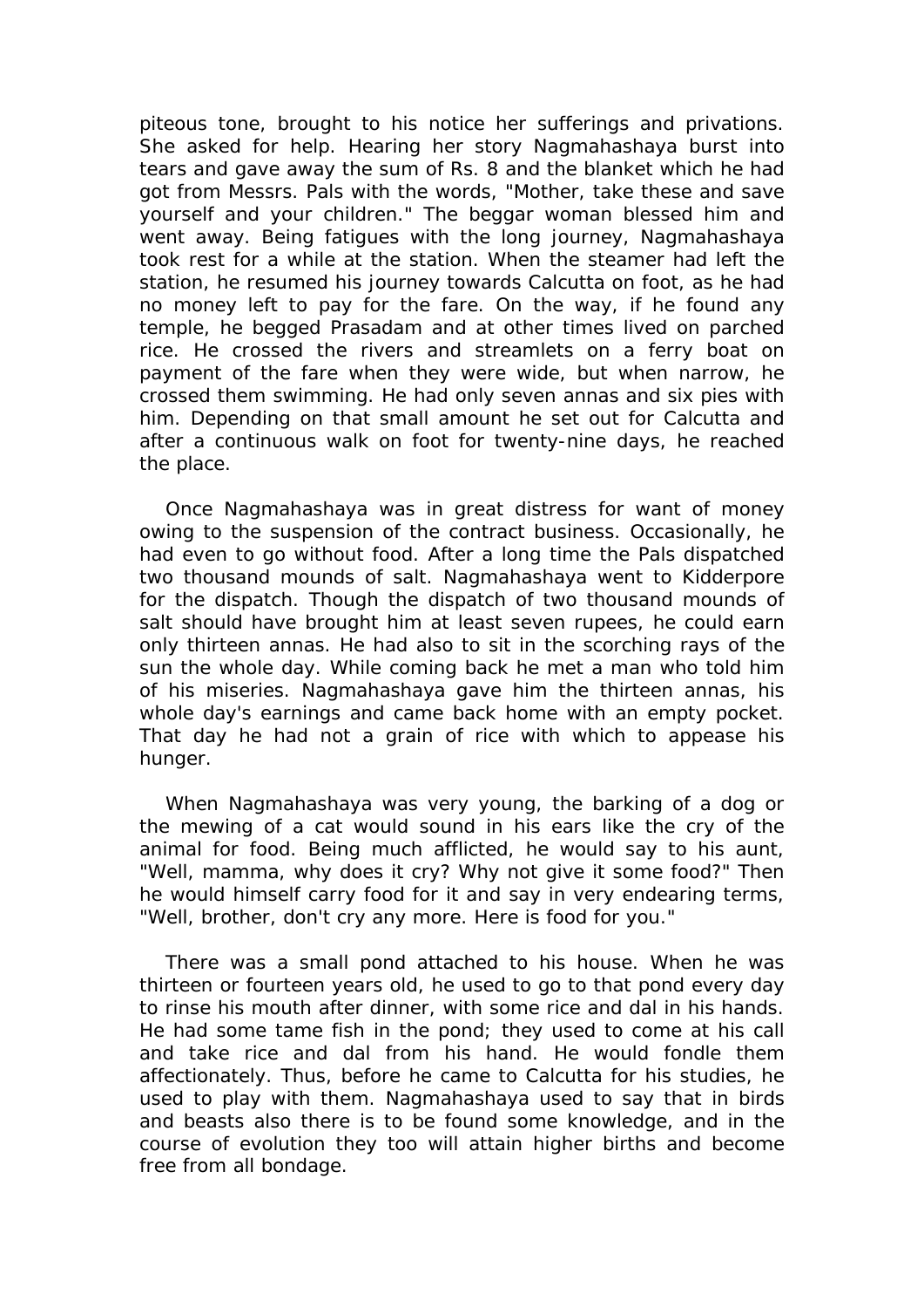piteous tone, brought to his notice her sufferings and privations. She asked for help. Hearing her story Nagmahashaya burst into tears and gave away the sum of Rs. 8 and the blanket which he had got from Messrs. Pals with the words, "Mother, take these and save yourself and your children." The beggar woman blessed him and went away. Being fatigues with the long journey, Nagmahashaya took rest for a while at the station. When the steamer had left the station, he resumed his journey towards Calcutta on foot, as he had no money left to pay for the fare. On the way, if he found any temple, he begged Prasadam and at other times lived on parched rice. He crossed the rivers and streamlets on a ferry boat on payment of the fare when they were wide, but when narrow, he crossed them swimming. He had only seven annas and six pies with him. Depending on that small amount he set out for Calcutta and after a continuous walk on foot for twenty-nine days, he reached the place.

Once Nagmahashaya was in great distress for want of money owing to the suspension of the contract business. Occasionally, he had even to go without food. After a long time the Pals dispatched two thousand mounds of salt. Nagmahashaya went to Kidderpore for the dispatch. Though the dispatch of two thousand mounds of salt should have brought him at least seven rupees, he could earn only thirteen annas. He had also to sit in the scorching rays of the sun the whole day. While coming back he met a man who told him of his miseries. Nagmahashaya gave him the thirteen annas, his whole day's earnings and came back home with an empty pocket. That day he had not a grain of rice with which to appease his hunger.

When Nagmahashaya was very young, the barking of a dog or the mewing of a cat would sound in his ears like the cry of the animal for food. Being much afflicted, he would say to his aunt, "Well, mamma, why does it cry? Why not give it some food?" Then he would himself carry food for it and say in very endearing terms, "Well, brother, don't cry any more. Here is food for you."

There was a small pond attached to his house. When he was thirteen or fourteen years old, he used to go to that pond every day to rinse his mouth after dinner, with some rice and dal in his hands. He had some tame fish in the pond; they used to come at his call and take rice and dal from his hand. He would fondle them affectionately. Thus, before he came to Calcutta for his studies, he used to play with them. Nagmahashaya used to say that in birds and beasts also there is to be found some knowledge, and in the course of evolution they too will attain higher births and become free from all bondage.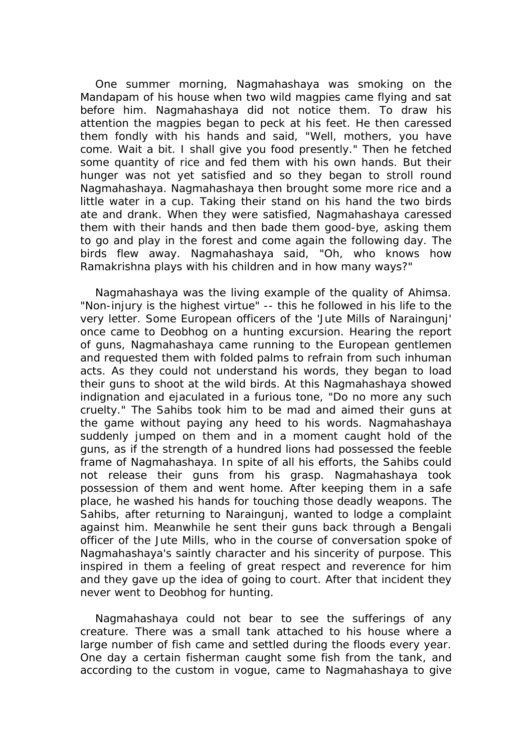One summer morning, Nagmahashaya was smoking on the Mandapam of his house when two wild magpies came flying and sat before him. Nagmahashaya did not notice them. To draw his attention the magpies began to peck at his feet. He then caressed them fondly with his hands and said, "Well, mothers, you have come. Wait a bit. I shall give you food presently." Then he fetched some quantity of rice and fed them with his own hands. But their hunger was not yet satisfied and so they began to stroll round Nagmahashaya. Nagmahashaya then brought some more rice and a little water in a cup. Taking their stand on his hand the two birds ate and drank. When they were satisfied, Nagmahashaya caressed them with their hands and then bade them good-bye, asking them to go and play in the forest and come again the following day. The birds flew away. Nagmahashaya said, "Oh, who knows how Ramakrishna plays with his children and in how many ways?"

Nagmahashaya was the living example of the quality of Ahimsa. "Non-injury is the highest virtue" -- this he followed in his life to the very letter. Some European officers of the 'Jute Mills of Naraingunj' once came to Deobhog on a hunting excursion. Hearing the report of guns, Nagmahashaya came running to the European gentlemen and requested them with folded palms to refrain from such inhuman acts. As they could not understand his words, they began to load their guns to shoot at the wild birds. At this Nagmahashaya showed indignation and ejaculated in a furious tone, "Do no more any such cruelty." The Sahibs took him to be mad and aimed their guns at the game without paying any heed to his words. Nagmahashaya suddenly jumped on them and in a moment caught hold of the guns, as if the strength of a hundred lions had possessed the feeble frame of Nagmahashaya. In spite of all his efforts, the Sahibs could not release their guns from his grasp. Nagmahashaya took possession of them and went home. After keeping them in a safe place, he washed his hands for touching those deadly weapons. The Sahibs, after returning to Naraingunj, wanted to lodge a complaint against him. Meanwhile he sent their guns back through a Bengali officer of the Jute Mills, who in the course of conversation spoke of Nagmahashaya's saintly character and his sincerity of purpose. This inspired in them a feeling of great respect and reverence for him and they gave up the idea of going to court. After that incident they never went to Deobhog for hunting.

Nagmahashaya could not bear to see the sufferings of any creature. There was a small tank attached to his house where a large number of fish came and settled during the floods every year. One day a certain fisherman caught some fish from the tank, and according to the custom in vogue, came to Nagmahashaya to give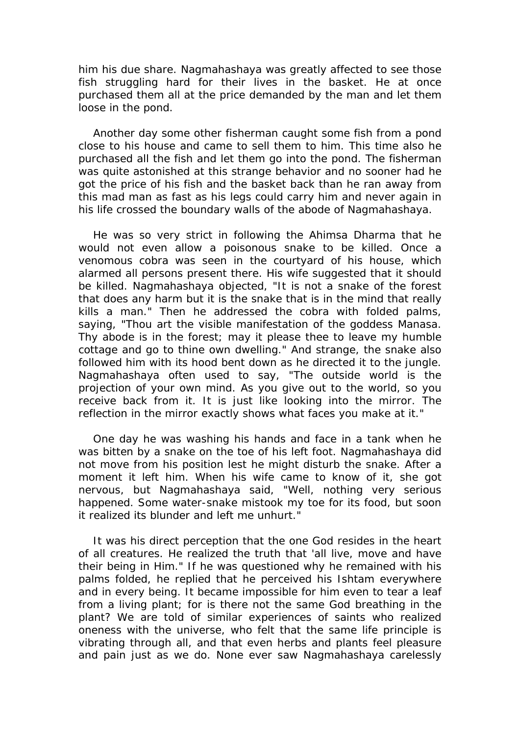him his due share. Nagmahashaya was greatly affected to see those fish struggling hard for their lives in the basket. He at once purchased them all at the price demanded by the man and let them loose in the pond.

Another day some other fisherman caught some fish from a pond close to his house and came to sell them to him. This time also he purchased all the fish and let them go into the pond. The fisherman was quite astonished at this strange behavior and no sooner had he got the price of his fish and the basket back than he ran away from this mad man as fast as his legs could carry him and never again in his life crossed the boundary walls of the abode of Nagmahashaya.

He was so very strict in following the Ahimsa Dharma that he would not even allow a poisonous snake to be killed. Once a venomous cobra was seen in the courtyard of his house, which alarmed all persons present there. His wife suggested that it should be killed. Nagmahashaya objected, "It is not a snake of the forest that does any harm but it is the snake that is in the mind that really kills a man." Then he addressed the cobra with folded palms, saying, "Thou art the visible manifestation of the goddess Manasa. Thy abode is in the forest; may it please thee to leave my humble cottage and go to thine own dwelling." And strange, the snake also followed him with its hood bent down as he directed it to the jungle. Nagmahashaya often used to say, "The outside world is the projection of your own mind. As you give out to the world, so you receive back from it. It is just like looking into the mirror. The reflection in the mirror exactly shows what faces you make at it."

One day he was washing his hands and face in a tank when he was bitten by a snake on the toe of his left foot. Nagmahashaya did not move from his position lest he might disturb the snake. After a moment it left him. When his wife came to know of it, she got nervous, but Nagmahashaya said, "Well, nothing very serious happened. Some water-snake mistook my toe for its food, but soon it realized its blunder and left me unhurt."

It was his direct perception that the one God resides in the heart of all creatures. He realized the truth that 'all live, move and have their being in Him." If he was questioned why he remained with his palms folded, he replied that he perceived his Ishtam everywhere and in every being. It became impossible for him even to tear a leaf from a living plant; for is there not the same God breathing in the plant? We are told of similar experiences of saints who realized oneness with the universe, who felt that the same life principle is vibrating through all, and that even herbs and plants feel pleasure and pain just as we do. None ever saw Nagmahashaya carelessly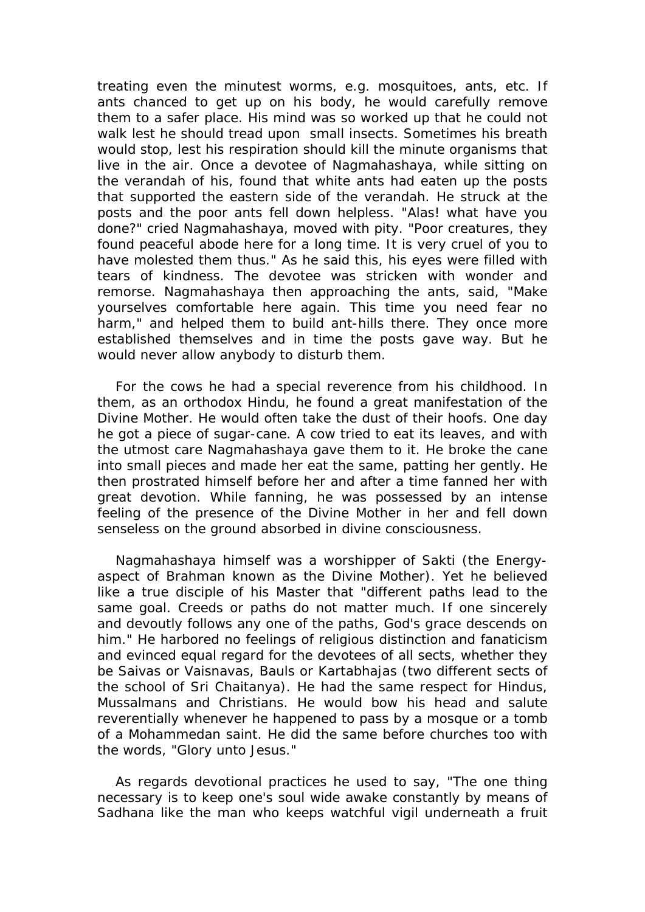treating even the minutest worms, e.g. mosquitoes, ants, etc. If ants chanced to get up on his body, he would carefully remove them to a safer place. His mind was so worked up that he could not walk lest he should tread upon small insects. Sometimes his breath would stop, lest his respiration should kill the minute organisms that live in the air. Once a devotee of Nagmahashaya, while sitting on the verandah of his, found that white ants had eaten up the posts that supported the eastern side of the verandah. He struck at the posts and the poor ants fell down helpless. "Alas! what have you done?" cried Nagmahashaya, moved with pity. "Poor creatures, they found peaceful abode here for a long time. It is very cruel of you to have molested them thus." As he said this, his eyes were filled with tears of kindness. The devotee was stricken with wonder and remorse. Nagmahashaya then approaching the ants, said, "Make yourselves comfortable here again. This time you need fear no harm," and helped them to build ant-hills there. They once more established themselves and in time the posts gave way. But he would never allow anybody to disturb them.

For the cows he had a special reverence from his childhood. In them, as an orthodox Hindu, he found a great manifestation of the Divine Mother. He would often take the dust of their hoofs. One day he got a piece of sugar-cane. A cow tried to eat its leaves, and with the utmost care Nagmahashaya gave them to it. He broke the cane into small pieces and made her eat the same, patting her gently. He then prostrated himself before her and after a time fanned her with great devotion. While fanning, he was possessed by an intense feeling of the presence of the Divine Mother in her and fell down senseless on the ground absorbed in divine consciousness.

Nagmahashaya himself was a worshipper of Sakti (the Energy-aspect of Brahman known as the Divine Mother). Yet he believed like a true disciple of his Master that "different paths lead to the same goal. Creeds or paths do not matter much. If one sincerely and devoutly follows any one of the paths, God's grace descends on him." He harbored no feelings of religious distinction and fanaticism and evinced equal regard for the devotees of all sects, whether they be Saivas or Vaisnavas, Bauls or Kartabhajas (two different sects of the school of Sri Chaitanya). He had the same respect for Hindus, Mussalmans and Christians. He would bow his head and salute reverentially whenever he happened to pass by a mosque or a tomb of a Mohammedan saint. He did the same before churches too with the words, "Glory unto Jesus."

As regards devotional practices he used to say, "The one thing necessary is to keep one's soul wide awake constantly by means of Sadhana like the man who keeps watchful vigil underneath a fruit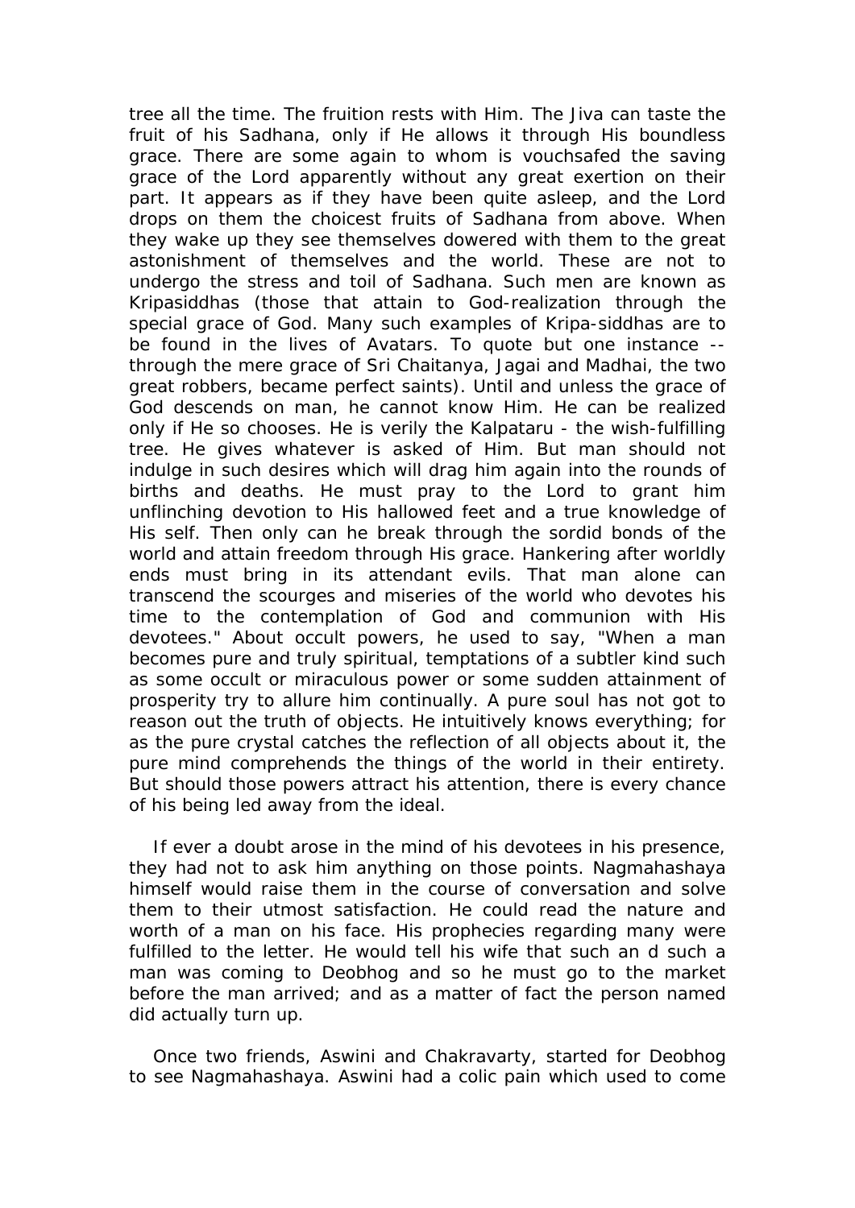tree all the time. The fruition rests with Him. The Jiva can taste the fruit of his Sadhana, only if He allows it through His boundless grace. There are some again to whom is vouchsafed the saving grace of the Lord apparently without any great exertion on their part. It appears as if they have been quite asleep, and the Lord drops on them the choicest fruits of Sadhana from above. When they wake up they see themselves dowered with them to the great astonishment of themselves and the world. These are not to undergo the stress and toil of Sadhana. Such men are known as Kripasiddhas (those that attain to God-realization through the special grace of God. Many such examples of Kripa-siddhas are to be found in the lives of Avatars. To quote but one instance -- through the mere grace of Sri Chaitanya, Jagai and Madhai, the two great robbers, became perfect saints). Until and unless the grace of God descends on man, he cannot know Him. He can be realized only if He so chooses. He is verily the Kalpataru - the wish-fulfilling tree. He gives whatever is asked of Him. But man should not indulge in such desires which will drag him again into the rounds of births and deaths. He must pray to the Lord to grant him unflinching devotion to His hallowed feet and a true knowledge of His self. Then only can he break through the sordid bonds of the world and attain freedom through His grace. Hankering after worldly ends must bring in its attendant evils. That man alone can transcend the scourges and miseries of the world who devotes his time to the contemplation of God and communion with His devotees." About occult powers, he used to say, "When a man becomes pure and truly spiritual, temptations of a subtler kind such as some occult or miraculous power or some sudden attainment of prosperity try to allure him continually. A pure soul has not got to reason out the truth of objects. He intuitively knows everything; for as the pure crystal catches the reflection of all objects about it, the pure mind comprehends the things of the world in their entirety. But should those powers attract his attention, there is every chance of his being led away from the ideal.

If ever a doubt arose in the mind of his devotees in his presence, they had not to ask him anything on those points. Nagmahashaya himself would raise them in the course of conversation and solve them to their utmost satisfaction. He could read the nature and worth of a man on his face. His prophecies regarding many were fulfilled to the letter. He would tell his wife that such an d such a man was coming to Deobhog and so he must go to the market before the man arrived; and as a matter of fact the person named did actually turn up.

Once two friends, Aswini and Chakravarty, started for Deobhog to see Nagmahashaya. Aswini had a colic pain which used to come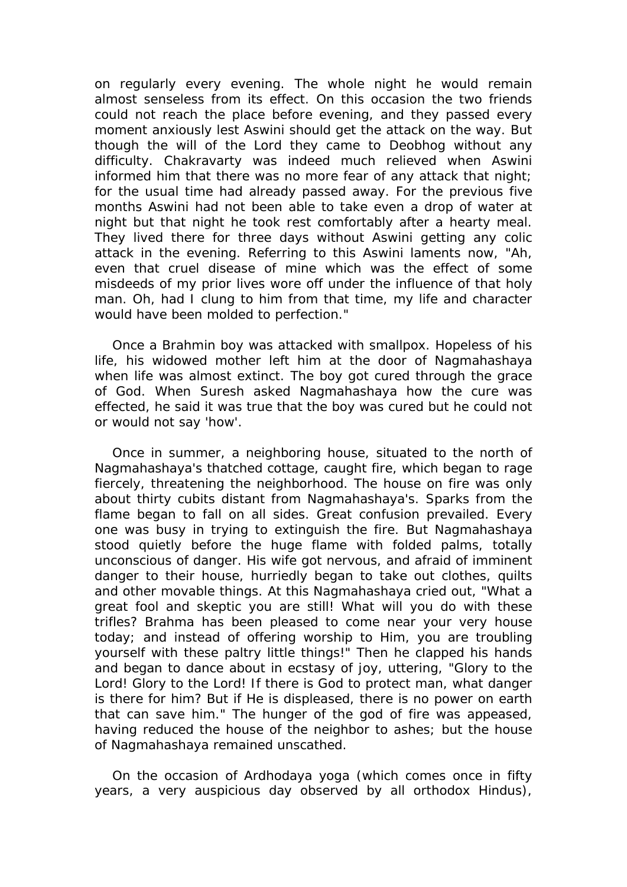on regularly every evening. The whole night he would remain almost senseless from its effect. On this occasion the two friends could not reach the place before evening, and they passed every moment anxiously lest Aswini should get the attack on the way. But though the will of the Lord they came to Deobhog without any difficulty. Chakravarty was indeed much relieved when Aswini informed him that there was no more fear of any attack that night; for the usual time had already passed away. For the previous five months Aswini had not been able to take even a drop of water at night but that night he took rest comfortably after a hearty meal. They lived there for three days without Aswini getting any colic attack in the evening. Referring to this Aswini laments now, "Ah, even that cruel disease of mine which was the effect of some misdeeds of my prior lives wore off under the influence of that holy man. Oh, had I clung to him from that time, my life and character would have been molded to perfection."

Once a Brahmin boy was attacked with smallpox. Hopeless of his life, his widowed mother left him at the door of Nagmahashaya when life was almost extinct. The boy got cured through the grace of God. When Suresh asked Nagmahashaya how the cure was effected, he said it was true that the boy was cured but he could not or would not say 'how'.

Once in summer, a neighboring house, situated to the north of Nagmahashaya's thatched cottage, caught fire, which began to rage fiercely, threatening the neighborhood. The house on fire was only about thirty cubits distant from Nagmahashaya's. Sparks from the flame began to fall on all sides. Great confusion prevailed. Every one was busy in trying to extinguish the fire. But Nagmahashaya stood quietly before the huge flame with folded palms, totally unconscious of danger. His wife got nervous, and afraid of imminent danger to their house, hurriedly began to take out clothes, quilts and other movable things. At this Nagmahashaya cried out, "What a great fool and skeptic you are still! What will you do with these trifles? Brahma has been pleased to come near your very house today; and instead of offering worship to Him, you are troubling yourself with these paltry little things!" Then he clapped his hands and began to dance about in ecstasy of joy, uttering, "Glory to the Lord! Glory to the Lord! If there is God to protect man, what danger is there for him? But if He is displeased, there is no power on earth that can save him." The hunger of the god of fire was appeased, having reduced the house of the neighbor to ashes; but the house of Nagmahashaya remained unscathed.

On the occasion of Ardhodaya yoga (which comes once in fifty years, a very auspicious day observed by all orthodox Hindus),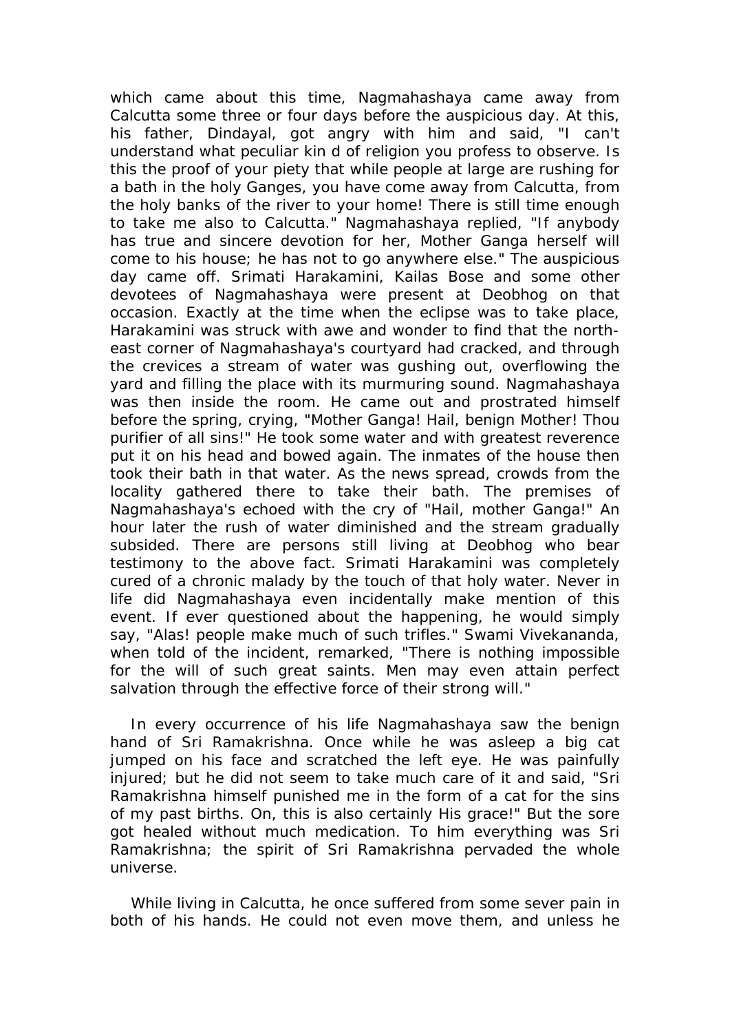which came about this time, Nagmahashaya came away from Calcutta some three or four days before the auspicious day. At this, his father, Dindayal, got angry with him and said, "I can't understand what peculiar kin d of religion you profess to observe. Is this the proof of your piety that while people at large are rushing for a bath in the holy Ganges, you have come away from Calcutta, from the holy banks of the river to your home! There is still time enough to take me also to Calcutta." Nagmahashaya replied, "If anybody has true and sincere devotion for her, Mother Ganga herself will come to his house; he has not to go anywhere else." The auspicious day came off. Srimati Harakamini, Kailas Bose and some other devotees of Nagmahashaya were present at Deobhog on that occasion. Exactly at the time when the eclipse was to take place, Harakamini was struck with awe and wonder to find that the north-east corner of Nagmahashaya's courtyard had cracked, and through the crevices a stream of water was gushing out, overflowing the yard and filling the place with its murmuring sound. Nagmahashaya was then inside the room. He came out and prostrated himself before the spring, crying, "Mother Ganga! Hail, benign Mother! Thou purifier of all sins!" He took some water and with greatest reverence put it on his head and bowed again. The inmates of the house then took their bath in that water. As the news spread, crowds from the locality gathered there to take their bath. The premises of Nagmahashaya's echoed with the cry of "Hail, mother Ganga!" An hour later the rush of water diminished and the stream gradually subsided. There are persons still living at Deobhog who bear testimony to the above fact. Srimati Harakamini was completely cured of a chronic malady by the touch of that holy water. Never in life did Nagmahashaya even incidentally make mention of this event. If ever questioned about the happening, he would simply say, "Alas! people make much of such trifles." Swami Vivekananda, when told of the incident, remarked, "There is nothing impossible for the will of such great saints. Men may even attain perfect salvation through the effective force of their strong will."

In every occurrence of his life Nagmahashaya saw the benign hand of Sri Ramakrishna. Once while he was asleep a big cat jumped on his face and scratched the left eye. He was painfully injured; but he did not seem to take much care of it and said, "Sri Ramakrishna himself punished me in the form of a cat for the sins of my past births. On, this is also certainly His grace!" But the sore got healed without much medication. To him everything was Sri Ramakrishna; the spirit of Sri Ramakrishna pervaded the whole universe.

While living in Calcutta, he once suffered from some sever pain in both of his hands. He could not even move them, and unless he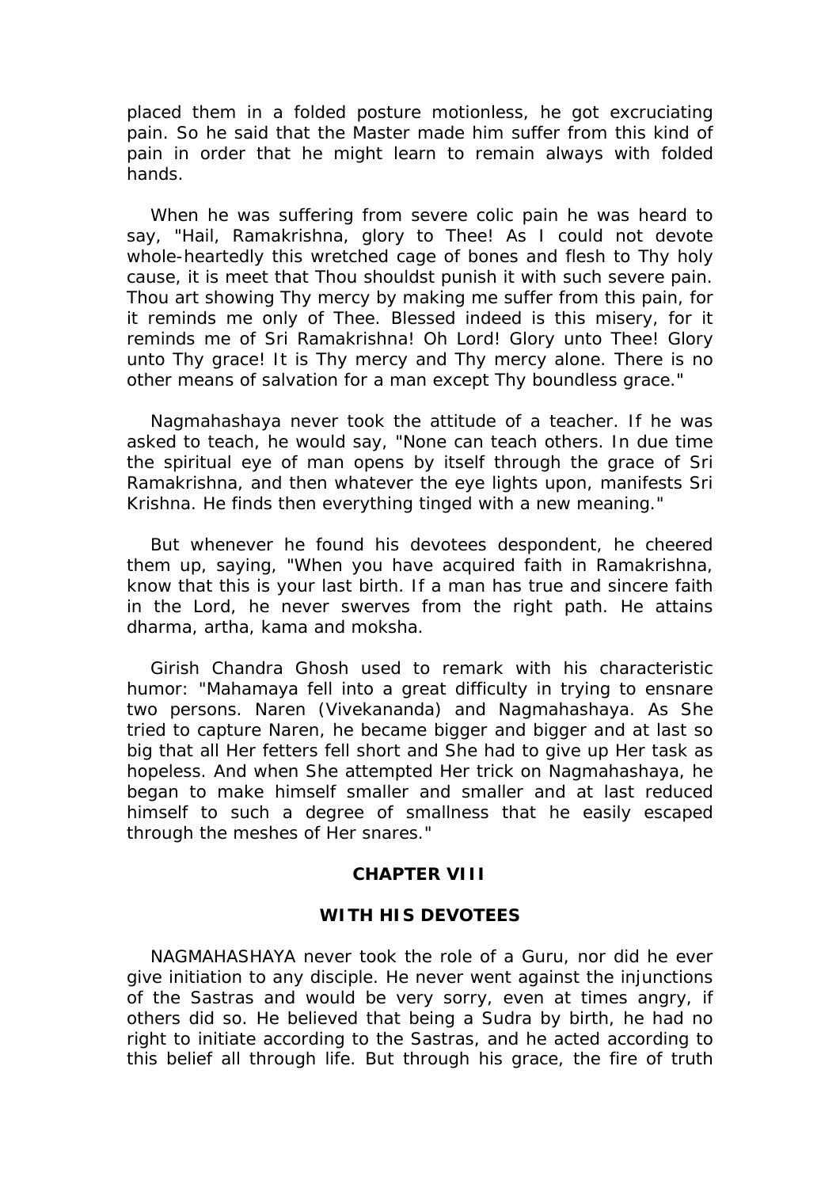placed them in a folded posture motionless, he got excruciating pain. So he said that the Master made him suffer from this kind of pain in order that he might learn to remain always with folded hands.

When he was suffering from severe colic pain he was heard to say, "Hail, Ramakrishna, glory to Thee! As I could not devote whole-heartedly this wretched cage of bones and flesh to Thy holy cause, it is meet that Thou shouldst punish it with such severe pain. Thou art showing Thy mercy by making me suffer from this pain, for it reminds me only of Thee. Blessed indeed is this misery, for it reminds me of Sri Ramakrishna! Oh Lord! Glory unto Thee! Glory unto Thy grace! It is Thy mercy and Thy mercy alone. There is no other means of salvation for a man except Thy boundless grace."

Nagmahashaya never took the attitude of a teacher. If he was asked to teach, he would say, "None can teach others. In due time the spiritual eye of man opens by itself through the grace of Sri Ramakrishna, and then whatever the eye lights upon, manifests Sri Krishna. He finds then everything tinged with a new meaning."

But whenever he found his devotees despondent, he cheered them up, saying, "When you have acquired faith in Ramakrishna, know that this is your last birth. If a man has true and sincere faith in the Lord, he never swerves from the right path. He attains dharma, artha, kama and moksha.

Girish Chandra Ghosh used to remark with his characteristic humor: "Mahamaya fell into a great difficulty in trying to ensnare two persons. Naren (Vivekananda) and Nagmahashaya. As She tried to capture Naren, he became bigger and bigger and at last so big that all Her fetters fell short and She had to give up Her task as hopeless. And when She attempted Her trick on Nagmahashaya, he began to make himself smaller and smaller and at last reduced himself to such a degree of smallness that he easily escaped through the meshes of Her snares."

## CHAPTER VIII

### WITH HIS DEVOTEES

NAGMAHASHAYA never took the role of a Guru, nor did he ever give initiation to any disciple. He never went against the injunctions of the Sastras and would be very sorry, even at times angry, if others did so. He believed that being a Sudra by birth, he had no right to initiate according to the Sastras, and he acted according to this belief all through life. But through his grace, the fire of truth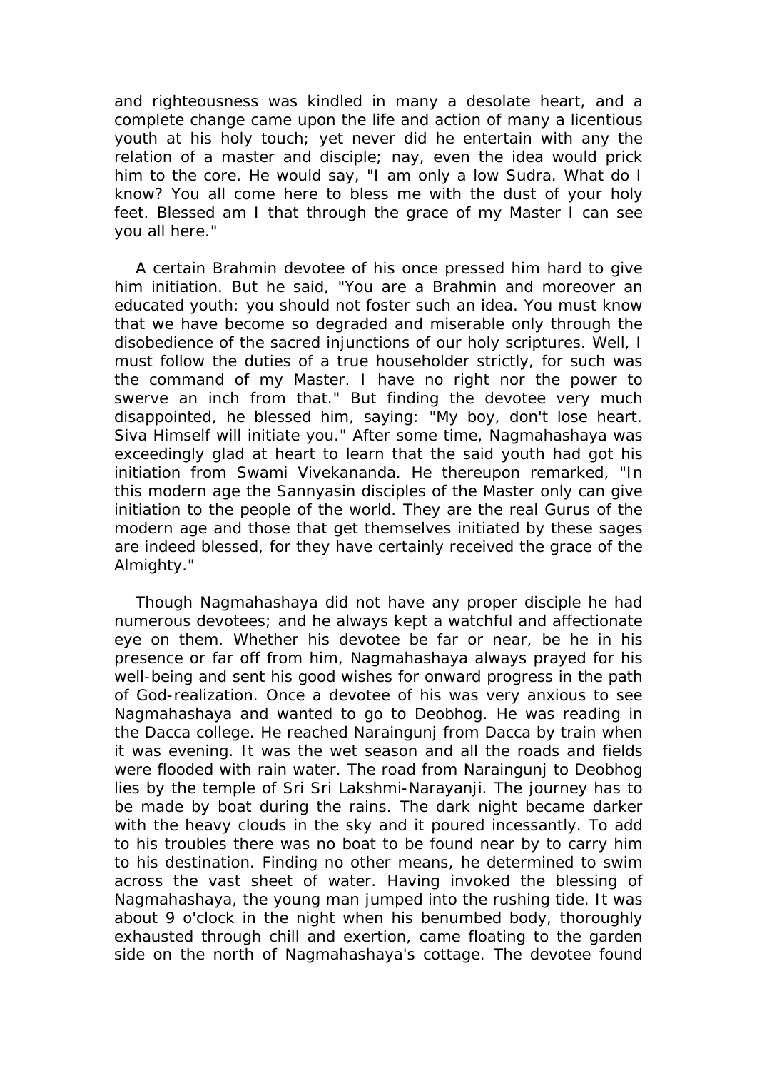and righteousness was kindled in many a desolate heart, and a complete change came upon the life and action of many a licentious youth at his holy touch; yet never did he entertain with any the relation of a master and disciple; nay, even the idea would prick him to the core. He would say, "I am only a low Sudra. What do I know? You all come here to bless me with the dust of your holy feet. Blessed am I that through the grace of my Master I can see you all here."

A certain Brahmin devotee of his once pressed him hard to give him initiation. But he said, "You are a Brahmin and moreover an educated youth: you should not foster such an idea. You must know that we have become so degraded and miserable only through the disobedience of the sacred injunctions of our holy scriptures. Well, I must follow the duties of a true householder strictly, for such was the command of my Master. I have no right nor the power to swerve an inch from that." But finding the devotee very much disappointed, he blessed him, saying: "My boy, don't lose heart. Siva Himself will initiate you." After some time, Nagmahashaya was exceedingly glad at heart to learn that the said youth had got his initiation from Swami Vivekananda. He thereupon remarked, "In this modern age the Sannyasin disciples of the Master only can give initiation to the people of the world. They are the real Gurus of the modern age and those that get themselves initiated by these sages are indeed blessed, for they have certainly received the grace of the Almighty."

Though Nagmahashaya did not have any proper disciple he had numerous devotees; and he always kept a watchful and affectionate eye on them. Whether his devotee be far or near, be he in his presence or far off from him, Nagmahashaya always prayed for his well-being and sent his good wishes for onward progress in the path of God-realization. Once a devotee of his was very anxious to see Nagmahashaya and wanted to go to Deobhog. He was reading in the Dacca college. He reached Naraingunj from Dacca by train when it was evening. It was the wet season and all the roads and fields were flooded with rain water. The road from Naraingunj to Deobhog lies by the temple of Sri Sri Lakshmi-Narayanji. The journey has to be made by boat during the rains. The dark night became darker with the heavy clouds in the sky and it poured incessantly. To add to his troubles there was no boat to be found near by to carry him to his destination. Finding no other means, he determined to swim across the vast sheet of water. Having invoked the blessing of Nagmahashaya, the young man jumped into the rushing tide. It was about 9 o'clock in the night when his benumbed body, thoroughly exhausted through chill and exertion, came floating to the garden side on the north of Nagmahashaya's cottage. The devotee found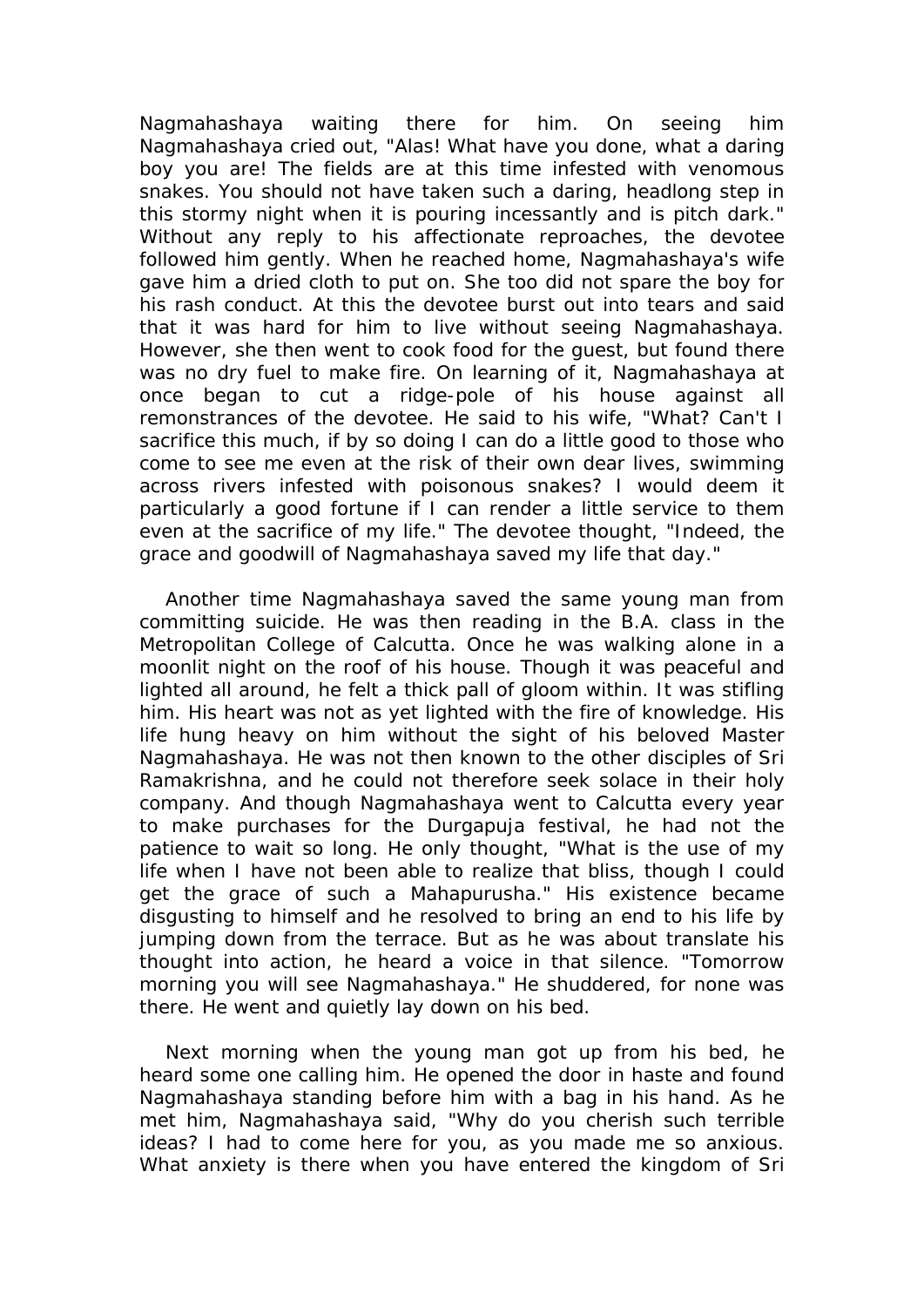Nagmahashaya waiting there for him. On seeing him Nagmahashaya cried out, "Alas! What have you done, what a daring boy you are! The fields are at this time infested with venomous snakes. You should not have taken such a daring, headlong step in this stormy night when it is pouring incessantly and is pitch dark." Without any reply to his affectionate reproaches, the devotee followed him gently. When he reached home, Nagmahashaya's wife gave him a dried cloth to put on. She too did not spare the boy for his rash conduct. At this the devotee burst out into tears and said that it was hard for him to live without seeing Nagmahashaya. However, she then went to cook food for the guest, but found there was no dry fuel to make fire. On learning of it, Nagmahashaya at once began to cut a ridge-pole of his house against all remonstrances of the devotee. He said to his wife, "What? Can't I sacrifice this much, if by so doing I can do a little good to those who come to see me even at the risk of their own dear lives, swimming across rivers infested with poisonous snakes? I would deem it particularly a good fortune if I can render a little service to them even at the sacrifice of my life." The devotee thought, "Indeed, the grace and goodwill of Nagmahashaya saved my life that day."

Another time Nagmahashaya saved the same young man from committing suicide. He was then reading in the B.A. class in the Metropolitan College of Calcutta. Once he was walking alone in a moonlit night on the roof of his house. Though it was peaceful and lighted all around, he felt a thick pall of gloom within. It was stifling him. His heart was not as yet lighted with the fire of knowledge. His life hung heavy on him without the sight of his beloved Master Nagmahashaya. He was not then known to the other disciples of Sri Ramakrishna, and he could not therefore seek solace in their holy company. And though Nagmahashaya went to Calcutta every year to make purchases for the Durgapuja festival, he had not the patience to wait so long. He only thought, "What is the use of my life when I have not been able to realize that bliss, though I could get the grace of such a Mahapurusha." His existence became disgusting to himself and he resolved to bring an end to his life by jumping down from the terrace. But as he was about translate his thought into action, he heard a voice in that silence. "Tomorrow morning you will see Nagmahashaya." He shuddered, for none was there. He went and quietly lay down on his bed.

Next morning when the young man got up from his bed, he heard some one calling him. He opened the door in haste and found Nagmahashaya standing before him with a bag in his hand. As he met him, Nagmahashaya said, "Why do you cherish such terrible ideas? I had to come here for you, as you made me so anxious. What anxiety is there when you have entered the kingdom of Sri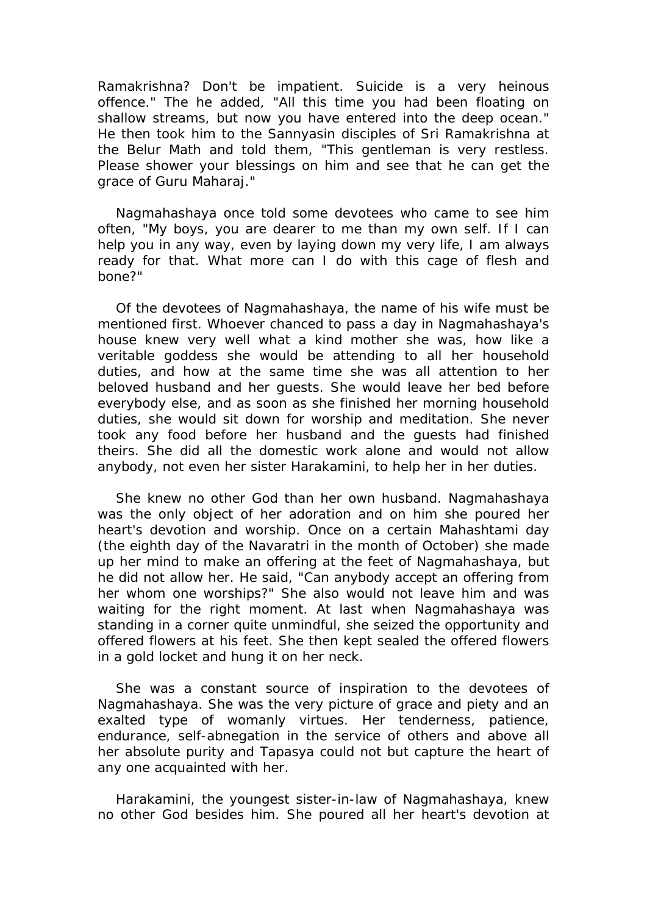Ramakrishna? Don't be impatient. Suicide is a very heinous offence." The he added, "All this time you had been floating on shallow streams, but now you have entered into the deep ocean." He then took him to the Sannyasin disciples of Sri Ramakrishna at the Belur Math and told them, "This gentleman is very restless. Please shower your blessings on him and see that he can get the grace of Guru Maharaj."

Nagmahashaya once told some devotees who came to see him often, "My boys, you are dearer to me than my own self. If I can help you in any way, even by laying down my very life, I am always ready for that. What more can I do with this cage of flesh and bone?"

Of the devotees of Nagmahashaya, the name of his wife must be mentioned first. Whoever chanced to pass a day in Nagmahashaya's house knew very well what a kind mother she was, how like a veritable goddess she would be attending to all her household duties, and how at the same time she was all attention to her beloved husband and her guests. She would leave her bed before everybody else, and as soon as she finished her morning household duties, she would sit down for worship and meditation. She never took any food before her husband and the guests had finished theirs. She did all the domestic work alone and would not allow anybody, not even her sister Harakamini, to help her in her duties.

She knew no other God than her own husband. Nagmahashaya was the only object of her adoration and on him she poured her heart's devotion and worship. Once on a certain Mahashtami day (the eighth day of the Navaratri in the month of October) she made up her mind to make an offering at the feet of Nagmahashaya, but he did not allow her. He said, "Can anybody accept an offering from her whom one worships?" She also would not leave him and was waiting for the right moment. At last when Nagmahashaya was standing in a corner quite unmindful, she seized the opportunity and offered flowers at his feet. She then kept sealed the offered flowers in a gold locket and hung it on her neck.

She was a constant source of inspiration to the devotees of Nagmahashaya. She was the very picture of grace and piety and an exalted type of womanly virtues. Her tenderness, patience, endurance, self-abnegation in the service of others and above all her absolute purity and Tapasya could not but capture the heart of any one acquainted with her.

Harakamini, the youngest sister-in-law of Nagmahashaya, knew no other God besides him. She poured all her heart's devotion at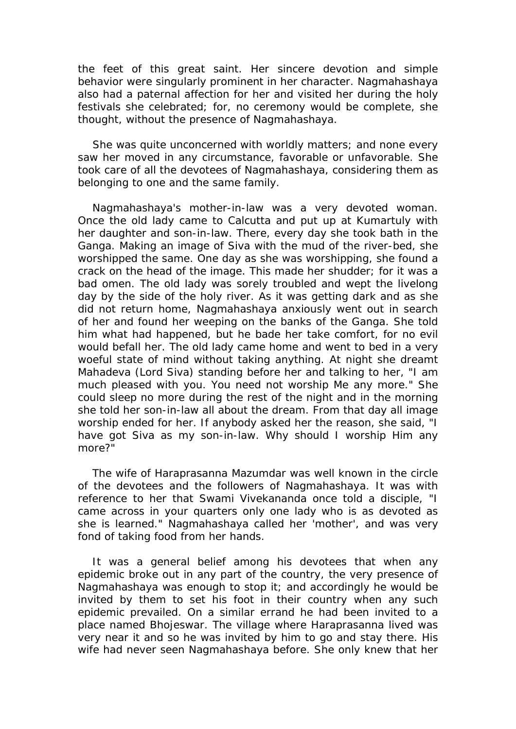the feet of this great saint. Her sincere devotion and simple behavior were singularly prominent in her character. Nagmahashaya also had a paternal affection for her and visited her during the holy festivals she celebrated; for, no ceremony would be complete, she thought, without the presence of Nagmahashaya.

She was quite unconcerned with worldly matters; and none every saw her moved in any circumstance, favorable or unfavorable. She took care of all the devotees of Nagmahashaya, considering them as belonging to one and the same family.

Nagmahashaya's mother-in-law was a very devoted woman. Once the old lady came to Calcutta and put up at Kumartuly with her daughter and son-in-law. There, every day she took bath in the Ganga. Making an image of Siva with the mud of the river-bed, she worshipped the same. One day as she was worshipping, she found a crack on the head of the image. This made her shudder; for it was a bad omen. The old lady was sorely troubled and wept the livelong day by the side of the holy river. As it was getting dark and as she did not return home, Nagmahashaya anxiously went out in search of her and found her weeping on the banks of the Ganga. She told him what had happened, but he bade her take comfort, for no evil would befall her. The old lady came home and went to bed in a very woeful state of mind without taking anything. At night she dreamt Mahadeva (Lord Siva) standing before her and talking to her, "I am much pleased with you. You need not worship Me any more." She could sleep no more during the rest of the night and in the morning she told her son-in-law all about the dream. From that day all image worship ended for her. If anybody asked her the reason, she said, "I have got Siva as my son-in-law. Why should I worship Him any more?"

The wife of Haraprasanna Mazumdar was well known in the circle of the devotees and the followers of Nagmahashaya. It was with reference to her that Swami Vivekananda once told a disciple, "I came across in your quarters only one lady who is as devoted as she is learned." Nagmahashaya called her 'mother', and was very fond of taking food from her hands.

It was a general belief among his devotees that when any epidemic broke out in any part of the country, the very presence of Nagmahashaya was enough to stop it; and accordingly he would be invited by them to set his foot in their country when any such epidemic prevailed. On a similar errand he had been invited to a place named Bhojeswar. The village where Haraprasanna lived was very near it and so he was invited by him to go and stay there. His wife had never seen Nagmahashaya before. She only knew that her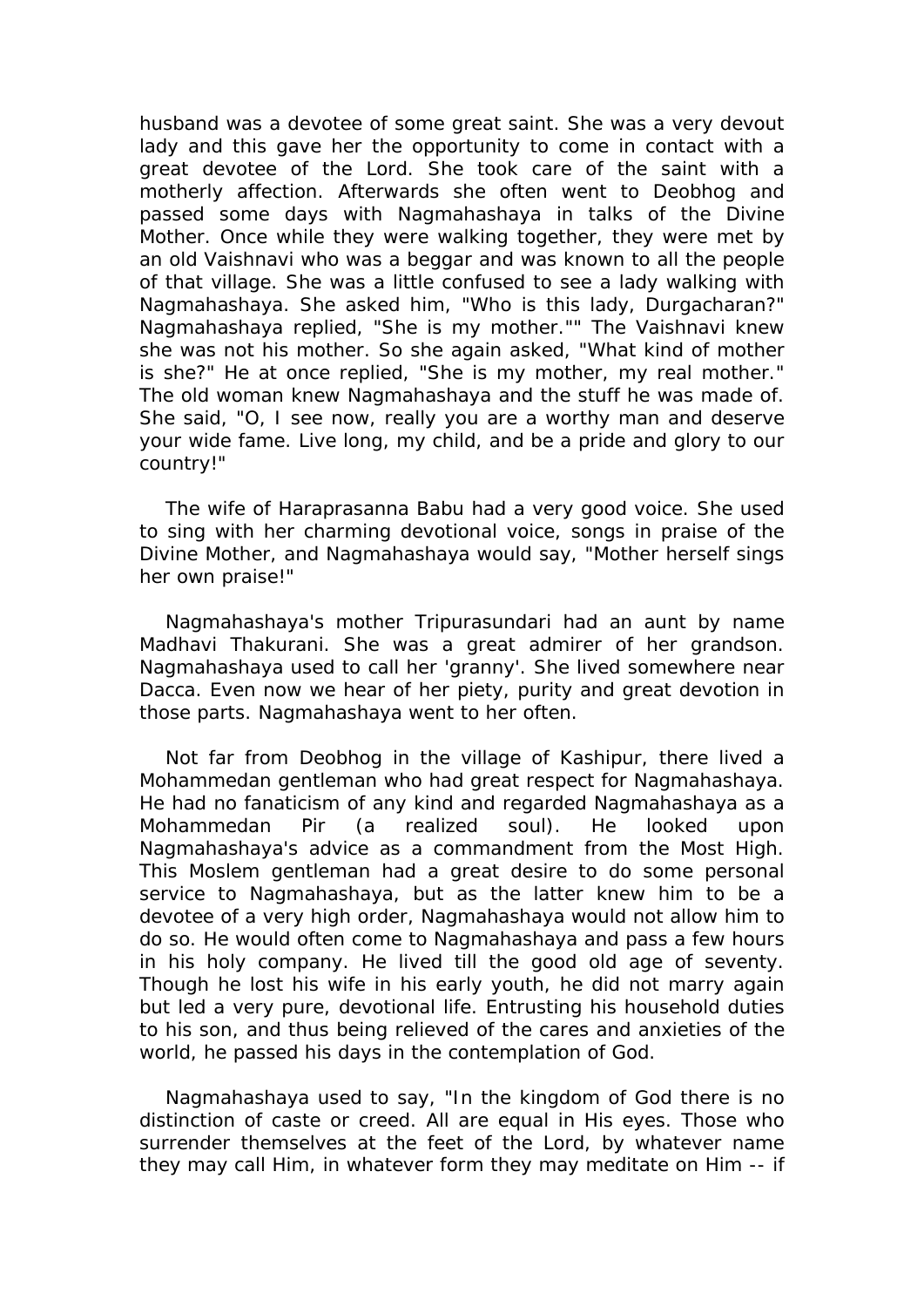husband was a devotee of some great saint. She was a very devout lady and this gave her the opportunity to come in contact with a great devotee of the Lord. She took care of the saint with a motherly affection. Afterwards she often went to Deobhog and passed some days with Nagmahashaya in talks of the Divine Mother. Once while they were walking together, they were met by an old Vaishnavi who was a beggar and was known to all the people of that village. She was a little confused to see a lady walking with Nagmahashaya. She asked him, "Who is this lady, Durgacharan?" Nagmahashaya replied, "She is my mother."" The Vaishnavi knew she was not his mother. So she again asked, "What kind of mother is she?" He at once replied, "She is my mother, my real mother." The old woman knew Nagmahashaya and the stuff he was made of. She said, "O, I see now, really you are a worthy man and deserve your wide fame. Live long, my child, and be a pride and glory to our country!"

The wife of Haraprasanna Babu had a very good voice. She used to sing with her charming devotional voice, songs in praise of the Divine Mother, and Nagmahashaya would say, "Mother herself sings her own praise!"

Nagmahashaya's mother Tripurasundari had an aunt by name Madhavi Thakurani. She was a great admirer of her grandson. Nagmahashaya used to call her 'granny'. She lived somewhere near Dacca. Even now we hear of her piety, purity and great devotion in those parts. Nagmahashaya went to her often.

Not far from Deobhog in the village of Kashipur, there lived a Mohammedan gentleman who had great respect for Nagmahashaya. He had no fanaticism of any kind and regarded Nagmahashaya as a Mohammedan Pir (a realized soul). He looked upon Nagmahashaya's advice as a commandment from the Most High. This Moslem gentleman had a great desire to do some personal service to Nagmahashaya, but as the latter knew him to be a devotee of a very high order, Nagmahashaya would not allow him to do so. He would often come to Nagmahashaya and pass a few hours in his holy company. He lived till the good old age of seventy. Though he lost his wife in his early youth, he did not marry again but led a very pure, devotional life. Entrusting his household duties to his son, and thus being relieved of the cares and anxieties of the world, he passed his days in the contemplation of God.

Nagmahashaya used to say, "In the kingdom of God there is no distinction of caste or creed. All are equal in His eyes. Those who surrender themselves at the feet of the Lord, by whatever name they may call Him, in whatever form they may meditate on Him -- if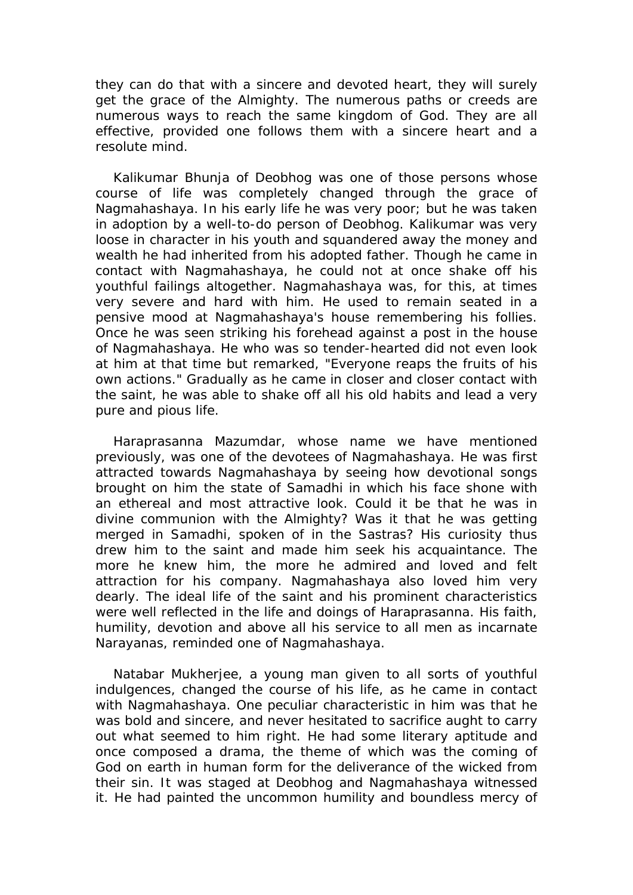they can do that with a sincere and devoted heart, they will surely get the grace of the Almighty. The numerous paths or creeds are numerous ways to reach the same kingdom of God. They are all effective, provided one follows them with a sincere heart and a resolute mind.

Kalikumar Bhunja of Deobhog was one of those persons whose course of life was completely changed through the grace of Nagmahashaya. In his early life he was very poor; but he was taken in adoption by a well-to-do person of Deobhog. Kalikumar was very loose in character in his youth and squandered away the money and wealth he had inherited from his adopted father. Though he came in contact with Nagmahashaya, he could not at once shake off his youthful failings altogether. Nagmahashaya was, for this, at times very severe and hard with him. He used to remain seated in a pensive mood at Nagmahashaya's house remembering his follies. Once he was seen striking his forehead against a post in the house of Nagmahashaya. He who was so tender-hearted did not even look at him at that time but remarked, "Everyone reaps the fruits of his own actions." Gradually as he came in closer and closer contact with the saint, he was able to shake off all his old habits and lead a very pure and pious life.

Haraprasanna Mazumdar, whose name we have mentioned previously, was one of the devotees of Nagmahashaya. He was first attracted towards Nagmahashaya by seeing how devotional songs brought on him the state of Samadhi in which his face shone with an ethereal and most attractive look. Could it be that he was in divine communion with the Almighty? Was it that he was getting merged in Samadhi, spoken of in the Sastras? His curiosity thus drew him to the saint and made him seek his acquaintance. The more he knew him, the more he admired and loved and felt attraction for his company. Nagmahashaya also loved him very dearly. The ideal life of the saint and his prominent characteristics were well reflected in the life and doings of Haraprasanna. His faith, humility, devotion and above all his service to all men as incarnate Narayanas, reminded one of Nagmahashaya.

Natabar Mukherjee, a young man given to all sorts of youthful indulgences, changed the course of his life, as he came in contact with Nagmahashaya. One peculiar characteristic in him was that he was bold and sincere, and never hesitated to sacrifice aught to carry out what seemed to him right. He had some literary aptitude and once composed a drama, the theme of which was the coming of God on earth in human form for the deliverance of the wicked from their sin. It was staged at Deobhog and Nagmahashaya witnessed it. He had painted the uncommon humility and boundless mercy of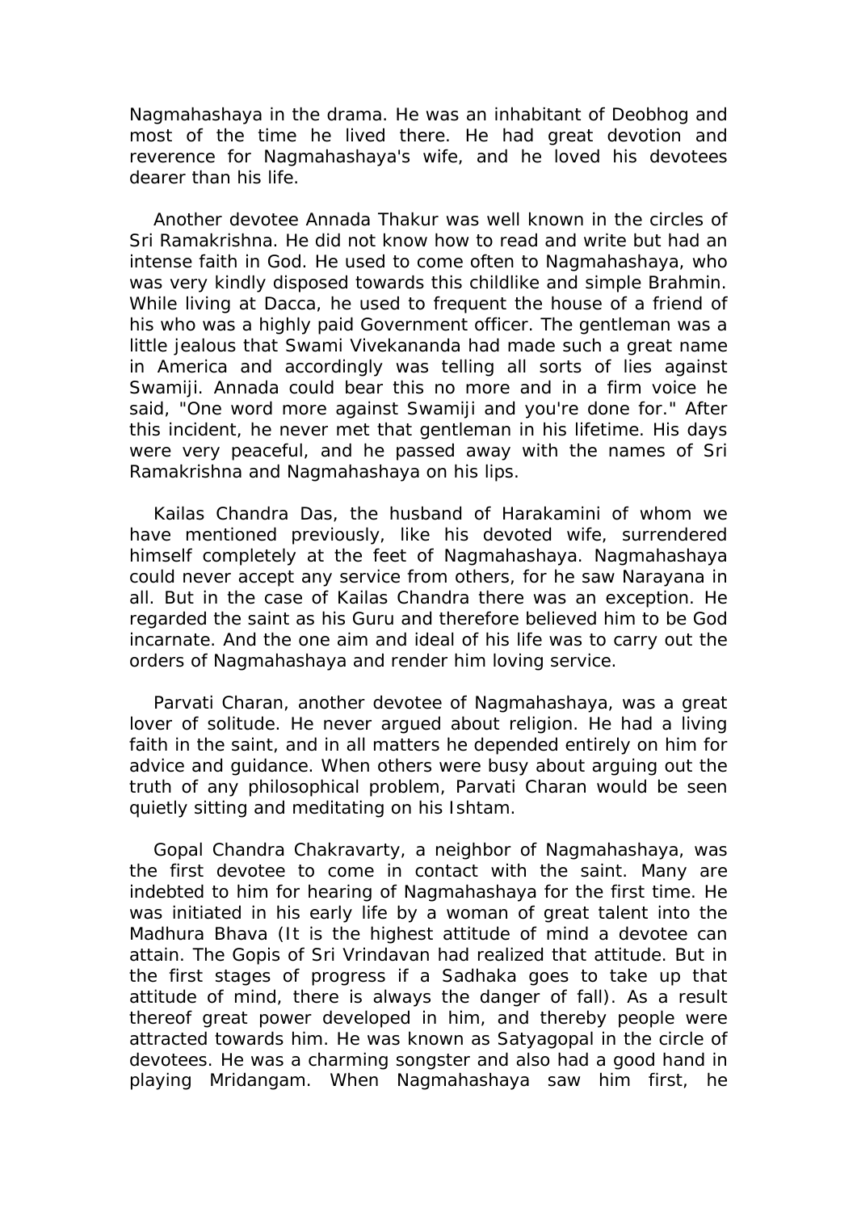Nagmahashaya in the drama. He was an inhabitant of Deobhog and most of the time he lived there. He had great devotion and reverence for Nagmahashaya's wife, and he loved his devotees dearer than his life.

Another devotee Annada Thakur was well known in the circles of Sri Ramakrishna. He did not know how to read and write but had an intense faith in God. He used to come often to Nagmahashaya, who was very kindly disposed towards this childlike and simple Brahmin. While living at Dacca, he used to frequent the house of a friend of his who was a highly paid Government officer. The gentleman was a little jealous that Swami Vivekananda had made such a great name in America and accordingly was telling all sorts of lies against Swamiji. Annada could bear this no more and in a firm voice he said, "One word more against Swamiji and you're done for." After this incident, he never met that gentleman in his lifetime. His days were very peaceful, and he passed away with the names of Sri Ramakrishna and Nagmahashaya on his lips.

Kailas Chandra Das, the husband of Harakamini of whom we have mentioned previously, like his devoted wife, surrendered himself completely at the feet of Nagmahashaya. Nagmahashaya could never accept any service from others, for he saw Narayana in all. But in the case of Kailas Chandra there was an exception. He regarded the saint as his Guru and therefore believed him to be God incarnate. And the one aim and ideal of his life was to carry out the orders of Nagmahashaya and render him loving service.

Parvati Charan, another devotee of Nagmahashaya, was a great lover of solitude. He never argued about religion. He had a living faith in the saint, and in all matters he depended entirely on him for advice and guidance. When others were busy about arguing out the truth of any philosophical problem, Parvati Charan would be seen quietly sitting and meditating on his Ishtam.

Gopal Chandra Chakravarty, a neighbor of Nagmahashaya, was the first devotee to come in contact with the saint. Many are indebted to him for hearing of Nagmahashaya for the first time. He was initiated in his early life by a woman of great talent into the Madhura Bhava (It is the highest attitude of mind a devotee can attain. The Gopis of Sri Vrindavan had realized that attitude. But in the first stages of progress if a Sadhaka goes to take up that attitude of mind, there is always the danger of fall). As a result thereof great power developed in him, and thereby people were attracted towards him. He was known as Satyagopal in the circle of devotees. He was a charming songster and also had a good hand in playing Mridangam. When Nagmahashaya saw him first, he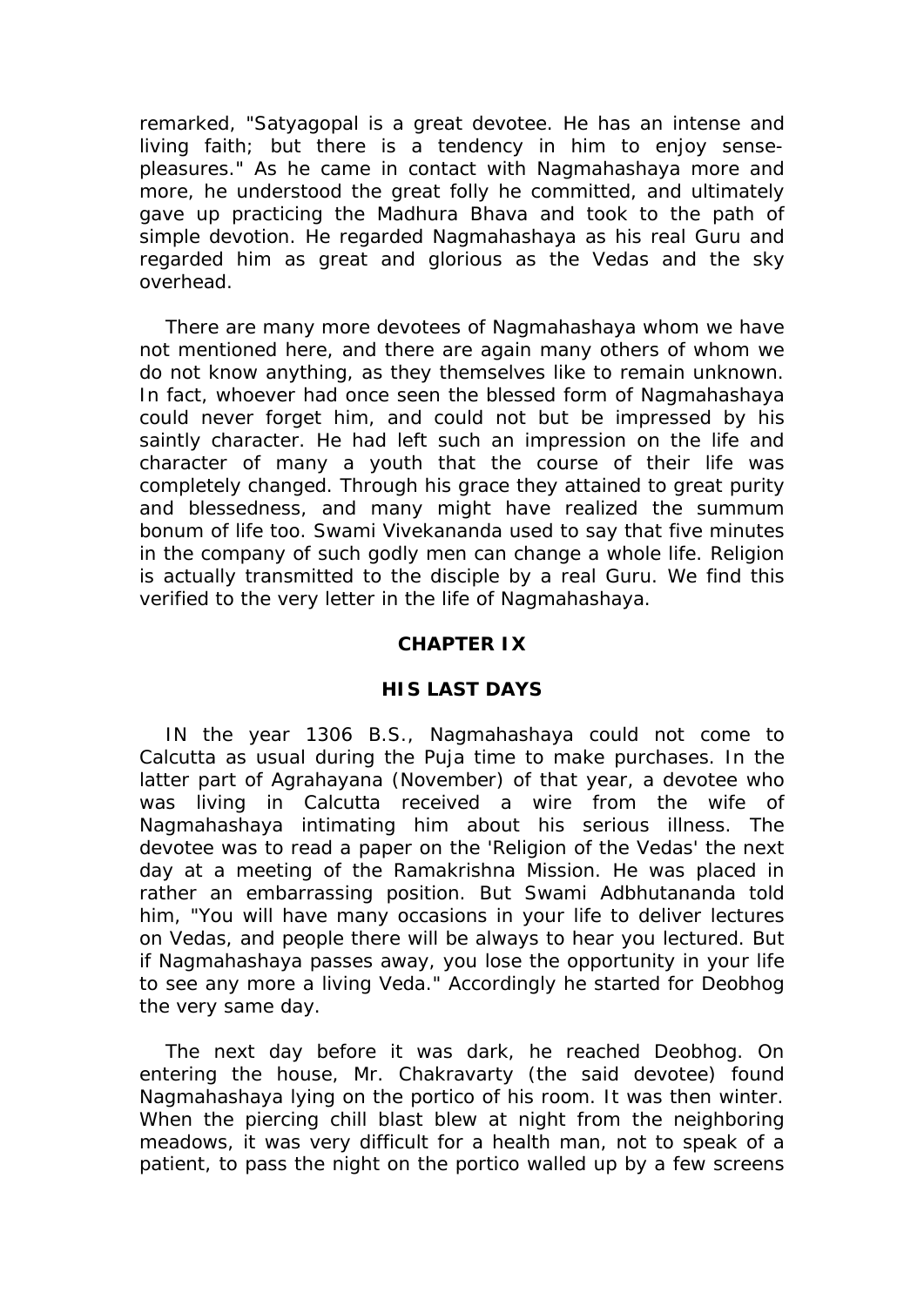remarked, "Satyagopal is a great devotee. He has an intense and living faith; but there is a tendency in him to enjoy sense-pleasures." As he came in contact with Nagmahashaya more and more, he understood the great folly he committed, and ultimately gave up practicing the Madhura Bhava and took to the path of simple devotion. He regarded Nagmahashaya as his real Guru and regarded him as great and glorious as the Vedas and the sky overhead.

There are many more devotees of Nagmahashaya whom we have not mentioned here, and there are again many others of whom we do not know anything, as they themselves like to remain unknown. In fact, whoever had once seen the blessed form of Nagmahashaya could never forget him, and could not but be impressed by his saintly character. He had left such an impression on the life and character of many a youth that the course of their life was completely changed. Through his grace they attained to great purity and blessedness, and many might have realized the summum bonum of life too. Swami Vivekananda used to say that five minutes in the company of such godly men can change a whole life. Religion is actually transmitted to the disciple by a real Guru. We find this verified to the very letter in the life of Nagmahashaya.

## CHAPTER IX

### HIS LAST DAYS

IN the year 1306 B.S., Nagmahashaya could not come to Calcutta as usual during the Puja time to make purchases. In the latter part of Agrahayana (November) of that year, a devotee who was living in Calcutta received a wire from the wife of Nagmahashaya intimating him about his serious illness. The devotee was to read a paper on the 'Religion of the Vedas' the next day at a meeting of the Ramakrishna Mission. He was placed in rather an embarrassing position. But Swami Adbhutananda told him, "You will have many occasions in your life to deliver lectures on Vedas, and people there will be always to hear you lectured. But if Nagmahashaya passes away, you lose the opportunity in your life to see any more a living Veda." Accordingly he started for Deobhog the very same day.

The next day before it was dark, he reached Deobhog. On entering the house, Mr. Chakravarty (the said devotee) found Nagmahashaya lying on the portico of his room. It was then winter. When the piercing chill blast blew at night from the neighboring meadows, it was very difficult for a health man, not to speak of a patient, to pass the night on the portico walled up by a few screens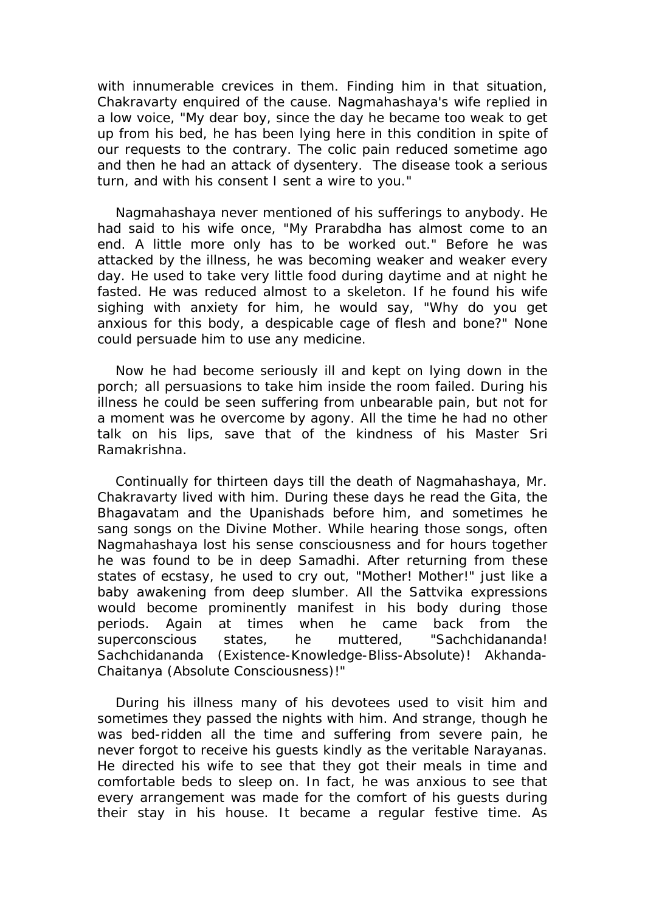with innumerable crevices in them. Finding him in that situation, Chakravarty enquired of the cause. Nagmahashaya's wife replied in a low voice, "My dear boy, since the day he became too weak to get up from his bed, he has been lying here in this condition in spite of our requests to the contrary. The colic pain reduced sometime ago and then he had an attack of dysentery. The disease took a serious turn, and with his consent I sent a wire to you."

Nagmahashaya never mentioned of his sufferings to anybody. He had said to his wife once, "My Prarabdha has almost come to an end. A little more only has to be worked out." Before he was attacked by the illness, he was becoming weaker and weaker every day. He used to take very little food during daytime and at night he fasted. He was reduced almost to a skeleton. If he found his wife sighing with anxiety for him, he would say, "Why do you get anxious for this body, a despicable cage of flesh and bone?" None could persuade him to use any medicine.

Now he had become seriously ill and kept on lying down in the porch; all persuasions to take him inside the room failed. During his illness he could be seen suffering from unbearable pain, but not for a moment was he overcome by agony. All the time he had no other talk on his lips, save that of the kindness of his Master Sri Ramakrishna.

Continually for thirteen days till the death of Nagmahashaya, Mr. Chakravarty lived with him. During these days he read the Gita, the Bhagavatam and the Upanishads before him, and sometimes he sang songs on the Divine Mother. While hearing those songs, often Nagmahashaya lost his sense consciousness and for hours together he was found to be in deep Samadhi. After returning from these states of ecstasy, he used to cry out, "Mother! Mother!" just like a baby awakening from deep slumber. All the Sattvika expressions would become prominently manifest in his body during those periods. Again at times when he came back from the superconscious states, he muttered, "Sachchidananda! Sachchidananda (Existence-Knowledge-Bliss-Absolute)! Akhanda-Chaitanya (Absolute Consciousness)!"

During his illness many of his devotees used to visit him and sometimes they passed the nights with him. And strange, though he was bed-ridden all the time and suffering from severe pain, he never forgot to receive his guests kindly as the veritable Narayanas. He directed his wife to see that they got their meals in time and comfortable beds to sleep on. In fact, he was anxious to see that every arrangement was made for the comfort of his guests during their stay in his house. It became a regular festive time. As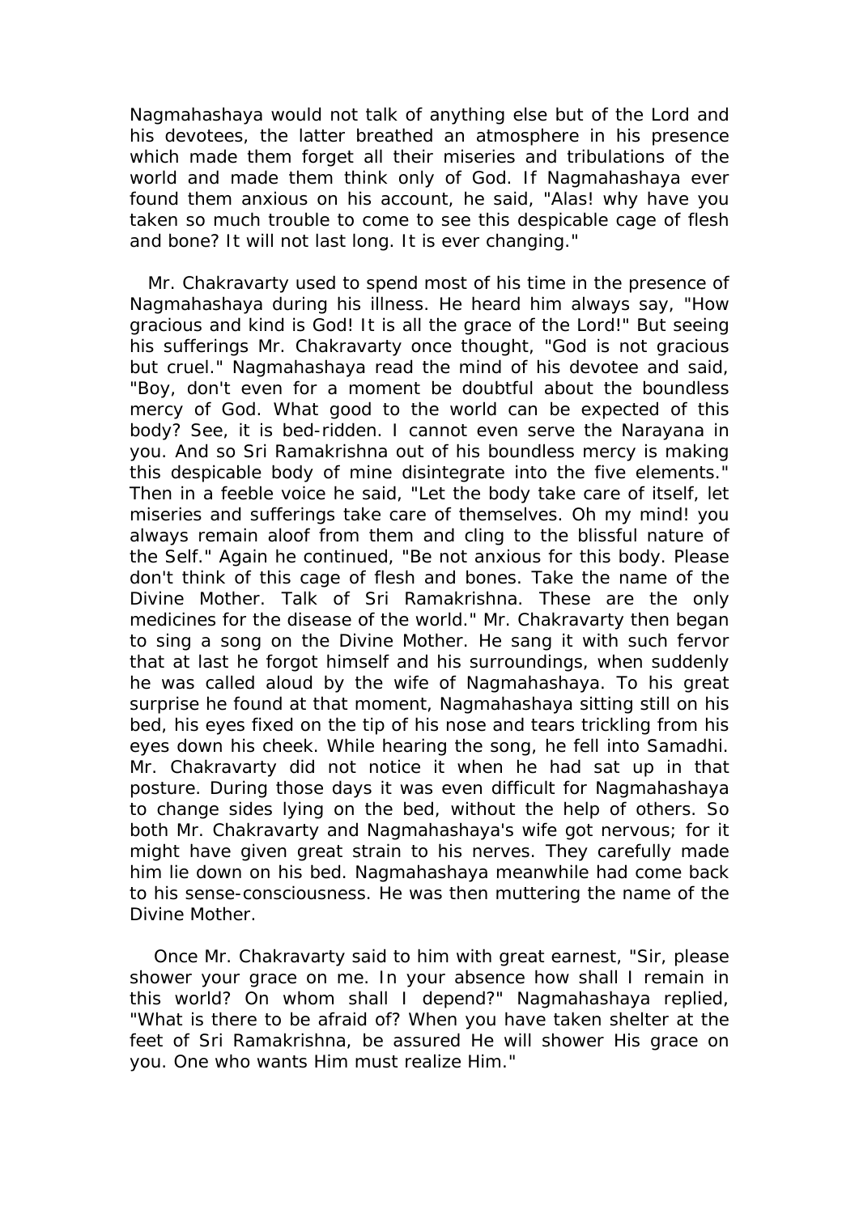Nagmahashaya would not talk of anything else but of the Lord and his devotees, the latter breathed an atmosphere in his presence which made them forget all their miseries and tribulations of the world and made them think only of God. If Nagmahashaya ever found them anxious on his account, he said, "Alas! why have you taken so much trouble to come to see this despicable cage of flesh and bone? It will not last long. It is ever changing."

Mr. Chakravarty used to spend most of his time in the presence of Nagmahashaya during his illness. He heard him always say, "How gracious and kind is God! It is all the grace of the Lord!" But seeing his sufferings Mr. Chakravarty once thought, "God is not gracious but cruel." Nagmahashaya read the mind of his devotee and said, "Boy, don't even for a moment be doubtful about the boundless mercy of God. What good to the world can be expected of this body? See, it is bed-ridden. I cannot even serve the Narayana in you. And so Sri Ramakrishna out of his boundless mercy is making this despicable body of mine disintegrate into the five elements." Then in a feeble voice he said, "Let the body take care of itself, let miseries and sufferings take care of themselves. Oh my mind! you always remain aloof from them and cling to the blissful nature of the Self." Again he continued, "Be not anxious for this body. Please don't think of this cage of flesh and bones. Take the name of the Divine Mother. Talk of Sri Ramakrishna. These are the only medicines for the disease of the world." Mr. Chakravarty then began to sing a song on the Divine Mother. He sang it with such fervor that at last he forgot himself and his surroundings, when suddenly he was called aloud by the wife of Nagmahashaya. To his great surprise he found at that moment, Nagmahashaya sitting still on his bed, his eyes fixed on the tip of his nose and tears trickling from his eyes down his cheek. While hearing the song, he fell into Samadhi. Mr. Chakravarty did not notice it when he had sat up in that posture. During those days it was even difficult for Nagmahashaya to change sides lying on the bed, without the help of others. So both Mr. Chakravarty and Nagmahashaya's wife got nervous; for it might have given great strain to his nerves. They carefully made him lie down on his bed. Nagmahashaya meanwhile had come back to his sense-consciousness. He was then muttering the name of the Divine Mother.

Once Mr. Chakravarty said to him with great earnest, "Sir, please shower your grace on me. In your absence how shall I remain in this world? On whom shall I depend?" Nagmahashaya replied, "What is there to be afraid of? When you have taken shelter at the feet of Sri Ramakrishna, be assured He will shower His grace on you. One who wants Him must realize Him."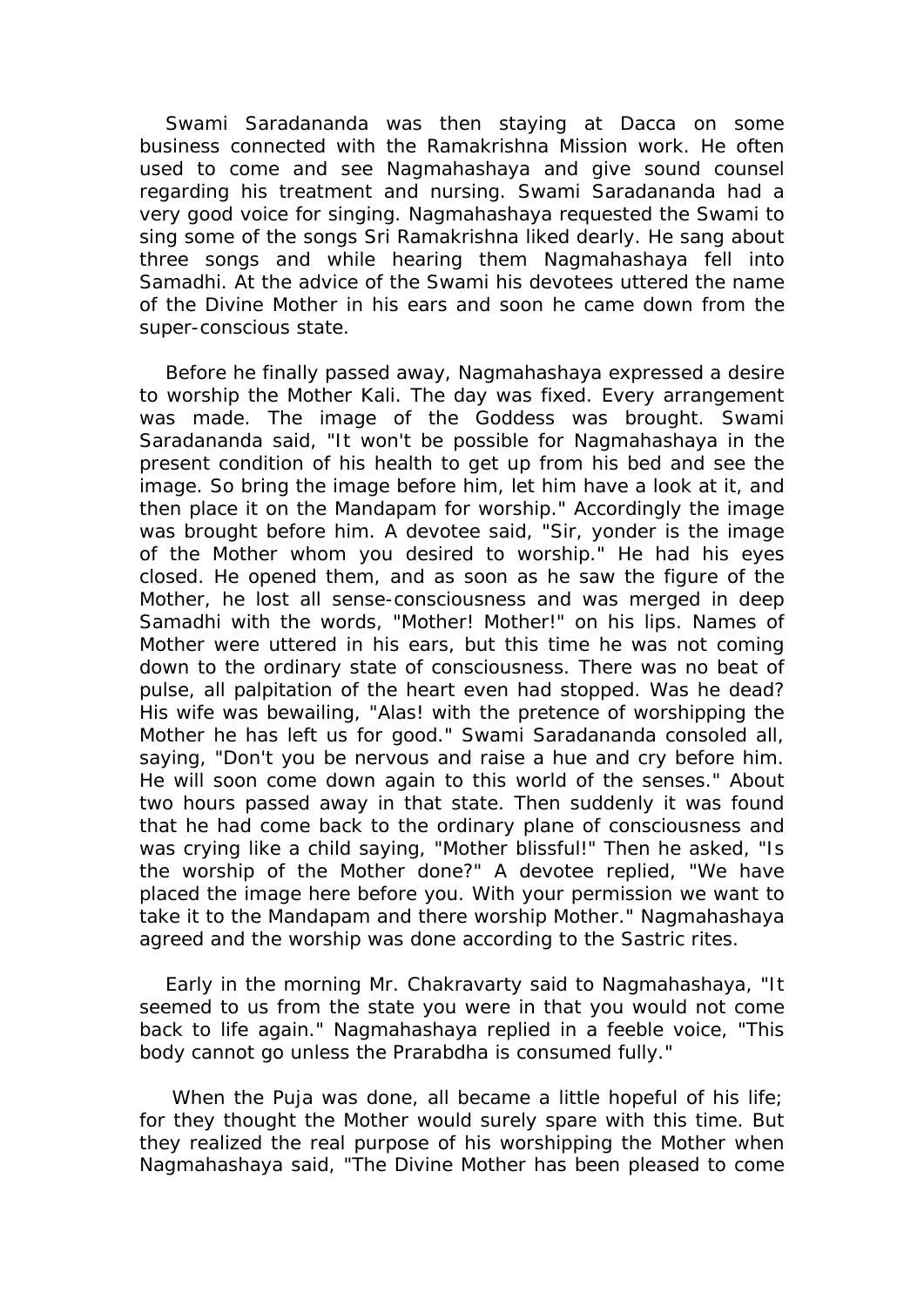Swami Saradananda was then staying at Dacca on some business connected with the Ramakrishna Mission work. He often used to come and see Nagmahashaya and give sound counsel regarding his treatment and nursing. Swami Saradananda had a very good voice for singing. Nagmahashaya requested the Swami to sing some of the songs Sri Ramakrishna liked dearly. He sang about three songs and while hearing them Nagmahashaya fell into Samadhi. At the advice of the Swami his devotees uttered the name of the Divine Mother in his ears and soon he came down from the super-conscious state.

Before he finally passed away, Nagmahashaya expressed a desire to worship the Mother Kali. The day was fixed. Every arrangement was made. The image of the Goddess was brought. Swami Saradananda said, "It won't be possible for Nagmahashaya in the present condition of his health to get up from his bed and see the image. So bring the image before him, let him have a look at it, and then place it on the Mandapam for worship." Accordingly the image was brought before him. A devotee said, "Sir, yonder is the image of the Mother whom you desired to worship." He had his eyes closed. He opened them, and as soon as he saw the figure of the Mother, he lost all sense-consciousness and was merged in deep Samadhi with the words, "Mother! Mother!" on his lips. Names of Mother were uttered in his ears, but this time he was not coming down to the ordinary state of consciousness. There was no beat of pulse, all palpitation of the heart even had stopped. Was he dead? His wife was bewailing, "Alas! with the pretence of worshipping the Mother he has left us for good." Swami Saradananda consoled all, saying, "Don't you be nervous and raise a hue and cry before him. He will soon come down again to this world of the senses." About two hours passed away in that state. Then suddenly it was found that he had come back to the ordinary plane of consciousness and was crying like a child saying, "Mother blissful!" Then he asked, "Is the worship of the Mother done?" A devotee replied, "We have placed the image here before you. With your permission we want to take it to the Mandapam and there worship Mother." Nagmahashaya agreed and the worship was done according to the Sastric rites.

Early in the morning Mr. Chakravarty said to Nagmahashaya, "It seemed to us from the state you were in that you would not come back to life again." Nagmahashaya replied in a feeble voice, "This body cannot go unless the Prarabdha is consumed fully."

When the Puja was done, all became a little hopeful of his life; for they thought the Mother would surely spare with this time. But they realized the real purpose of his worshipping the Mother when Nagmahashaya said, "The Divine Mother has been pleased to come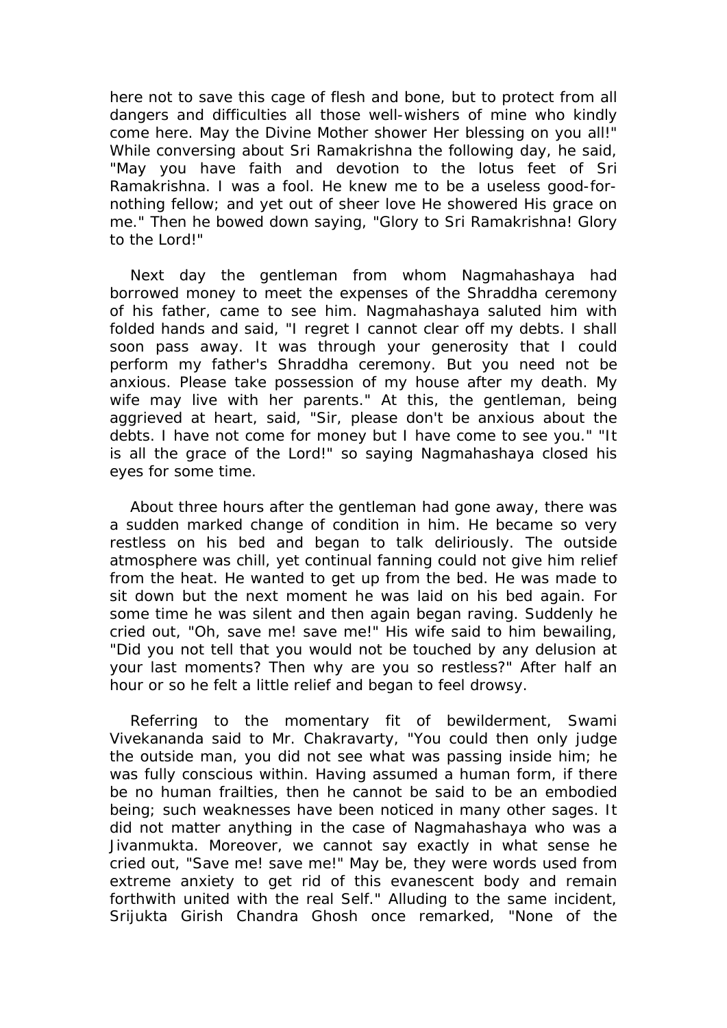here not to save this cage of flesh and bone, but to protect from all dangers and difficulties all those well-wishers of mine who kindly come here. May the Divine Mother shower Her blessing on you all!" While conversing about Sri Ramakrishna the following day, he said, "May you have faith and devotion to the lotus feet of Sri Ramakrishna. I was a fool. He knew me to be a useless good-for-nothing fellow; and yet out of sheer love He showered His grace on me." Then he bowed down saying, "Glory to Sri Ramakrishna! Glory to the Lord!"

Next day the gentleman from whom Nagmahashaya had borrowed money to meet the expenses of the Shraddha ceremony of his father, came to see him. Nagmahashaya saluted him with folded hands and said, "I regret I cannot clear off my debts. I shall soon pass away. It was through your generosity that I could perform my father's Shraddha ceremony. But you need not be anxious. Please take possession of my house after my death. My wife may live with her parents." At this, the gentleman, being aggrieved at heart, said, "Sir, please don't be anxious about the debts. I have not come for money but I have come to see you." "It is all the grace of the Lord!" so saying Nagmahashaya closed his eyes for some time.

About three hours after the gentleman had gone away, there was a sudden marked change of condition in him. He became so very restless on his bed and began to talk deliriously. The outside atmosphere was chill, yet continual fanning could not give him relief from the heat. He wanted to get up from the bed. He was made to sit down but the next moment he was laid on his bed again. For some time he was silent and then again began raving. Suddenly he cried out, "Oh, save me! save me!" His wife said to him bewailing, "Did you not tell that you would not be touched by any delusion at your last moments? Then why are you so restless?" After half an hour or so he felt a little relief and began to feel drowsy.

Referring to the momentary fit of bewilderment, Swami Vivekananda said to Mr. Chakravarty, "You could then only judge the outside man, you did not see what was passing inside him; he was fully conscious within. Having assumed a human form, if there be no human frailties, then he cannot be said to be an embodied being; such weaknesses have been noticed in many other sages. It did not matter anything in the case of Nagmahashaya who was a Jivanmukta. Moreover, we cannot say exactly in what sense he cried out, "Save me! save me!" May be, they were words used from extreme anxiety to get rid of this evanescent body and remain forthwith united with the real Self." Alluding to the same incident, Srijukta Girish Chandra Ghosh once remarked, "None of the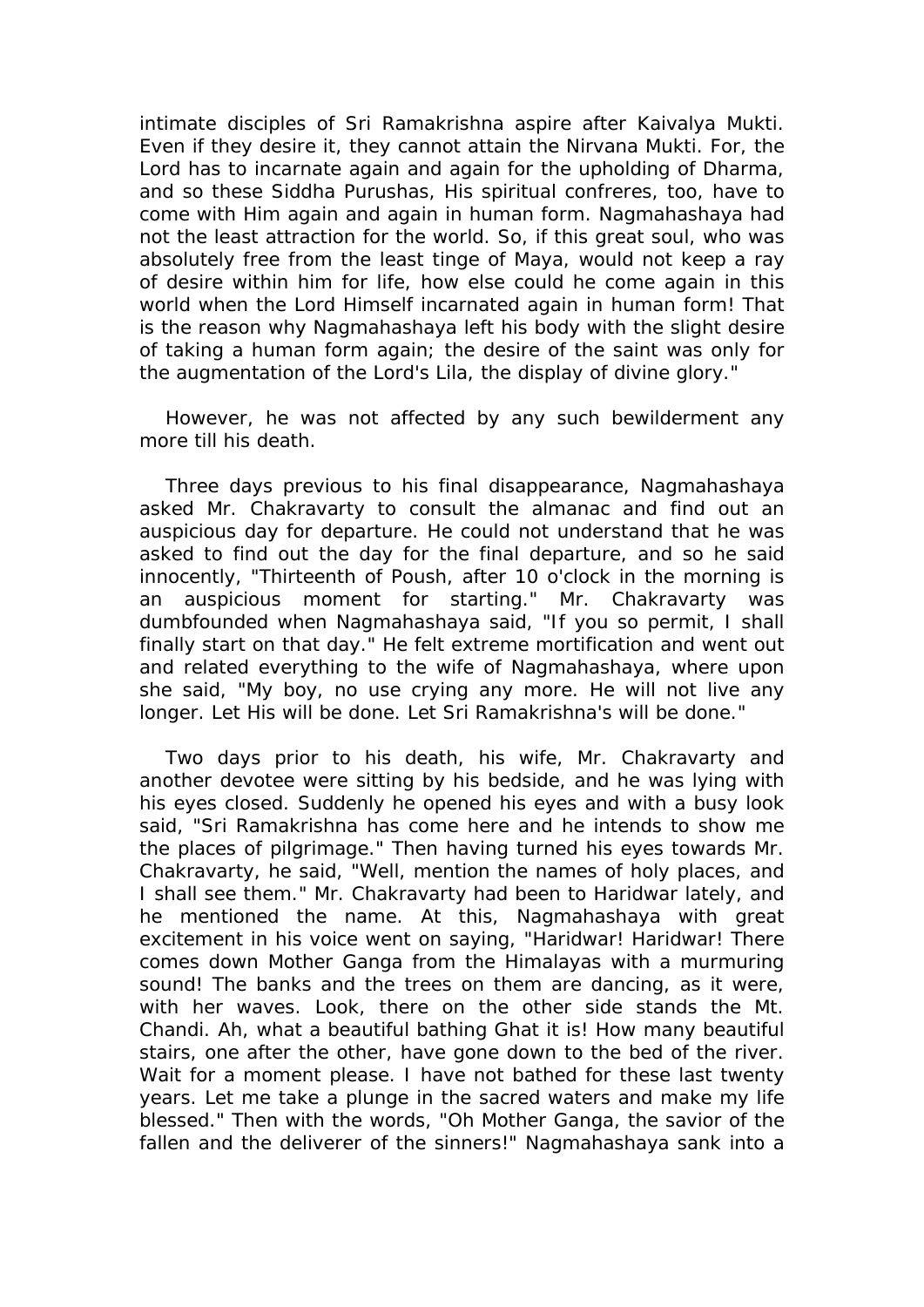intimate disciples of Sri Ramakrishna aspire after Kaivalya Mukti. Even if they desire it, they cannot attain the Nirvana Mukti. For, the Lord has to incarnate again and again for the upholding of Dharma, and so these Siddha Purushas, His spiritual confreres, too, have to come with Him again and again in human form. Nagmahashaya had not the least attraction for the world. So, if this great soul, who was absolutely free from the least tinge of Maya, would not keep a ray of desire within him for life, how else could he come again in this world when the Lord Himself incarnated again in human form! That is the reason why Nagmahashaya left his body with the slight desire of taking a human form again; the desire of the saint was only for the augmentation of the Lord's Lila, the display of divine glory."

However, he was not affected by any such bewilderment any more till his death.

Three days previous to his final disappearance, Nagmahashaya asked Mr. Chakravarty to consult the almanac and find out an auspicious day for departure. He could not understand that he was asked to find out the day for the final departure, and so he said innocently, "Thirteenth of Poush, after 10 o'clock in the morning is an auspicious moment for starting." Mr. Chakravarty was dumbfounded when Nagmahashaya said, "If you so permit, I shall finally start on that day." He felt extreme mortification and went out and related everything to the wife of Nagmahashaya, where upon she said, "My boy, no use crying any more. He will not live any longer. Let His will be done. Let Sri Ramakrishna's will be done."

Two days prior to his death, his wife, Mr. Chakravarty and another devotee were sitting by his bedside, and he was lying with his eyes closed. Suddenly he opened his eyes and with a busy look said, "Sri Ramakrishna has come here and he intends to show me the places of pilgrimage." Then having turned his eyes towards Mr. Chakravarty, he said, "Well, mention the names of holy places, and I shall see them." Mr. Chakravarty had been to Haridwar lately, and he mentioned the name. At this, Nagmahashaya with great excitement in his voice went on saying, "Haridwar! Haridwar! There comes down Mother Ganga from the Himalayas with a murmuring sound! The banks and the trees on them are dancing, as it were, with her waves. Look, there on the other side stands the Mt. Chandi. Ah, what a beautiful bathing Ghat it is! How many beautiful stairs, one after the other, have gone down to the bed of the river. Wait for a moment please. I have not bathed for these last twenty years. Let me take a plunge in the sacred waters and make my life blessed." Then with the words, "Oh Mother Ganga, the savior of the fallen and the deliverer of the sinners!" Nagmahashaya sank into a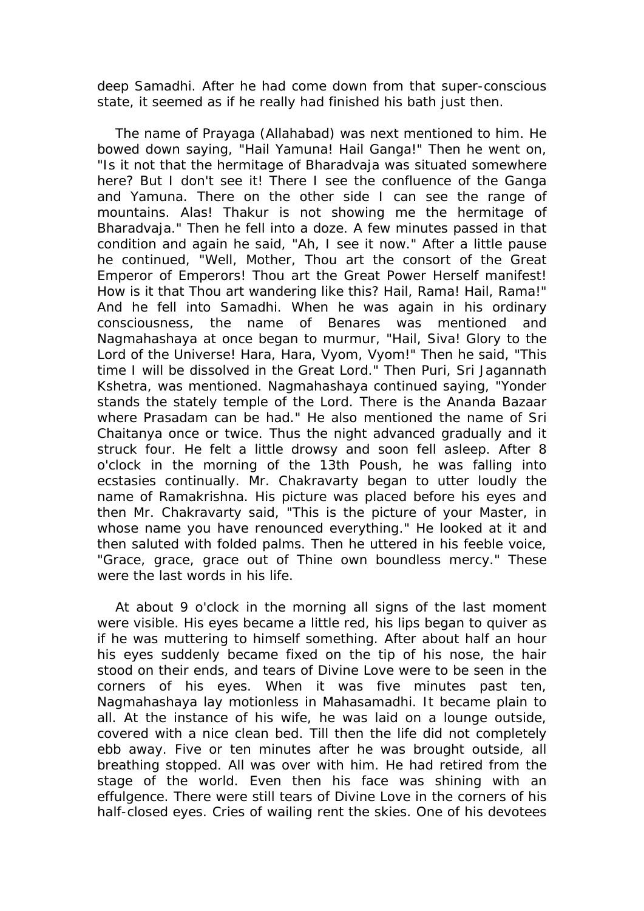deep Samadhi. After he had come down from that super-conscious state, it seemed as if he really had finished his bath just then.

The name of Prayaga (Allahabad) was next mentioned to him. He bowed down saying, "Hail Yamuna! Hail Ganga!" Then he went on, "Is it not that the hermitage of Bharadvaja was situated somewhere here? But I don't see it! There I see the confluence of the Ganga and Yamuna. There on the other side I can see the range of mountains. Alas! Thakur is not showing me the hermitage of Bharadvaja." Then he fell into a doze. A few minutes passed in that condition and again he said, "Ah, I see it now." After a little pause he continued, "Well, Mother, Thou art the consort of the Great Emperor of Emperors! Thou art the Great Power Herself manifest! How is it that Thou art wandering like this? Hail, Rama! Hail, Rama!" And he fell into Samadhi. When he was again in his ordinary consciousness, the name of Benares was mentioned and Nagmahashaya at once began to murmur, "Hail, Siva! Glory to the Lord of the Universe! Hara, Hara, Vyom, Vyom!" Then he said, "This time I will be dissolved in the Great Lord." Then Puri, Sri Jagannath Kshetra, was mentioned. Nagmahashaya continued saying, "Yonder stands the stately temple of the Lord. There is the Ananda Bazaar where Prasadam can be had." He also mentioned the name of Sri Chaitanya once or twice. Thus the night advanced gradually and it struck four. He felt a little drowsy and soon fell asleep. After 8 o'clock in the morning of the 13th Poush, he was falling into ecstasies continually. Mr. Chakravarty began to utter loudly the name of Ramakrishna. His picture was placed before his eyes and then Mr. Chakravarty said, "This is the picture of your Master, in whose name you have renounced everything." He looked at it and then saluted with folded palms. Then he uttered in his feeble voice, "Grace, grace, grace out of Thine own boundless mercy." These were the last words in his life.

At about 9 o'clock in the morning all signs of the last moment were visible. His eyes became a little red, his lips began to quiver as if he was muttering to himself something. After about half an hour his eyes suddenly became fixed on the tip of his nose, the hair stood on their ends, and tears of Divine Love were to be seen in the corners of his eyes. When it was five minutes past ten, Nagmahashaya lay motionless in Mahasamadhi. It became plain to all. At the instance of his wife, he was laid on a lounge outside, covered with a nice clean bed. Till then the life did not completely ebb away. Five or ten minutes after he was brought outside, all breathing stopped. All was over with him. He had retired from the stage of the world. Even then his face was shining with an effulgence. There were still tears of Divine Love in the corners of his half-closed eyes. Cries of wailing rent the skies. One of his devotees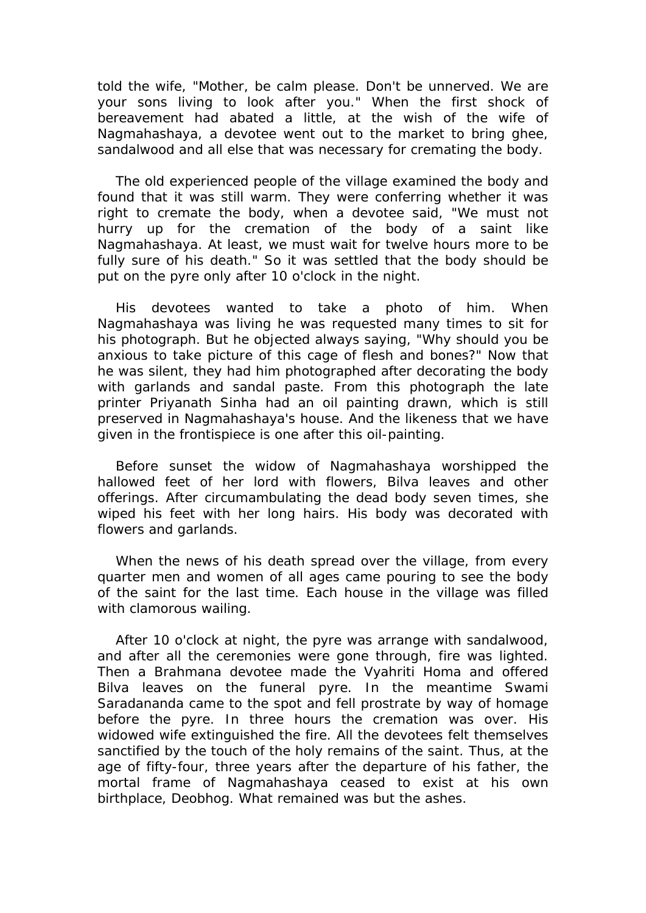told the wife, "Mother, be calm please. Don't be unnerved. We are your sons living to look after you." When the first shock of bereavement had abated a little, at the wish of the wife of Nagmahashaya, a devotee went out to the market to bring ghee, sandalwood and all else that was necessary for cremating the body.

The old experienced people of the village examined the body and found that it was still warm. They were conferring whether it was right to cremate the body, when a devotee said, "We must not hurry up for the cremation of the body of a saint like Nagmahashaya. At least, we must wait for twelve hours more to be fully sure of his death." So it was settled that the body should be put on the pyre only after 10 o'clock in the night.

His devotees wanted to take a photo of him. When Nagmahashaya was living he was requested many times to sit for his photograph. But he objected always saying, "Why should you be anxious to take picture of this cage of flesh and bones?" Now that he was silent, they had him photographed after decorating the body with garlands and sandal paste. From this photograph the late printer Priyanath Sinha had an oil painting drawn, which is still preserved in Nagmahashaya's house. And the likeness that we have given in the frontispiece is one after this oil-painting.

Before sunset the widow of Nagmahashaya worshipped the hallowed feet of her lord with flowers, Bilva leaves and other offerings. After circumambulating the dead body seven times, she wiped his feet with her long hairs. His body was decorated with flowers and garlands.

When the news of his death spread over the village, from every quarter men and women of all ages came pouring to see the body of the saint for the last time. Each house in the village was filled with clamorous wailing.

After 10 o'clock at night, the pyre was arrange with sandalwood, and after all the ceremonies were gone through, fire was lighted. Then a Brahmana devotee made the Vyahriti Homa and offered Bilva leaves on the funeral pyre. In the meantime Swami Saradananda came to the spot and fell prostrate by way of homage before the pyre. In three hours the cremation was over. His widowed wife extinguished the fire. All the devotees felt themselves sanctified by the touch of the holy remains of the saint. Thus, at the age of fifty-four, three years after the departure of his father, the mortal frame of Nagmahashaya ceased to exist at his own birthplace, Deobhog. What remained was but the ashes.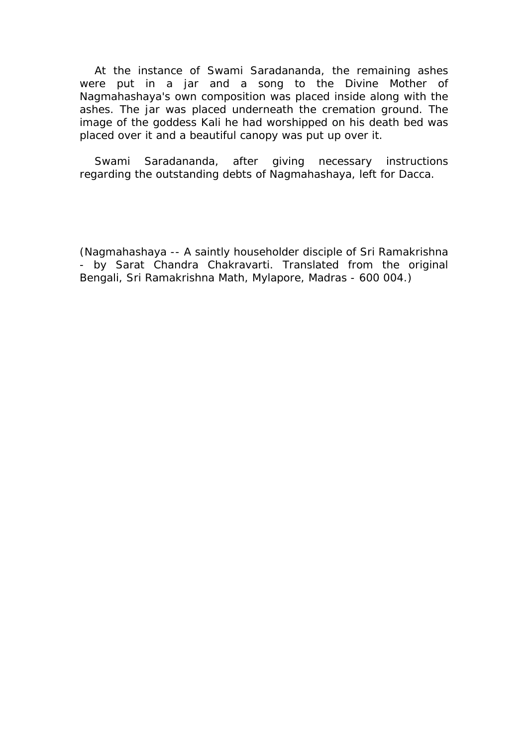At the instance of Swami Saradananda, the remaining ashes were put in a jar and a song to the Divine Mother of Nagmahashaya's own composition was placed inside along with the ashes. The jar was placed underneath the cremation ground. The image of the goddess Kali he had worshipped on his death bed was placed over it and a beautiful canopy was put up over it.

Swami Saradananda, after giving necessary instructions regarding the outstanding debts of Nagmahashaya, left for Dacca.

(Nagmahashaya -- A saintly householder disciple of Sri Ramakrishna - by Sarat Chandra Chakravarti. Translated from the original Bengali, Sri Ramakrishna Math, Mylapore, Madras - 600 004.)